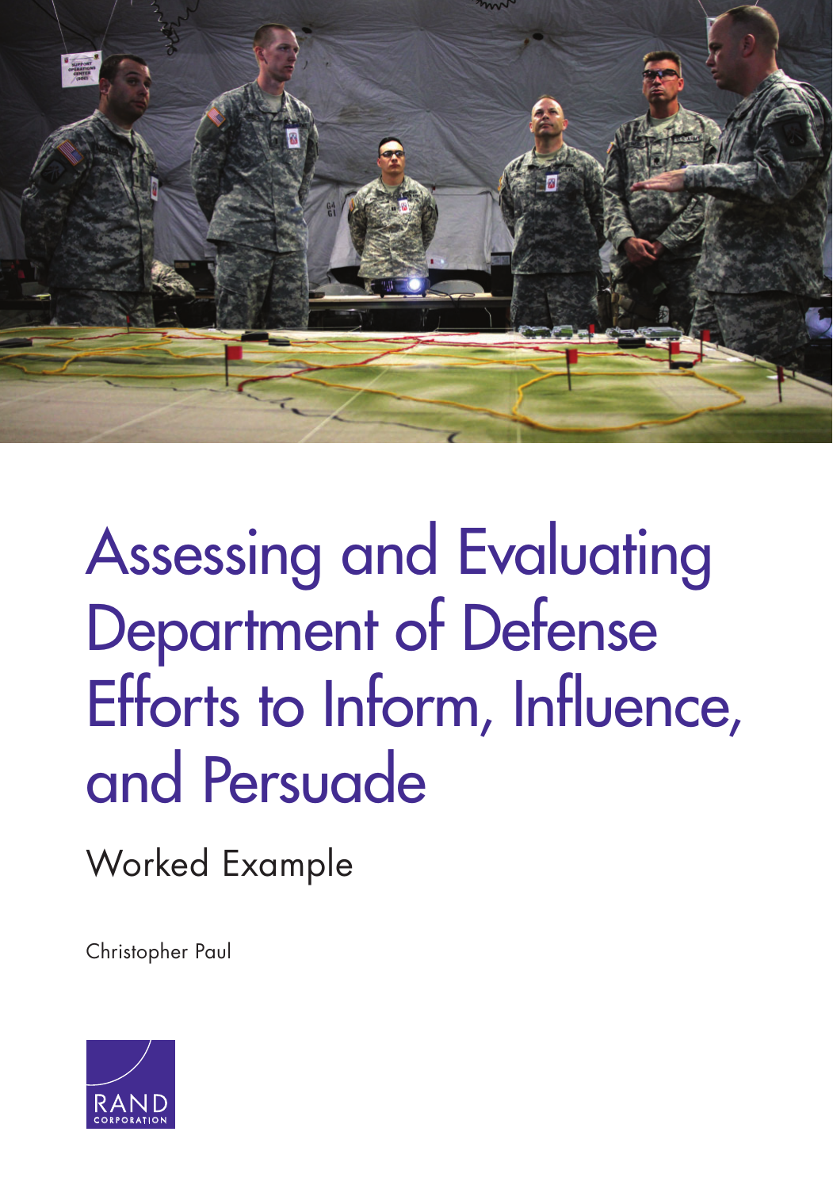# Assessing and Evaluating Department of Defense Efforts to Inform, Influence, and Persuade

## Worked Example

Christopher Paul

RAND CORPORATION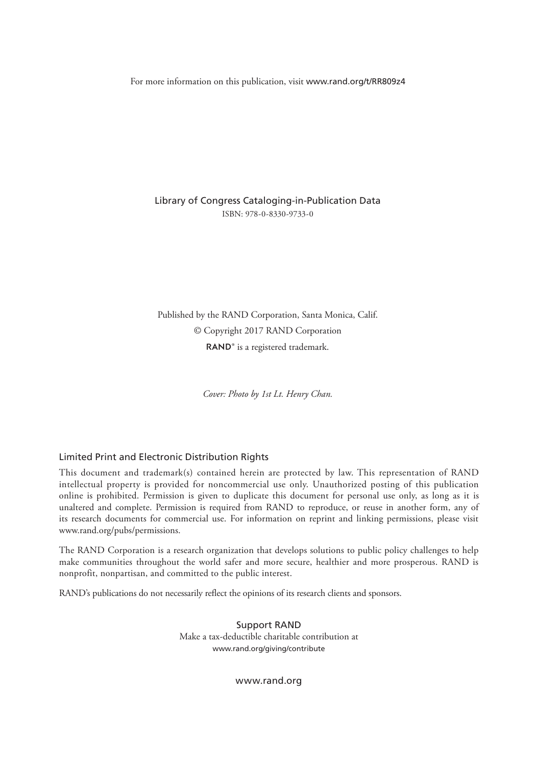For more information on this publication, visit www.rand.org/t/RR809z4

Library of Congress Cataloging-in-Publication Data
ISBN: 978-0-8330-9733-0

Published by the RAND Corporation, Santa Monica, Calif.
© Copyright 2017 RAND Corporation
RAND® is a registered trademark.

*Cover: Photo by 1st Lt. Henry Chan.*

## Limited Print and Electronic Distribution Rights

This document and trademark(s) contained herein are protected by law. This representation of RAND intellectual property is provided for noncommercial use only. Unauthorized posting of this publication online is prohibited. Permission is given to duplicate this document for personal use only, as long as it is unaltered and complete. Permission is required from RAND to reproduce, or reuse in another form, any of its research documents for commercial use. For information on reprint and linking permissions, please visit www.rand.org/pubs/permissions.

The RAND Corporation is a research organization that develops solutions to public policy challenges to help make communities throughout the world safer and more secure, healthier and more prosperous. RAND is nonprofit, nonpartisan, and committed to the public interest.

RAND's publications do not necessarily reflect the opinions of its research clients and sponsors.

Support RAND
Make a tax-deductible charitable contribution at
www.rand.org/giving/contribute

www.rand.org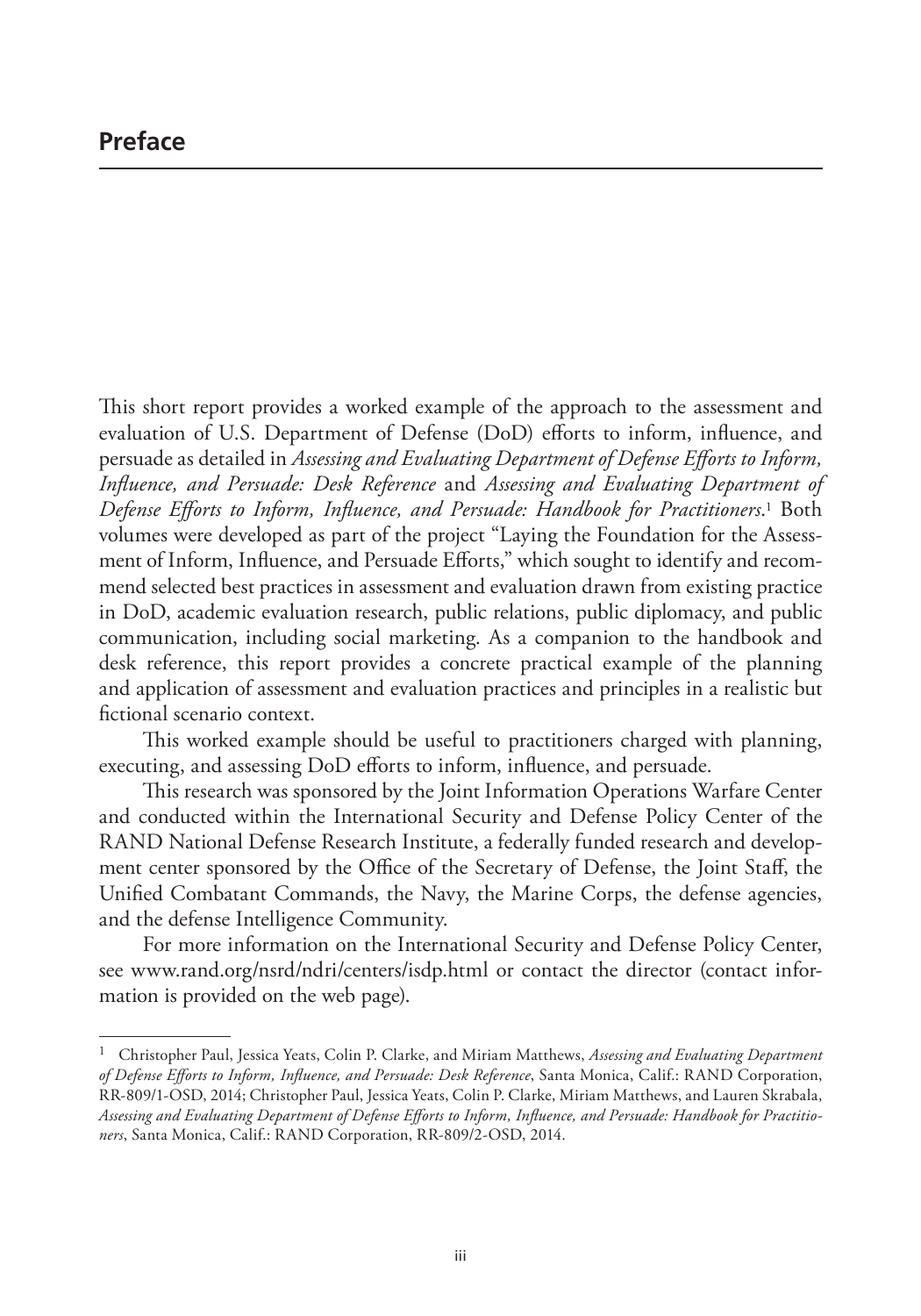# Preface

This short report provides a worked example of the approach to the assessment and evaluation of U.S. Department of Defense (DoD) efforts to inform, influence, and persuade as detailed in *Assessing and Evaluating Department of Defense Efforts to Inform, Influence, and Persuade: Desk Reference* and *Assessing and Evaluating Department of Defense Efforts to Inform, Influence, and Persuade: Handbook for Practitioners*.[1] Both volumes were developed as part of the project "Laying the Foundation for the Assessment of Inform, Influence, and Persuade Efforts," which sought to identify and recommend selected best practices in assessment and evaluation drawn from existing practice in DoD, academic evaluation research, public relations, public diplomacy, and public communication, including social marketing. As a companion to the handbook and desk reference, this report provides a concrete practical example of the planning and application of assessment and evaluation practices and principles in a realistic but fictional scenario context.

This worked example should be useful to practitioners charged with planning, executing, and assessing DoD efforts to inform, influence, and persuade.

This research was sponsored by the Joint Information Operations Warfare Center and conducted within the International Security and Defense Policy Center of the RAND National Defense Research Institute, a federally funded research and development center sponsored by the Office of the Secretary of Defense, the Joint Staff, the Unified Combatant Commands, the Navy, the Marine Corps, the defense agencies, and the defense Intelligence Community.

For more information on the International Security and Defense Policy Center, see www.rand.org/nsrd/ndri/centers/isdp.html or contact the director (contact information is provided on the web page).

---

[1] Christopher Paul, Jessica Yeats, Colin P. Clarke, and Miriam Matthews, *Assessing and Evaluating Department of Defense Efforts to Inform, Influence, and Persuade: Desk Reference*, Santa Monica, Calif.: RAND Corporation, RR-809/1-OSD, 2014; Christopher Paul, Jessica Yeats, Colin P. Clarke, Miriam Matthews, and Lauren Skrabala, *Assessing and Evaluating Department of Defense Efforts to Inform, Influence, and Persuade: Handbook for Practitioners*, Santa Monica, Calif.: RAND Corporation, RR-809/2-OSD, 2014.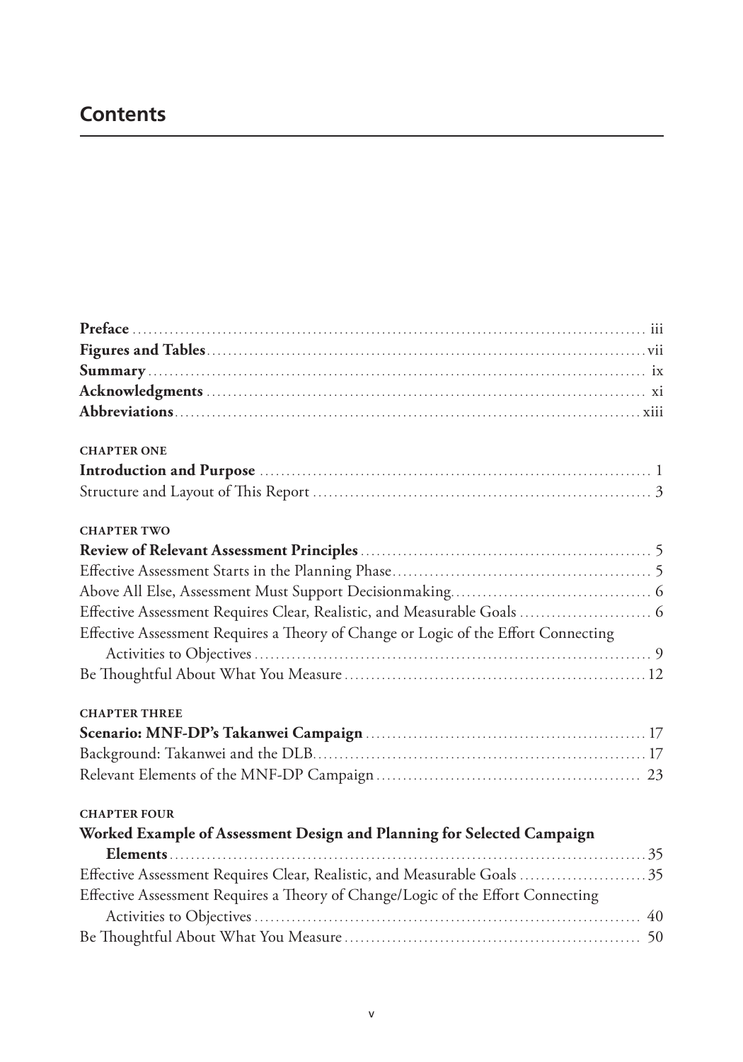# Contents

**Preface** ... iii
**Figures and Tables** ... vii
**Summary** ... ix
**Acknowledgments** ... xi
**Abbreviations** ... xiii

**CHAPTER ONE**
**Introduction and Purpose** ... 1
Structure and Layout of This Report ... 3

**CHAPTER TWO**
**Review of Relevant Assessment Principles** ... 5
Effective Assessment Starts in the Planning Phase ... 5
Above All Else, Assessment Must Support Decisionmaking ... 6
Effective Assessment Requires Clear, Realistic, and Measurable Goals ... 6
Effective Assessment Requires a Theory of Change or Logic of the Effort Connecting Activities to Objectives ... 9
Be Thoughtful About What You Measure ... 12

**CHAPTER THREE**
**Scenario: MNF-DP's Takanwei Campaign** ... 17
Background: Takanwei and the DLB ... 17
Relevant Elements of the MNF-DP Campaign ... 23

**CHAPTER FOUR**
**Worked Example of Assessment Design and Planning for Selected Campaign Elements** ... 35
Effective Assessment Requires Clear, Realistic, and Measurable Goals ... 35
Effective Assessment Requires a Theory of Change/Logic of the Effort Connecting Activities to Objectives ... 40
Be Thoughtful About What You Measure ... 50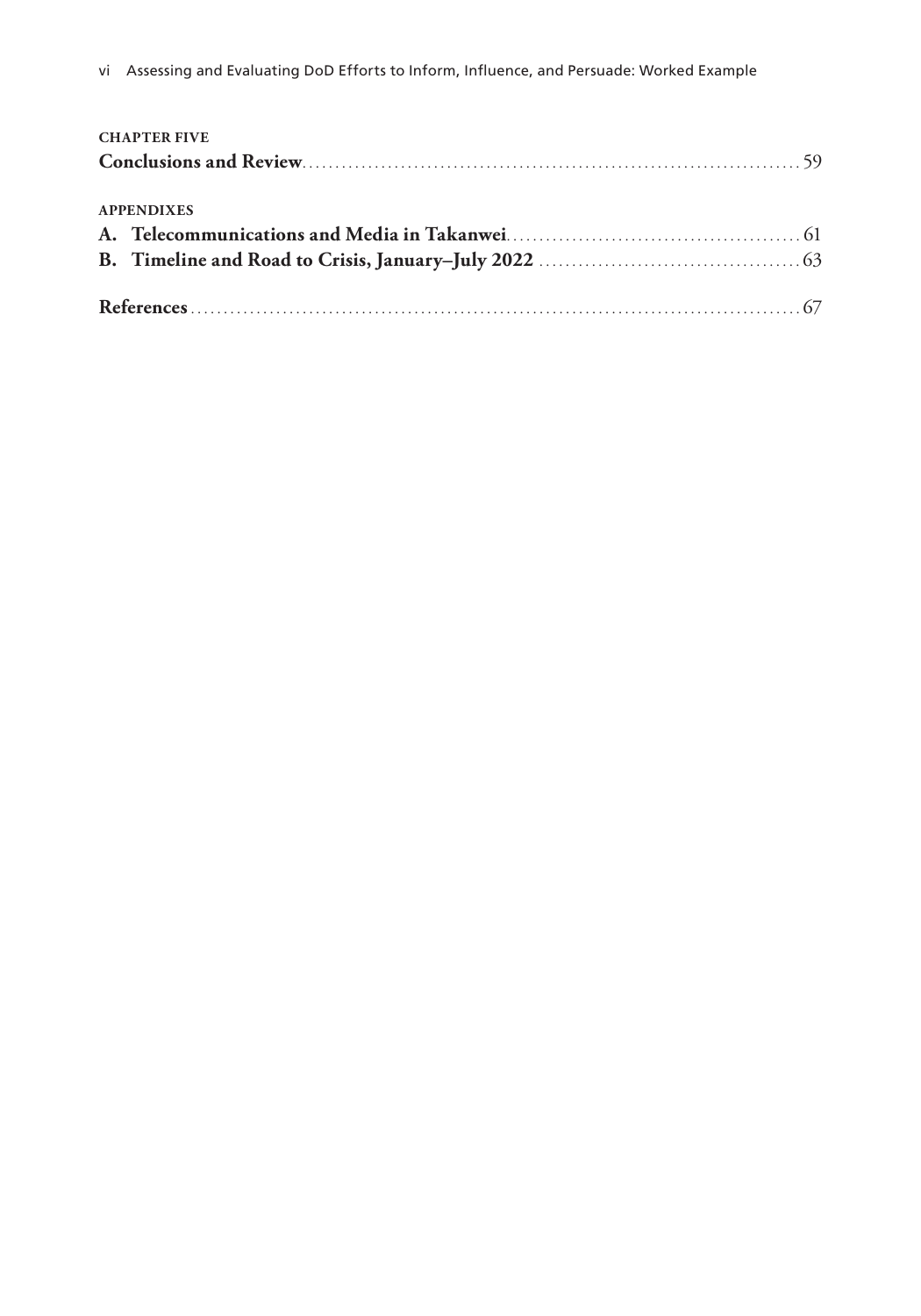**CHAPTER FIVE**

**Conclusions and Review** .......... 59

**APPENDIXES**

**A. Telecommunications and Media in Takanwei** .......... 61

**B. Timeline and Road to Crisis, January–July 2022** .......... 63

**References** .......... 67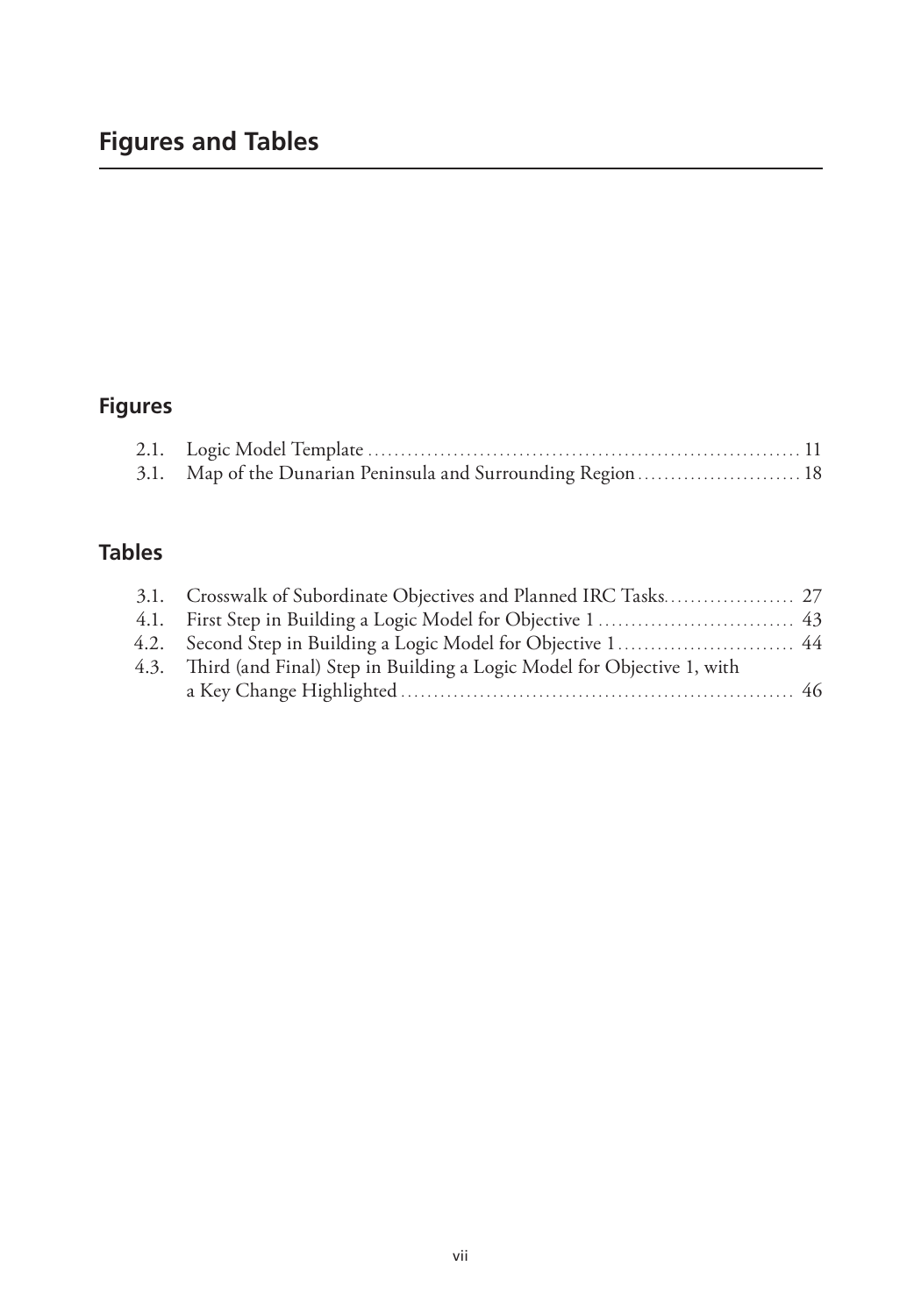# Figures and Tables

## Figures

2.1. Logic Model Template ..... 11
3.1. Map of the Dunarian Peninsula and Surrounding Region ..... 18

## Tables

3.1. Crosswalk of Subordinate Objectives and Planned IRC Tasks ..... 27
4.1. First Step in Building a Logic Model for Objective 1 ..... 43
4.2. Second Step in Building a Logic Model for Objective 1 ..... 44
4.3. Third (and Final) Step in Building a Logic Model for Objective 1, with a Key Change Highlighted ..... 46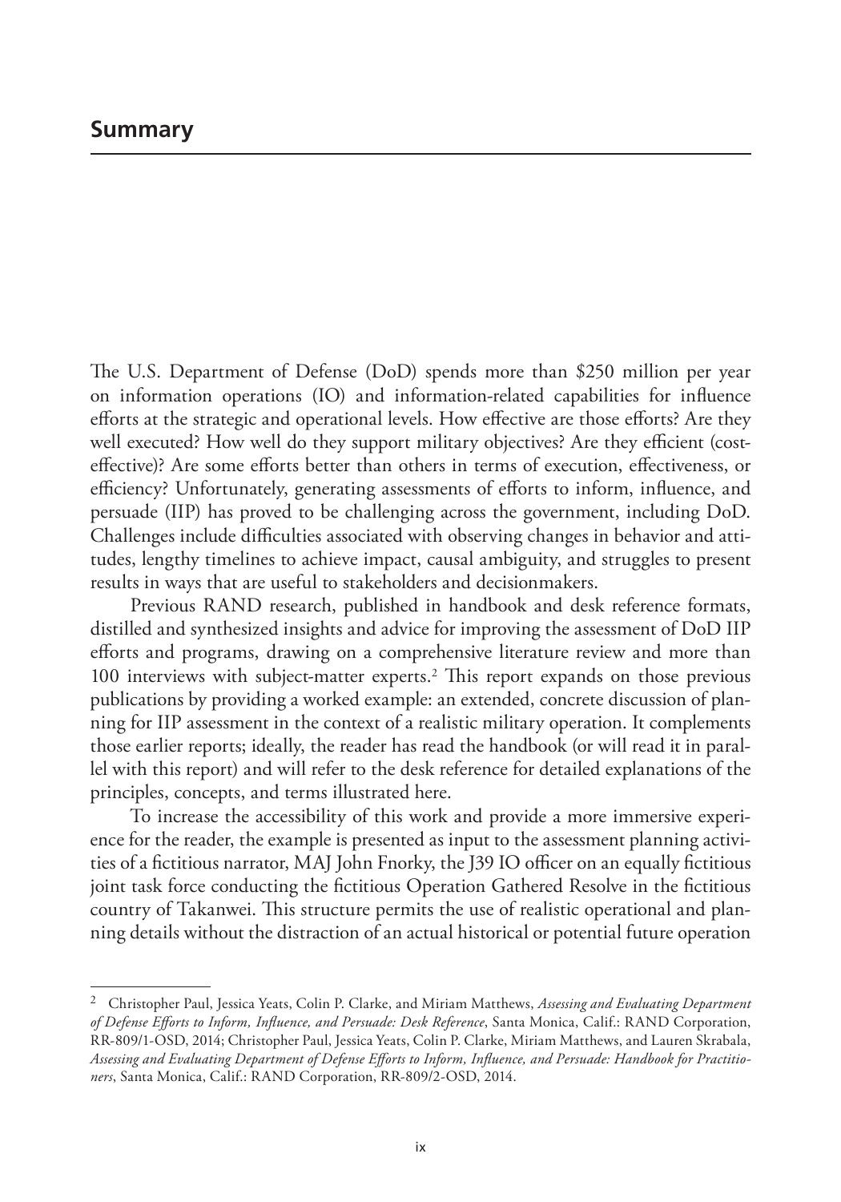## Summary

The U.S. Department of Defense (DoD) spends more than $250 million per year on information operations (IO) and information-related capabilities for influence efforts at the strategic and operational levels. How effective are those efforts? Are they well executed? How well do they support military objectives? Are they efficient (cost-effective)? Are some efforts better than others in terms of execution, effectiveness, or efficiency? Unfortunately, generating assessments of efforts to inform, influence, and persuade (IIP) has proved to be challenging across the government, including DoD. Challenges include difficulties associated with observing changes in behavior and attitudes, lengthy timelines to achieve impact, causal ambiguity, and struggles to present results in ways that are useful to stakeholders and decisionmakers.

Previous RAND research, published in handbook and desk reference formats, distilled and synthesized insights and advice for improving the assessment of DoD IIP efforts and programs, drawing on a comprehensive literature review and more than 100 interviews with subject-matter experts.[2] This report expands on those previous publications by providing a worked example: an extended, concrete discussion of planning for IIP assessment in the context of a realistic military operation. It complements those earlier reports; ideally, the reader has read the handbook (or will read it in parallel with this report) and will refer to the desk reference for detailed explanations of the principles, concepts, and terms illustrated here.

To increase the accessibility of this work and provide a more immersive experience for the reader, the example is presented as input to the assessment planning activities of a fictitious narrator, MAJ John Fnorky, the J39 IO officer on an equally fictitious joint task force conducting the fictitious Operation Gathered Resolve in the fictitious country of Takanwei. This structure permits the use of realistic operational and planning details without the distraction of an actual historical or potential future operation

---

[2] Christopher Paul, Jessica Yeats, Colin P. Clarke, and Miriam Matthews, *Assessing and Evaluating Department of Defense Efforts to Inform, Influence, and Persuade: Desk Reference*, Santa Monica, Calif.: RAND Corporation, RR-809/1-OSD, 2014; Christopher Paul, Jessica Yeats, Colin P. Clarke, Miriam Matthews, and Lauren Skrabala, *Assessing and Evaluating Department of Defense Efforts to Inform, Influence, and Persuade: Handbook for Practitioners*, Santa Monica, Calif.: RAND Corporation, RR-809/2-OSD, 2014.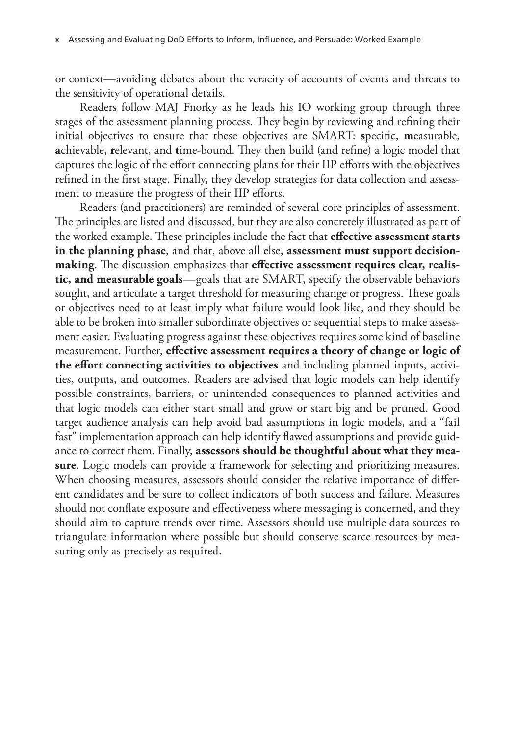or context—avoiding debates about the veracity of accounts of events and threats to the sensitivity of operational details.

Readers follow MAJ Fnorky as he leads his IO working group through three stages of the assessment planning process. They begin by reviewing and refining their initial objectives to ensure that these objectives are SMART: **s**pecific, **m**easurable, **a**chievable, **r**elevant, and **t**ime-bound. They then build (and refine) a logic model that captures the logic of the effort connecting plans for their IIP efforts with the objectives refined in the first stage. Finally, they develop strategies for data collection and assessment to measure the progress of their IIP efforts.

Readers (and practitioners) are reminded of several core principles of assessment. The principles are listed and discussed, but they are also concretely illustrated as part of the worked example. These principles include the fact that **effective assessment starts in the planning phase**, and that, above all else, **assessment must support decision-making**. The discussion emphasizes that **effective assessment requires clear, realistic, and measurable goals**—goals that are SMART, specify the observable behaviors sought, and articulate a target threshold for measuring change or progress. These goals or objectives need to at least imply what failure would look like, and they should be able to be broken into smaller subordinate objectives or sequential steps to make assessment easier. Evaluating progress against these objectives requires some kind of baseline measurement. Further, **effective assessment requires a theory of change or logic of the effort connecting activities to objectives** and including planned inputs, activities, outputs, and outcomes. Readers are advised that logic models can help identify possible constraints, barriers, or unintended consequences to planned activities and that logic models can either start small and grow or start big and be pruned. Good target audience analysis can help avoid bad assumptions in logic models, and a "fail fast" implementation approach can help identify flawed assumptions and provide guidance to correct them. Finally, **assessors should be thoughtful about what they measure**. Logic models can provide a framework for selecting and prioritizing measures. When choosing measures, assessors should consider the relative importance of different candidates and be sure to collect indicators of both success and failure. Measures should not conflate exposure and effectiveness where messaging is concerned, and they should aim to capture trends over time. Assessors should use multiple data sources to triangulate information where possible but should conserve scarce resources by measuring only as precisely as required.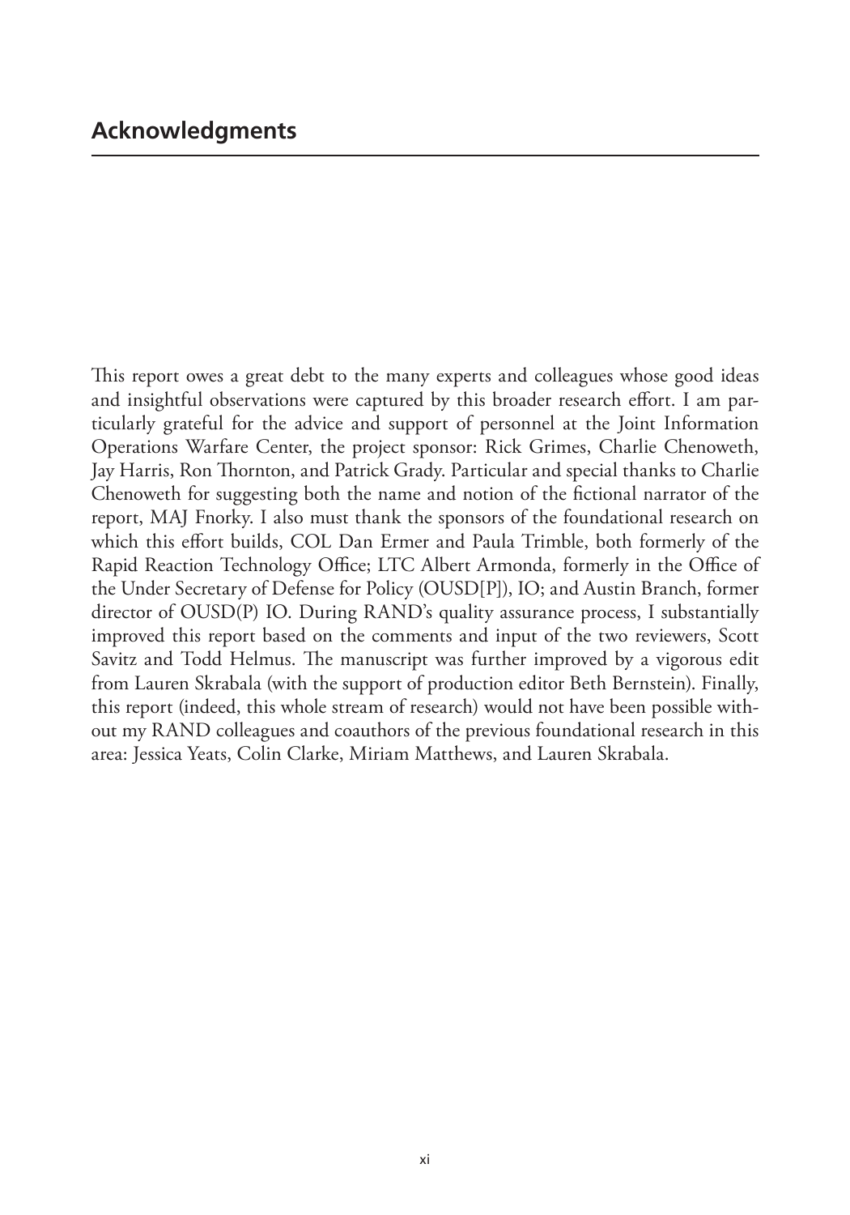## Acknowledgments

This report owes a great debt to the many experts and colleagues whose good ideas and insightful observations were captured by this broader research effort. I am particularly grateful for the advice and support of personnel at the Joint Information Operations Warfare Center, the project sponsor: Rick Grimes, Charlie Chenoweth, Jay Harris, Ron Thornton, and Patrick Grady. Particular and special thanks to Charlie Chenoweth for suggesting both the name and notion of the fictional narrator of the report, MAJ Fnorky. I also must thank the sponsors of the foundational research on which this effort builds, COL Dan Ermer and Paula Trimble, both formerly of the Rapid Reaction Technology Office; LTC Albert Armonda, formerly in the Office of the Under Secretary of Defense for Policy (OUSD[P]), IO; and Austin Branch, former director of OUSD(P) IO. During RAND's quality assurance process, I substantially improved this report based on the comments and input of the two reviewers, Scott Savitz and Todd Helmus. The manuscript was further improved by a vigorous edit from Lauren Skrabala (with the support of production editor Beth Bernstein). Finally, this report (indeed, this whole stream of research) would not have been possible without my RAND colleagues and coauthors of the previous foundational research in this area: Jessica Yeats, Colin Clarke, Miriam Matthews, and Lauren Skrabala.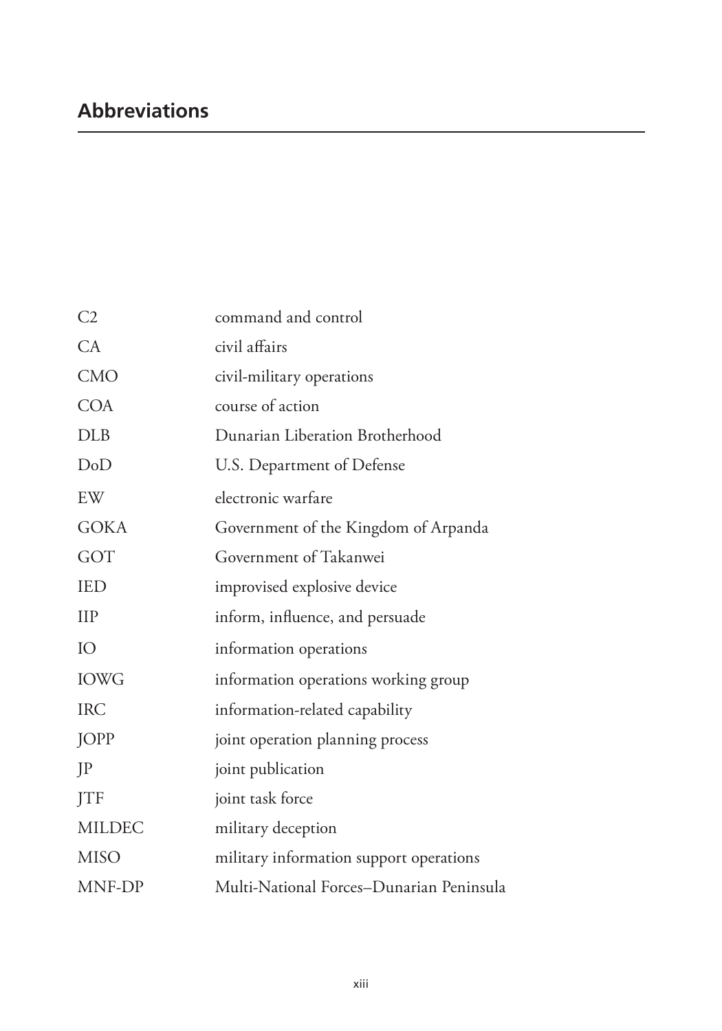## Abbreviations

| | |
|---|---|
| C2 | command and control |
| CA | civil affairs |
| CMO | civil-military operations |
| COA | course of action |
| DLB | Dunarian Liberation Brotherhood |
| DoD | U.S. Department of Defense |
| EW | electronic warfare |
| GOKA | Government of the Kingdom of Arpanda |
| GOT | Government of Takanwei |
| IED | improvised explosive device |
| IIP | inform, influence, and persuade |
| IO | information operations |
| IOWG | information operations working group |
| IRC | information-related capability |
| JOPP | joint operation planning process |
| JP | joint publication |
| JTF | joint task force |
| MILDEC | military deception |
| MISO | military information support operations |
| MNF-DP | Multi-National Forces–Dunarian Peninsula |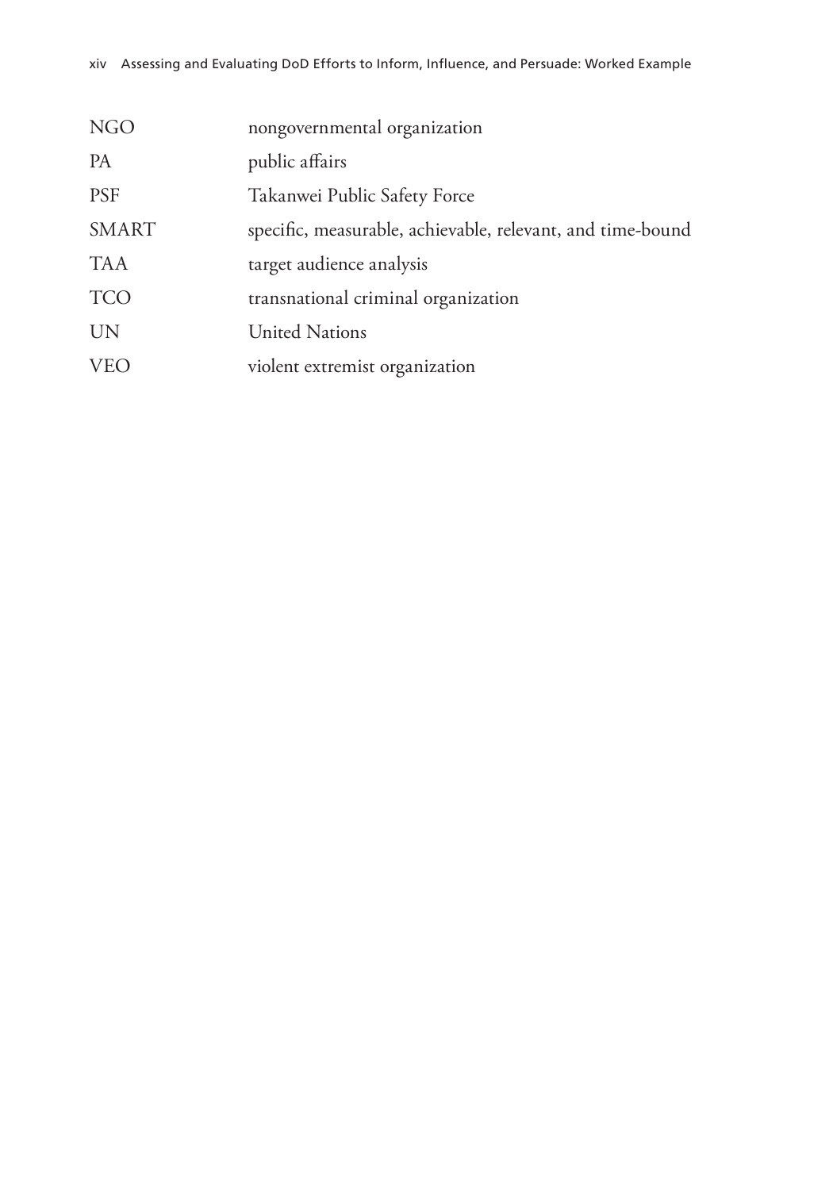| | |
|---|---|
| NGO | nongovernmental organization |
| PA | public affairs |
| PSF | Takanwei Public Safety Force |
| SMART | specific, measurable, achievable, relevant, and time-bound |
| TAA | target audience analysis |
| TCO | transnational criminal organization |
| UN | United Nations |
| VEO | violent extremist organization |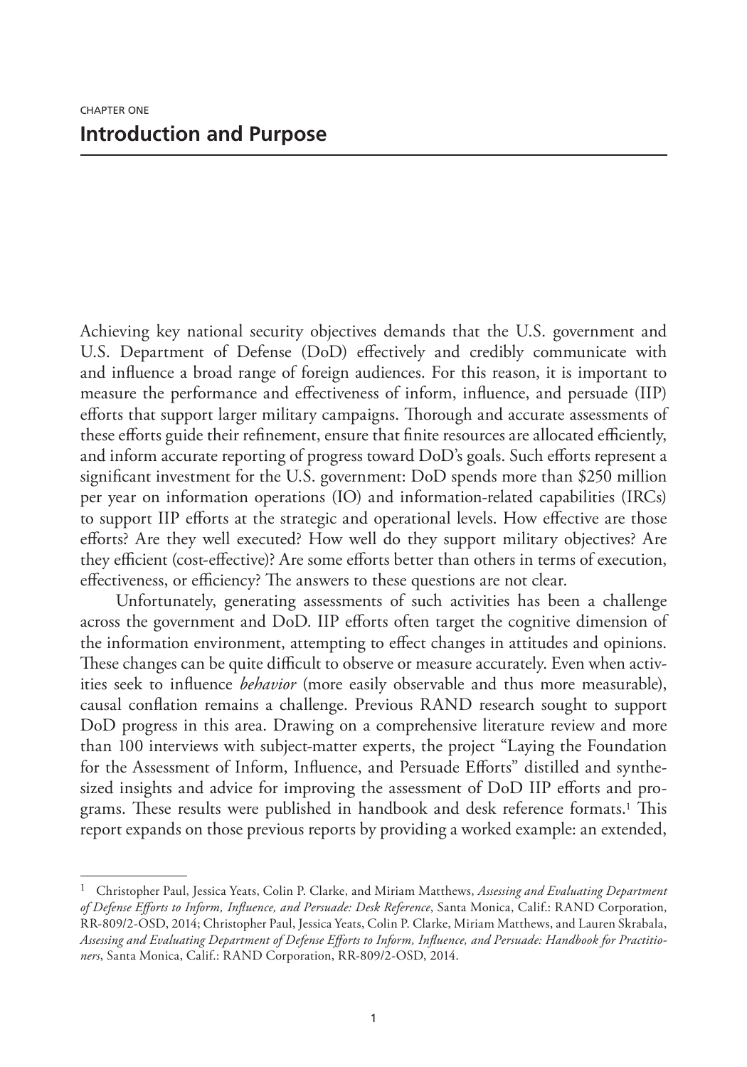CHAPTER ONE

# Introduction and Purpose

Achieving key national security objectives demands that the U.S. government and U.S. Department of Defense (DoD) effectively and credibly communicate with and influence a broad range of foreign audiences. For this reason, it is important to measure the performance and effectiveness of inform, influence, and persuade (IIP) efforts that support larger military campaigns. Thorough and accurate assessments of these efforts guide their refinement, ensure that finite resources are allocated efficiently, and inform accurate reporting of progress toward DoD's goals. Such efforts represent a significant investment for the U.S. government: DoD spends more than $250 million per year on information operations (IO) and information-related capabilities (IRCs) to support IIP efforts at the strategic and operational levels. How effective are those efforts? Are they well executed? How well do they support military objectives? Are they efficient (cost-effective)? Are some efforts better than others in terms of execution, effectiveness, or efficiency? The answers to these questions are not clear.

Unfortunately, generating assessments of such activities has been a challenge across the government and DoD. IIP efforts often target the cognitive dimension of the information environment, attempting to effect changes in attitudes and opinions. These changes can be quite difficult to observe or measure accurately. Even when activities seek to influence *behavior* (more easily observable and thus more measurable), causal conflation remains a challenge. Previous RAND research sought to support DoD progress in this area. Drawing on a comprehensive literature review and more than 100 interviews with subject-matter experts, the project "Laying the Foundation for the Assessment of Inform, Influence, and Persuade Efforts" distilled and synthesized insights and advice for improving the assessment of DoD IIP efforts and programs. These results were published in handbook and desk reference formats.[1] This report expands on those previous reports by providing a worked example: an extended,

---

[1] Christopher Paul, Jessica Yeats, Colin P. Clarke, and Miriam Matthews, *Assessing and Evaluating Department of Defense Efforts to Inform, Influence, and Persuade: Desk Reference*, Santa Monica, Calif.: RAND Corporation, RR-809/2-OSD, 2014; Christopher Paul, Jessica Yeats, Colin P. Clarke, Miriam Matthews, and Lauren Skrabala, *Assessing and Evaluating Department of Defense Efforts to Inform, Influence, and Persuade: Handbook for Practitioners*, Santa Monica, Calif.: RAND Corporation, RR-809/2-OSD, 2014.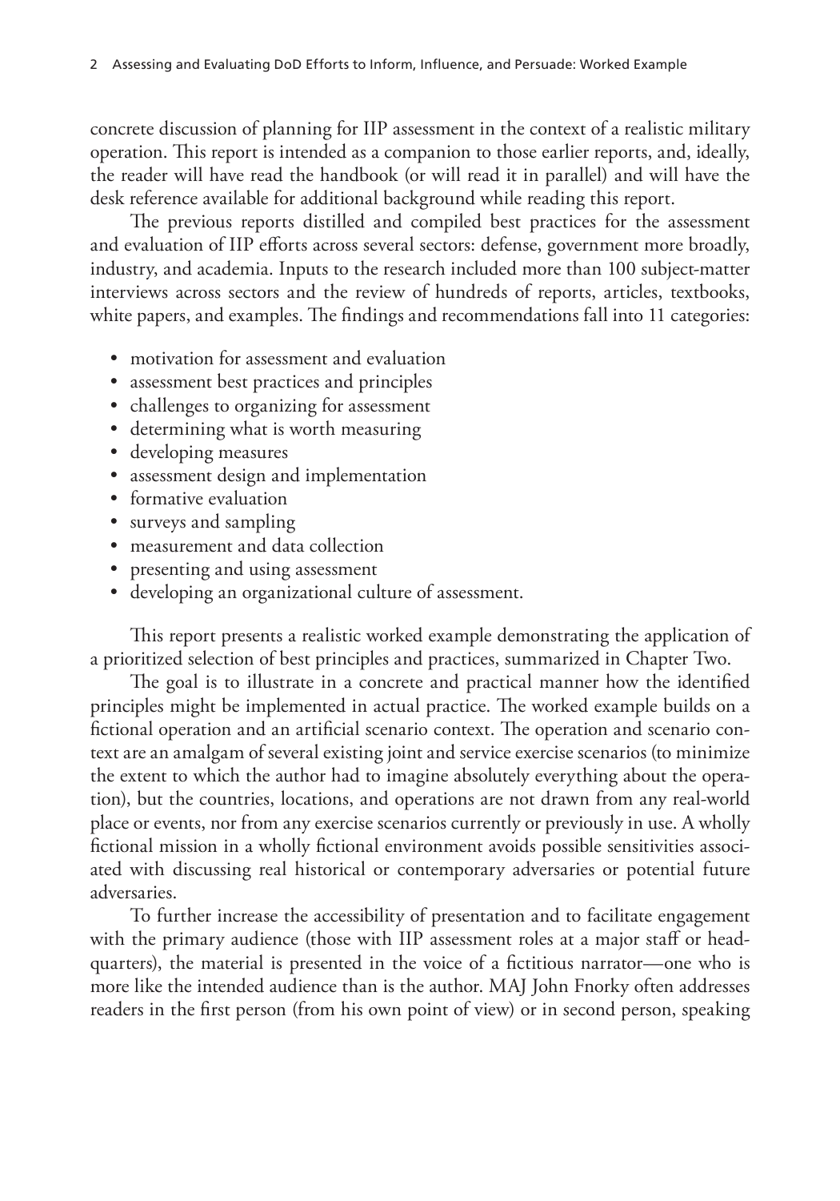concrete discussion of planning for IIP assessment in the context of a realistic military operation. This report is intended as a companion to those earlier reports, and, ideally, the reader will have read the handbook (or will read it in parallel) and will have the desk reference available for additional background while reading this report.

The previous reports distilled and compiled best practices for the assessment and evaluation of IIP efforts across several sectors: defense, government more broadly, industry, and academia. Inputs to the research included more than 100 subject-matter interviews across sectors and the review of hundreds of reports, articles, textbooks, white papers, and examples. The findings and recommendations fall into 11 categories:

- motivation for assessment and evaluation
- assessment best practices and principles
- challenges to organizing for assessment
- determining what is worth measuring
- developing measures
- assessment design and implementation
- formative evaluation
- surveys and sampling
- measurement and data collection
- presenting and using assessment
- developing an organizational culture of assessment.

This report presents a realistic worked example demonstrating the application of a prioritized selection of best principles and practices, summarized in Chapter Two.

The goal is to illustrate in a concrete and practical manner how the identified principles might be implemented in actual practice. The worked example builds on a fictional operation and an artificial scenario context. The operation and scenario context are an amalgam of several existing joint and service exercise scenarios (to minimize the extent to which the author had to imagine absolutely everything about the operation), but the countries, locations, and operations are not drawn from any real-world place or events, nor from any exercise scenarios currently or previously in use. A wholly fictional mission in a wholly fictional environment avoids possible sensitivities associated with discussing real historical or contemporary adversaries or potential future adversaries.

To further increase the accessibility of presentation and to facilitate engagement with the primary audience (those with IIP assessment roles at a major staff or headquarters), the material is presented in the voice of a fictitious narrator—one who is more like the intended audience than is the author. MAJ John Fnorky often addresses readers in the first person (from his own point of view) or in second person, speaking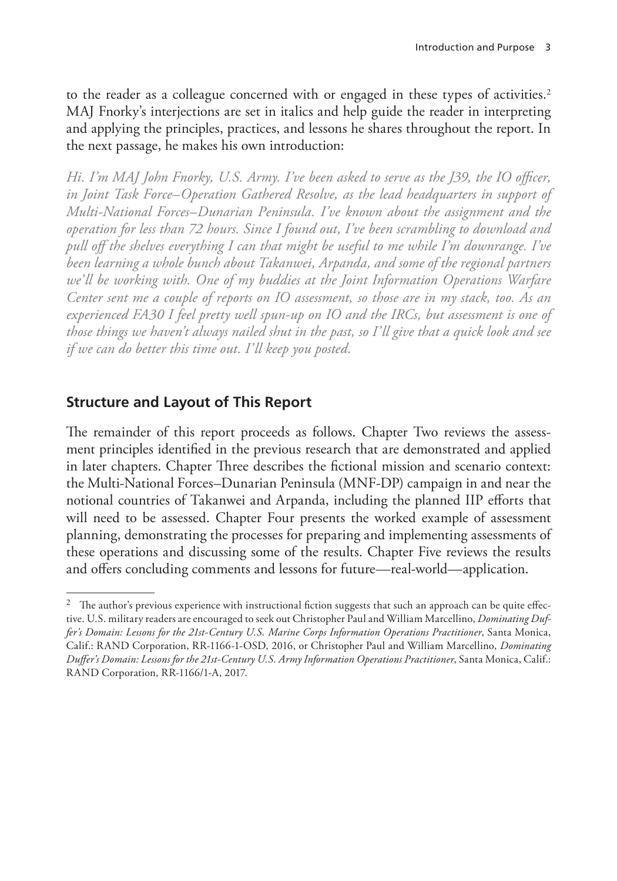to the reader as a colleague concerned with or engaged in these types of activities.[2] MAJ Fnorky's interjections are set in italics and help guide the reader in interpreting and applying the principles, practices, and lessons he shares throughout the report. In the next passage, he makes his own introduction:

*Hi. I'm MAJ John Fnorky, U.S. Army. I've been asked to serve as the J39, the IO officer, in Joint Task Force–Operation Gathered Resolve, as the lead headquarters in support of Multi-National Forces–Dunarian Peninsula. I've known about the assignment and the operation for less than 72 hours. Since I found out, I've been scrambling to download and pull off the shelves everything I can that might be useful to me while I'm downrange. I've been learning a whole bunch about Takanwei, Arpanda, and some of the regional partners we'll be working with. One of my buddies at the Joint Information Operations Warfare Center sent me a couple of reports on IO assessment, so those are in my stack, too. As an experienced FA30 I feel pretty well spun-up on IO and the IRCs, but assessment is one of those things we haven't always nailed shut in the past, so I'll give that a quick look and see if we can do better this time out. I'll keep you posted.*

## Structure and Layout of This Report

The remainder of this report proceeds as follows. Chapter Two reviews the assessment principles identified in the previous research that are demonstrated and applied in later chapters. Chapter Three describes the fictional mission and scenario context: the Multi-National Forces–Dunarian Peninsula (MNF-DP) campaign in and near the notional countries of Takanwei and Arpanda, including the planned IIP efforts that will need to be assessed. Chapter Four presents the worked example of assessment planning, demonstrating the processes for preparing and implementing assessments of these operations and discussing some of the results. Chapter Five reviews the results and offers concluding comments and lessons for future—real-world—application.

---

[2] The author's previous experience with instructional fiction suggests that such an approach can be quite effective. U.S. military readers are encouraged to seek out Christopher Paul and William Marcellino, *Dominating Duffer's Domain: Lessons for the 21st-Century U.S. Marine Corps Information Operations Practitioner*, Santa Monica, Calif.: RAND Corporation, RR-1166-1-OSD, 2016, or Christopher Paul and William Marcellino, *Dominating Duffer's Domain: Lessons for the 21st-Century U.S. Army Information Operations Practitioner*, Santa Monica, Calif.: RAND Corporation, RR-1166/1-A, 2017.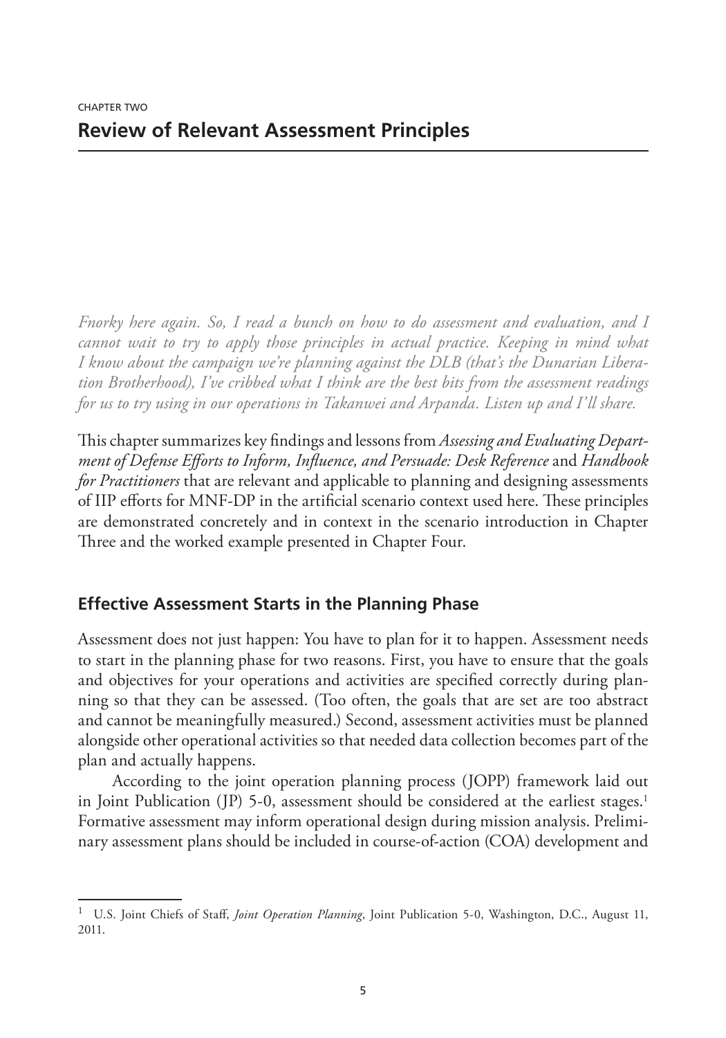CHAPTER TWO

# Review of Relevant Assessment Principles

*Fnorky here again. So, I read a bunch on how to do assessment and evaluation, and I cannot wait to try to apply those principles in actual practice. Keeping in mind what I know about the campaign we're planning against the DLB (that's the Dunarian Liberation Brotherhood), I've cribbed what I think are the best bits from the assessment readings for us to try using in our operations in Takanwei and Arpanda. Listen up and I'll share.*

This chapter summarizes key findings and lessons from *Assessing and Evaluating Department of Defense Efforts to Inform, Influence, and Persuade: Desk Reference* and *Handbook for Practitioners* that are relevant and applicable to planning and designing assessments of IIP efforts for MNF-DP in the artificial scenario context used here. These principles are demonstrated concretely and in context in the scenario introduction in Chapter Three and the worked example presented in Chapter Four.

## Effective Assessment Starts in the Planning Phase

Assessment does not just happen: You have to plan for it to happen. Assessment needs to start in the planning phase for two reasons. First, you have to ensure that the goals and objectives for your operations and activities are specified correctly during planning so that they can be assessed. (Too often, the goals that are set are too abstract and cannot be meaningfully measured.) Second, assessment activities must be planned alongside other operational activities so that needed data collection becomes part of the plan and actually happens.

According to the joint operation planning process (JOPP) framework laid out in Joint Publication (JP) 5-0, assessment should be considered at the earliest stages.[1] Formative assessment may inform operational design during mission analysis. Preliminary assessment plans should be included in course-of-action (COA) development and

---

[1] U.S. Joint Chiefs of Staff, *Joint Operation Planning*, Joint Publication 5-0, Washington, D.C., August 11, 2011.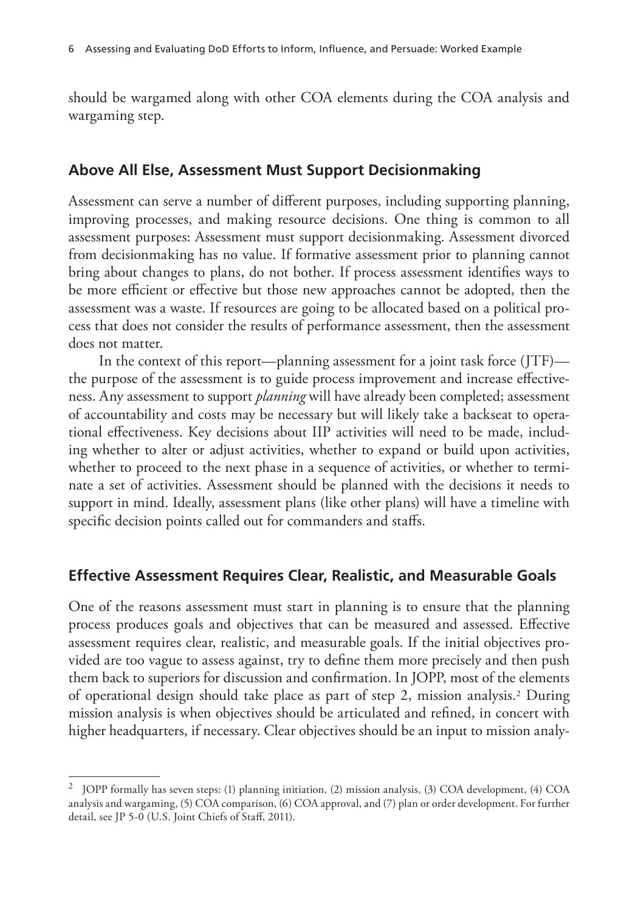should be wargamed along with other COA elements during the COA analysis and wargaming step.

## Above All Else, Assessment Must Support Decisionmaking

Assessment can serve a number of different purposes, including supporting planning, improving processes, and making resource decisions. One thing is common to all assessment purposes: Assessment must support decisionmaking. Assessment divorced from decisionmaking has no value. If formative assessment prior to planning cannot bring about changes to plans, do not bother. If process assessment identifies ways to be more efficient or effective but those new approaches cannot be adopted, then the assessment was a waste. If resources are going to be allocated based on a political process that does not consider the results of performance assessment, then the assessment does not matter.

In the context of this report—planning assessment for a joint task force (JTF)—the purpose of the assessment is to guide process improvement and increase effectiveness. Any assessment to support *planning* will have already been completed; assessment of accountability and costs may be necessary but will likely take a backseat to operational effectiveness. Key decisions about IIP activities will need to be made, including whether to alter or adjust activities, whether to expand or build upon activities, whether to proceed to the next phase in a sequence of activities, or whether to terminate a set of activities. Assessment should be planned with the decisions it needs to support in mind. Ideally, assessment plans (like other plans) will have a timeline with specific decision points called out for commanders and staffs.

## Effective Assessment Requires Clear, Realistic, and Measurable Goals

One of the reasons assessment must start in planning is to ensure that the planning process produces goals and objectives that can be measured and assessed. Effective assessment requires clear, realistic, and measurable goals. If the initial objectives provided are too vague to assess against, try to define them more precisely and then push them back to superiors for discussion and confirmation. In JOPP, most of the elements of operational design should take place as part of step 2, mission analysis.[2] During mission analysis is when objectives should be articulated and refined, in concert with higher headquarters, if necessary. Clear objectives should be an input to mission analy-

---

[2] JOPP formally has seven steps: (1) planning initiation, (2) mission analysis, (3) COA development, (4) COA analysis and wargaming, (5) COA comparison, (6) COA approval, and (7) plan or order development. For further detail, see JP 5-0 (U.S. Joint Chiefs of Staff, 2011).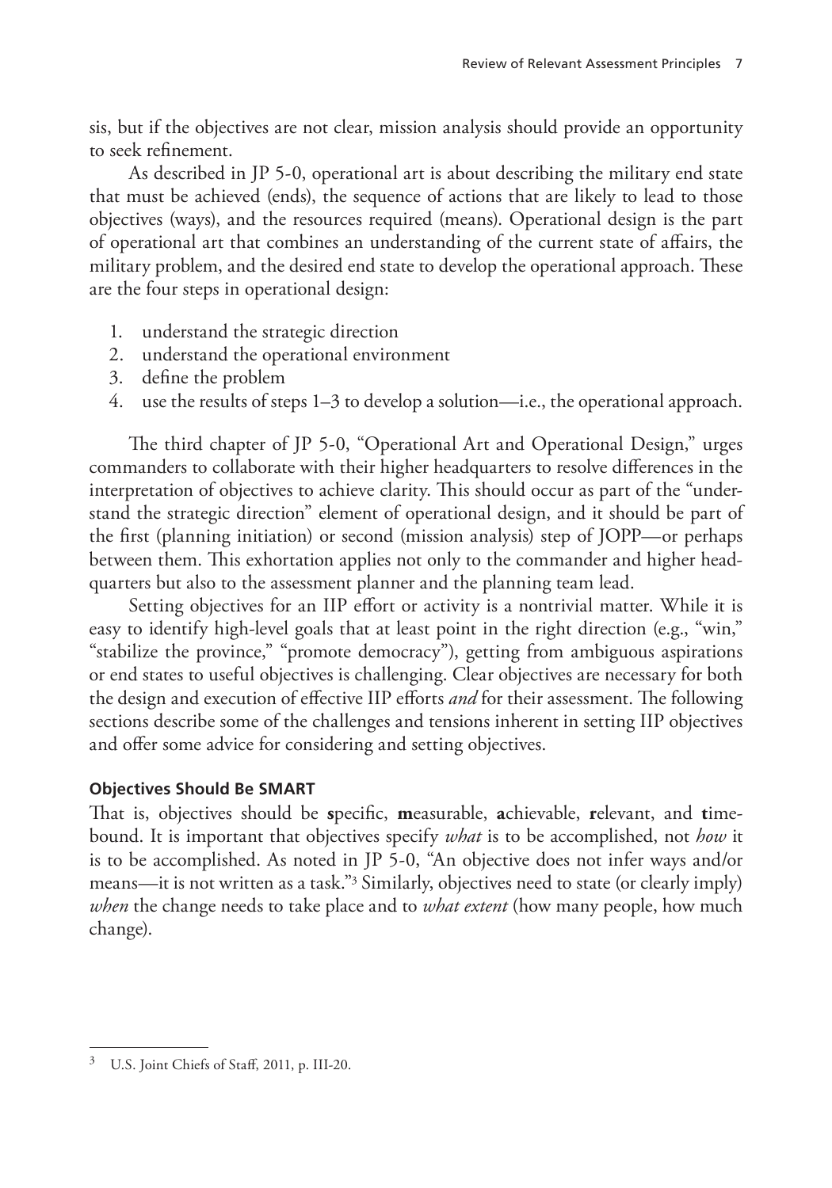sis, but if the objectives are not clear, mission analysis should provide an opportunity to seek refinement.

As described in JP 5-0, operational art is about describing the military end state that must be achieved (ends), the sequence of actions that are likely to lead to those objectives (ways), and the resources required (means). Operational design is the part of operational art that combines an understanding of the current state of affairs, the military problem, and the desired end state to develop the operational approach. These are the four steps in operational design:

1. understand the strategic direction
2. understand the operational environment
3. define the problem
4. use the results of steps 1–3 to develop a solution—i.e., the operational approach.

The third chapter of JP 5-0, "Operational Art and Operational Design," urges commanders to collaborate with their higher headquarters to resolve differences in the interpretation of objectives to achieve clarity. This should occur as part of the "understand the strategic direction" element of operational design, and it should be part of the first (planning initiation) or second (mission analysis) step of JOPP—or perhaps between them. This exhortation applies not only to the commander and higher headquarters but also to the assessment planner and the planning team lead.

Setting objectives for an IIP effort or activity is a nontrivial matter. While it is easy to identify high-level goals that at least point in the right direction (e.g., "win," "stabilize the province," "promote democracy"), getting from ambiguous aspirations or end states to useful objectives is challenging. Clear objectives are necessary for both the design and execution of effective IIP efforts *and* for their assessment. The following sections describe some of the challenges and tensions inherent in setting IIP objectives and offer some advice for considering and setting objectives.

#### Objectives Should Be SMART

That is, objectives should be **s**pecific, **m**easurable, **a**chievable, **r**elevant, and **t**ime-bound. It is important that objectives specify *what* is to be accomplished, not *how* it is to be accomplished. As noted in JP 5-0, "An objective does not infer ways and/or means—it is not written as a task."[3] Similarly, objectives need to state (or clearly imply) *when* the change needs to take place and to *what extent* (how many people, how much change).

---

[3] U.S. Joint Chiefs of Staff, 2011, p. III-20.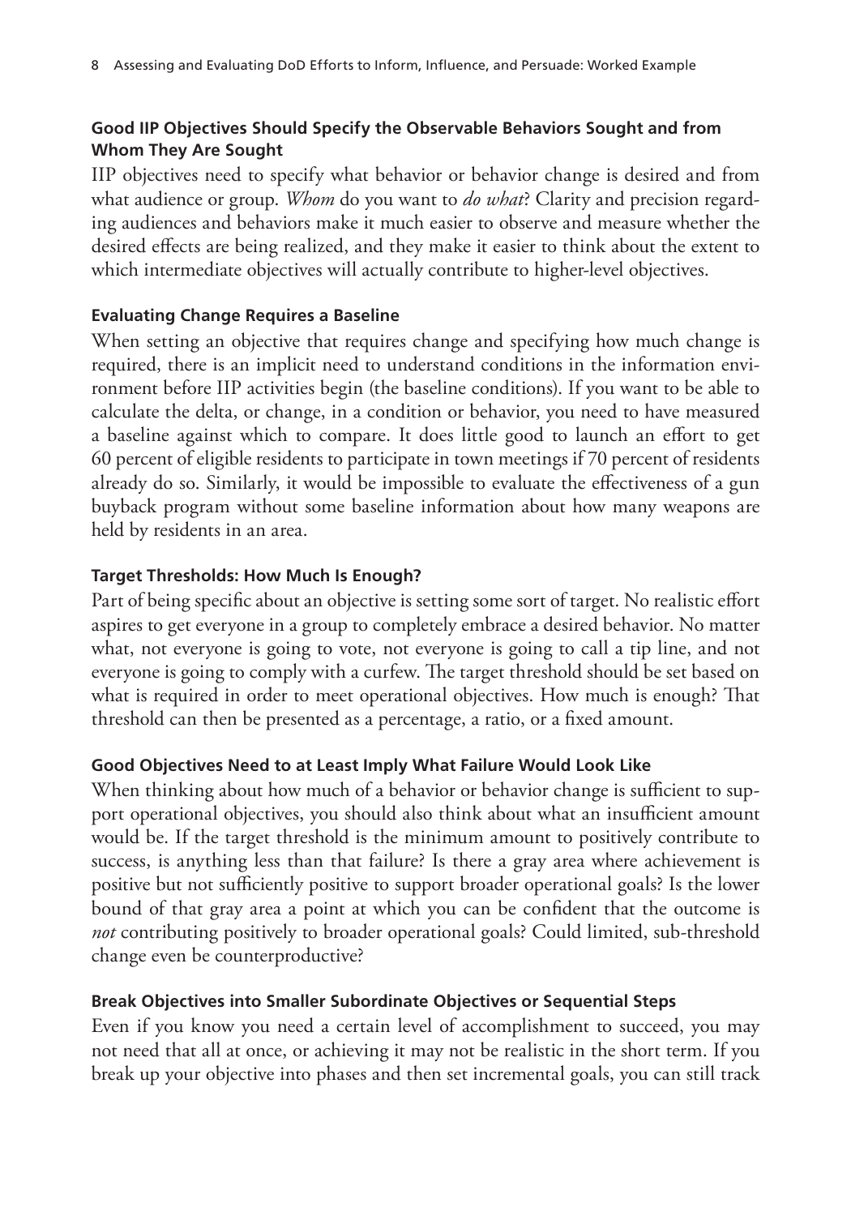### Good IIP Objectives Should Specify the Observable Behaviors Sought and from Whom They Are Sought

IIP objectives need to specify what behavior or behavior change is desired and from what audience or group. *Whom* do you want to *do what*? Clarity and precision regarding audiences and behaviors make it much easier to observe and measure whether the desired effects are being realized, and they make it easier to think about the extent to which intermediate objectives will actually contribute to higher-level objectives.

### Evaluating Change Requires a Baseline

When setting an objective that requires change and specifying how much change is required, there is an implicit need to understand conditions in the information environment before IIP activities begin (the baseline conditions). If you want to be able to calculate the delta, or change, in a condition or behavior, you need to have measured a baseline against which to compare. It does little good to launch an effort to get 60 percent of eligible residents to participate in town meetings if 70 percent of residents already do so. Similarly, it would be impossible to evaluate the effectiveness of a gun buyback program without some baseline information about how many weapons are held by residents in an area.

### Target Thresholds: How Much Is Enough?

Part of being specific about an objective is setting some sort of target. No realistic effort aspires to get everyone in a group to completely embrace a desired behavior. No matter what, not everyone is going to vote, not everyone is going to call a tip line, and not everyone is going to comply with a curfew. The target threshold should be set based on what is required in order to meet operational objectives. How much is enough? That threshold can then be presented as a percentage, a ratio, or a fixed amount.

### Good Objectives Need to at Least Imply What Failure Would Look Like

When thinking about how much of a behavior or behavior change is sufficient to support operational objectives, you should also think about what an insufficient amount would be. If the target threshold is the minimum amount to positively contribute to success, is anything less than that failure? Is there a gray area where achievement is positive but not sufficiently positive to support broader operational goals? Is the lower bound of that gray area a point at which you can be confident that the outcome is *not* contributing positively to broader operational goals? Could limited, sub-threshold change even be counterproductive?

### Break Objectives into Smaller Subordinate Objectives or Sequential Steps

Even if you know you need a certain level of accomplishment to succeed, you may not need that all at once, or achieving it may not be realistic in the short term. If you break up your objective into phases and then set incremental goals, you can still track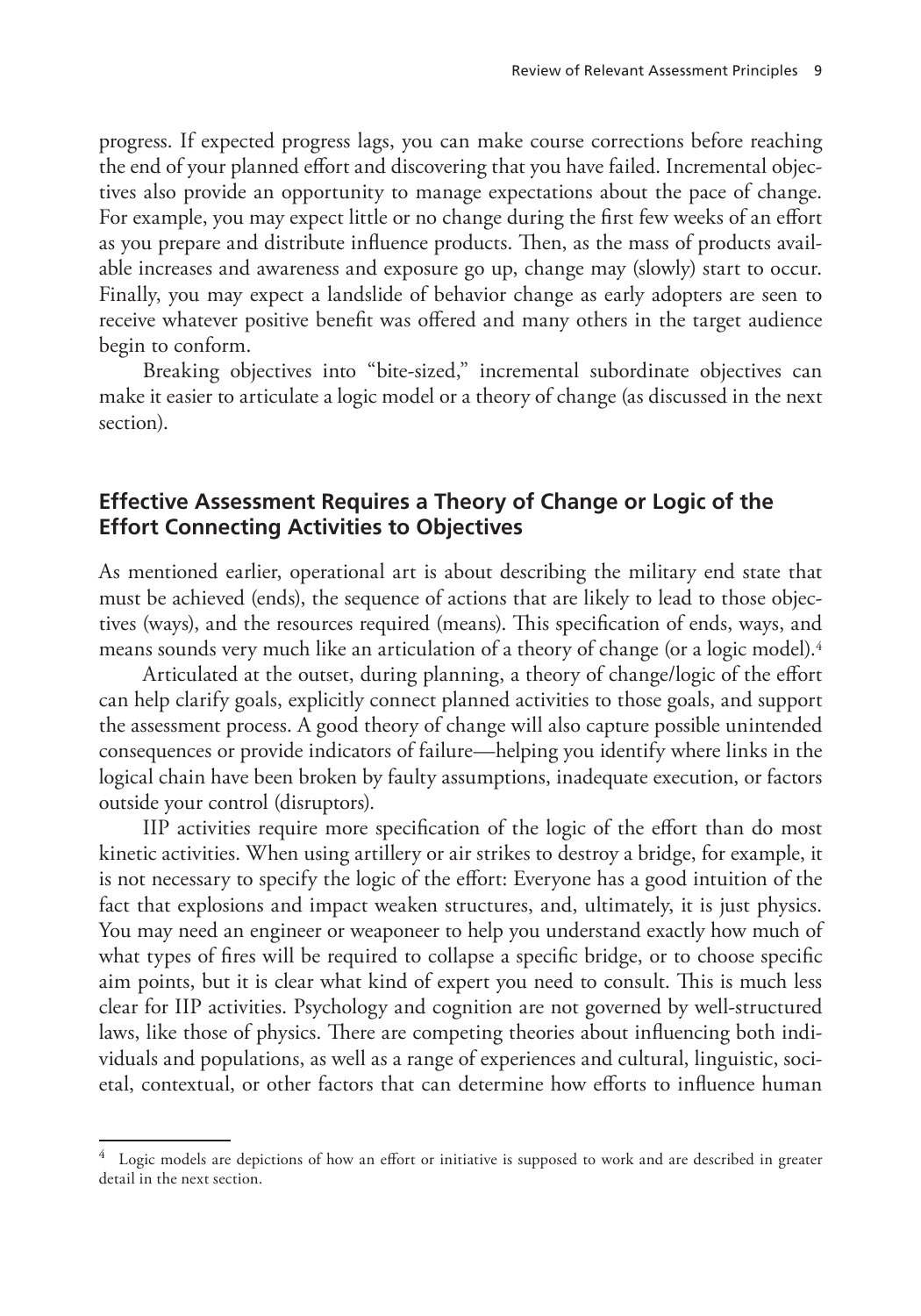progress. If expected progress lags, you can make course corrections before reaching the end of your planned effort and discovering that you have failed. Incremental objectives also provide an opportunity to manage expectations about the pace of change. For example, you may expect little or no change during the first few weeks of an effort as you prepare and distribute influence products. Then, as the mass of products available increases and awareness and exposure go up, change may (slowly) start to occur. Finally, you may expect a landslide of behavior change as early adopters are seen to receive whatever positive benefit was offered and many others in the target audience begin to conform.

Breaking objectives into "bite-sized," incremental subordinate objectives can make it easier to articulate a logic model or a theory of change (as discussed in the next section).

## Effective Assessment Requires a Theory of Change or Logic of the Effort Connecting Activities to Objectives

As mentioned earlier, operational art is about describing the military end state that must be achieved (ends), the sequence of actions that are likely to lead to those objectives (ways), and the resources required (means). This specification of ends, ways, and means sounds very much like an articulation of a theory of change (or a logic model).[4]

Articulated at the outset, during planning, a theory of change/logic of the effort can help clarify goals, explicitly connect planned activities to those goals, and support the assessment process. A good theory of change will also capture possible unintended consequences or provide indicators of failure—helping you identify where links in the logical chain have been broken by faulty assumptions, inadequate execution, or factors outside your control (disruptors).

IIP activities require more specification of the logic of the effort than do most kinetic activities. When using artillery or air strikes to destroy a bridge, for example, it is not necessary to specify the logic of the effort: Everyone has a good intuition of the fact that explosions and impact weaken structures, and, ultimately, it is just physics. You may need an engineer or weaponeer to help you understand exactly how much of what types of fires will be required to collapse a specific bridge, or to choose specific aim points, but it is clear what kind of expert you need to consult. This is much less clear for IIP activities. Psychology and cognition are not governed by well-structured laws, like those of physics. There are competing theories about influencing both individuals and populations, as well as a range of experiences and cultural, linguistic, societal, contextual, or other factors that can determine how efforts to influence human

---

[4] Logic models are depictions of how an effort or initiative is supposed to work and are described in greater detail in the next section.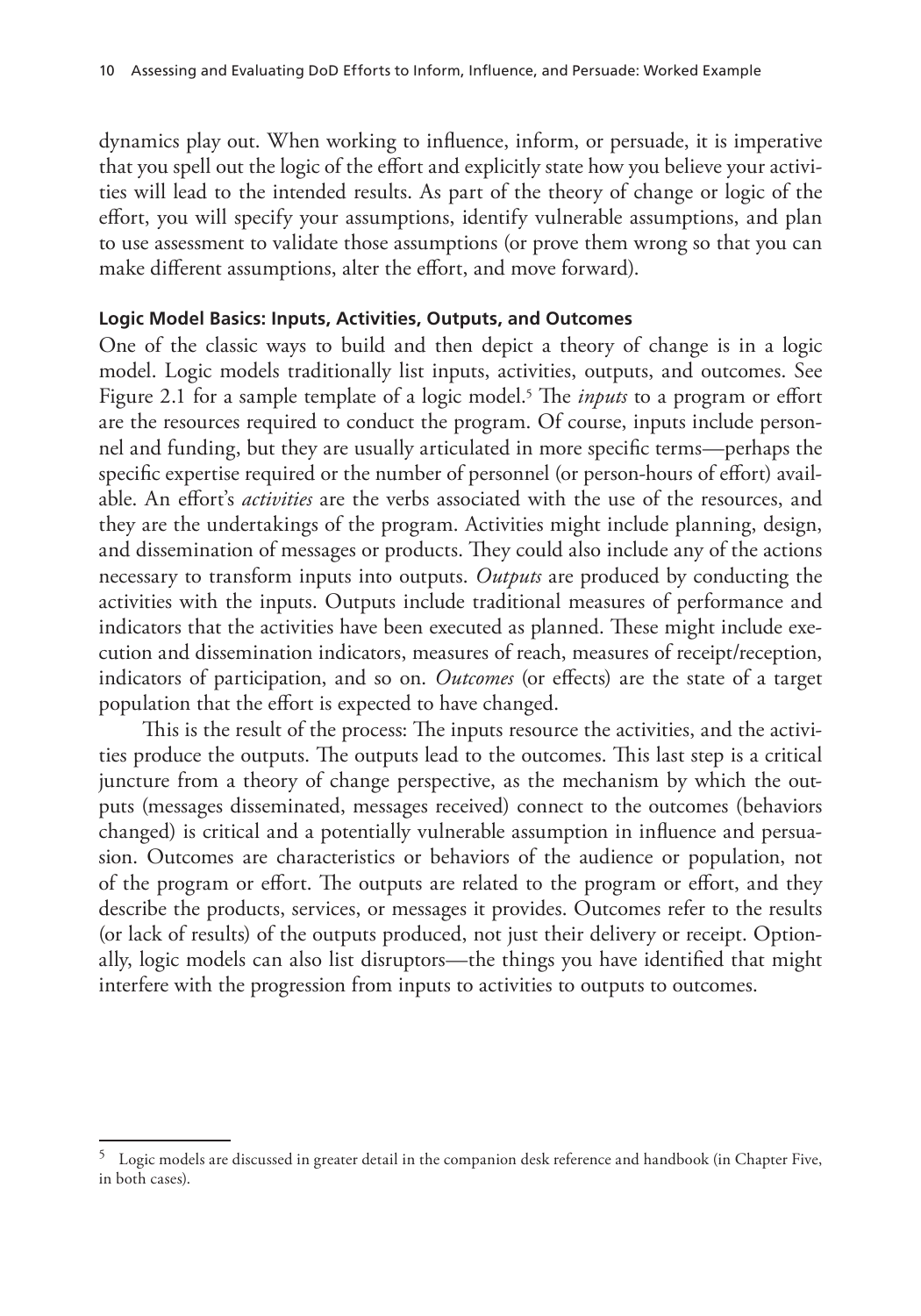dynamics play out. When working to influence, inform, or persuade, it is imperative that you spell out the logic of the effort and explicitly state how you believe your activities will lead to the intended results. As part of the theory of change or logic of the effort, you will specify your assumptions, identify vulnerable assumptions, and plan to use assessment to validate those assumptions (or prove them wrong so that you can make different assumptions, alter the effort, and move forward).

### Logic Model Basics: Inputs, Activities, Outputs, and Outcomes

One of the classic ways to build and then depict a theory of change is in a logic model. Logic models traditionally list inputs, activities, outputs, and outcomes. See Figure 2.1 for a sample template of a logic model.[5] The *inputs* to a program or effort are the resources required to conduct the program. Of course, inputs include personnel and funding, but they are usually articulated in more specific terms—perhaps the specific expertise required or the number of personnel (or person-hours of effort) available. An effort's *activities* are the verbs associated with the use of the resources, and they are the undertakings of the program. Activities might include planning, design, and dissemination of messages or products. They could also include any of the actions necessary to transform inputs into outputs. *Outputs* are produced by conducting the activities with the inputs. Outputs include traditional measures of performance and indicators that the activities have been executed as planned. These might include execution and dissemination indicators, measures of reach, measures of receipt/reception, indicators of participation, and so on. *Outcomes* (or effects) are the state of a target population that the effort is expected to have changed.

This is the result of the process: The inputs resource the activities, and the activities produce the outputs. The outputs lead to the outcomes. This last step is a critical juncture from a theory of change perspective, as the mechanism by which the outputs (messages disseminated, messages received) connect to the outcomes (behaviors changed) is critical and a potentially vulnerable assumption in influence and persuasion. Outcomes are characteristics or behaviors of the audience or population, not of the program or effort. The outputs are related to the program or effort, and they describe the products, services, or messages it provides. Outcomes refer to the results (or lack of results) of the outputs produced, not just their delivery or receipt. Optionally, logic models can also list disruptors—the things you have identified that might interfere with the progression from inputs to activities to outputs to outcomes.

---

[5] Logic models are discussed in greater detail in the companion desk reference and handbook (in Chapter Five, in both cases).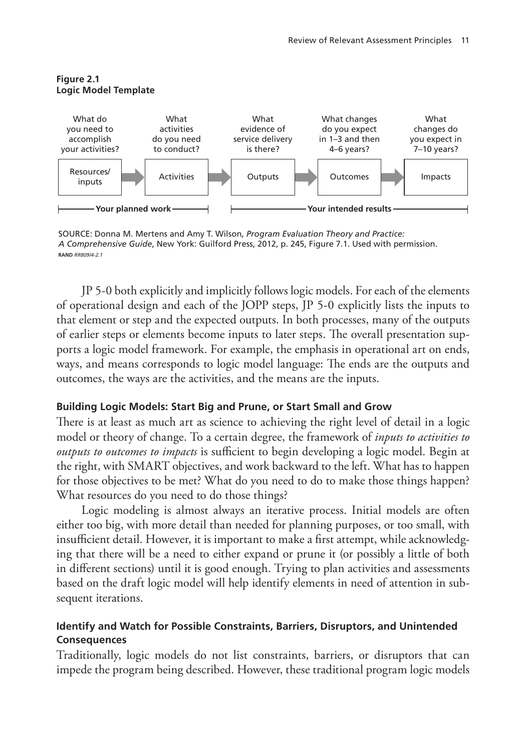**Figure 2.1**
**Logic Model Template**

What do you need to accomplish your activities?

What activities do you need to conduct?

What evidence of service delivery is there?

What changes do you expect in 1–3 and then 4–6 years?

What changes do you expect in 7–10 years?

Resources/ inputs

Activities

Outputs

Outcomes

Impacts

Your planned work

Your intended results

SOURCE: Donna M. Mertens and Amy T. Wilson, *Program Evaluation Theory and Practice: A Comprehensive Guide*, New York: Guilford Press, 2012, p. 245, Figure 7.1. Used with permission.
RAND *RR809/4-2.1*

JP 5-0 both explicitly and implicitly follows logic models. For each of the elements of operational design and each of the JOPP steps, JP 5-0 explicitly lists the inputs to that element or step and the expected outputs. In both processes, many of the outputs of earlier steps or elements become inputs to later steps. The overall presentation supports a logic model framework. For example, the emphasis in operational art on ends, ways, and means corresponds to logic model language: The ends are the outputs and outcomes, the ways are the activities, and the means are the inputs.

### Building Logic Models: Start Big and Prune, or Start Small and Grow

There is at least as much art as science to achieving the right level of detail in a logic model or theory of change. To a certain degree, the framework of *inputs to activities to outputs to outcomes to impacts* is sufficient to begin developing a logic model. Begin at the right, with SMART objectives, and work backward to the left. What has to happen for those objectives to be met? What do you need to do to make those things happen? What resources do you need to do those things?

Logic modeling is almost always an iterative process. Initial models are often either too big, with more detail than needed for planning purposes, or too small, with insufficient detail. However, it is important to make a first attempt, while acknowledging that there will be a need to either expand or prune it (or possibly a little of both in different sections) until it is good enough. Trying to plan activities and assessments based on the draft logic model will help identify elements in need of attention in subsequent iterations.

### Identify and Watch for Possible Constraints, Barriers, Disruptors, and Unintended Consequences

Traditionally, logic models do not list constraints, barriers, or disruptors that can impede the program being described. However, these traditional program logic models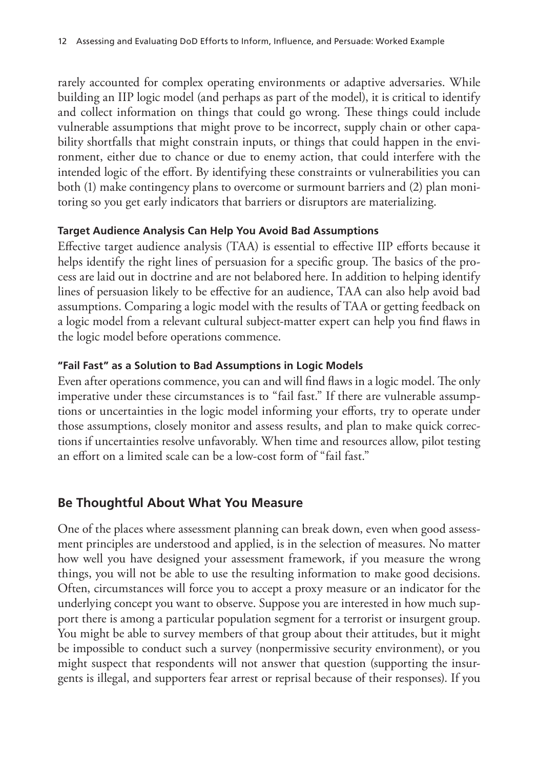rarely accounted for complex operating environments or adaptive adversaries. While building an IIP logic model (and perhaps as part of the model), it is critical to identify and collect information on things that could go wrong. These things could include vulnerable assumptions that might prove to be incorrect, supply chain or other capability shortfalls that might constrain inputs, or things that could happen in the environment, either due to chance or due to enemy action, that could interfere with the intended logic of the effort. By identifying these constraints or vulnerabilities you can both (1) make contingency plans to overcome or surmount barriers and (2) plan monitoring so you get early indicators that barriers or disruptors are materializing.

#### Target Audience Analysis Can Help You Avoid Bad Assumptions

Effective target audience analysis (TAA) is essential to effective IIP efforts because it helps identify the right lines of persuasion for a specific group. The basics of the process are laid out in doctrine and are not belaboured here. In addition to helping identify lines of persuasion likely to be effective for an audience, TAA can also help avoid bad assumptions. Comparing a logic model with the results of TAA or getting feedback on a logic model from a relevant cultural subject-matter expert can help you find flaws in the logic model before operations commence.

#### "Fail Fast" as a Solution to Bad Assumptions in Logic Models

Even after operations commence, you can and will find flaws in a logic model. The only imperative under these circumstances is to "fail fast." If there are vulnerable assumptions or uncertainties in the logic model informing your efforts, try to operate under those assumptions, closely monitor and assess results, and plan to make quick corrections if uncertainties resolve unfavorably. When time and resources allow, pilot testing an effort on a limited scale can be a low-cost form of "fail fast."

### Be Thoughtful About What You Measure

One of the places where assessment planning can break down, even when good assessment principles are understood and applied, is in the selection of measures. No matter how well you have designed your assessment framework, if you measure the wrong things, you will not be able to use the resulting information to make good decisions. Often, circumstances will force you to accept a proxy measure or an indicator for the underlying concept you want to observe. Suppose you are interested in how much support there is among a particular population segment for a terrorist or insurgent group. You might be able to survey members of that group about their attitudes, but it might be impossible to conduct such a survey (nonpermissive security environment), or you might suspect that respondents will not answer that question (supporting the insurgents is illegal, and supporters fear arrest or reprisal because of their responses). If you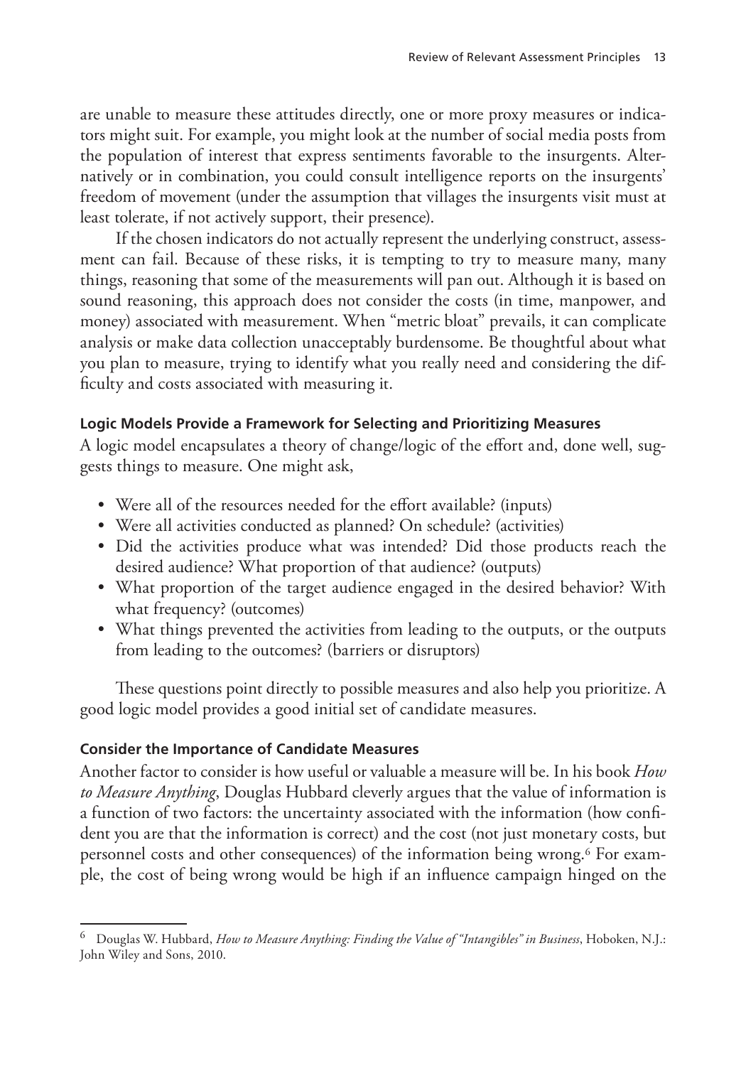are unable to measure these attitudes directly, one or more proxy measures or indicators might suit. For example, you might look at the number of social media posts from the population of interest that express sentiments favorable to the insurgents. Alternatively or in combination, you could consult intelligence reports on the insurgents' freedom of movement (under the assumption that villages the insurgents visit must at least tolerate, if not actively support, their presence).

If the chosen indicators do not actually represent the underlying construct, assessment can fail. Because of these risks, it is tempting to try to measure many, many things, reasoning that some of the measurements will pan out. Although it is based on sound reasoning, this approach does not consider the costs (in time, manpower, and money) associated with measurement. When "metric bloat" prevails, it can complicate analysis or make data collection unacceptably burdensome. Be thoughtful about what you plan to measure, trying to identify what you really need and considering the difficulty and costs associated with measuring it.

### Logic Models Provide a Framework for Selecting and Prioritizing Measures

A logic model encapsulates a theory of change/logic of the effort and, done well, suggests things to measure. One might ask,

- Were all of the resources needed for the effort available? (inputs)
- Were all activities conducted as planned? On schedule? (activities)
- Did the activities produce what was intended? Did those products reach the desired audience? What proportion of that audience? (outputs)
- What proportion of the target audience engaged in the desired behavior? With what frequency? (outcomes)
- What things prevented the activities from leading to the outputs, or the outputs from leading to the outcomes? (barriers or disruptors)

These questions point directly to possible measures and also help you prioritize. A good logic model provides a good initial set of candidate measures.

### Consider the Importance of Candidate Measures

Another factor to consider is how useful or valuable a measure will be. In his book *How to Measure Anything*, Douglas Hubbard cleverly argues that the value of information is a function of two factors: the uncertainty associated with the information (how confident you are that the information is correct) and the cost (not just monetary costs, but personnel costs and other consequences) of the information being wrong.[6] For example, the cost of being wrong would be high if an influence campaign hinged on the

---

[6] Douglas W. Hubbard, *How to Measure Anything: Finding the Value of "Intangibles" in Business*, Hoboken, N.J.: John Wiley and Sons, 2010.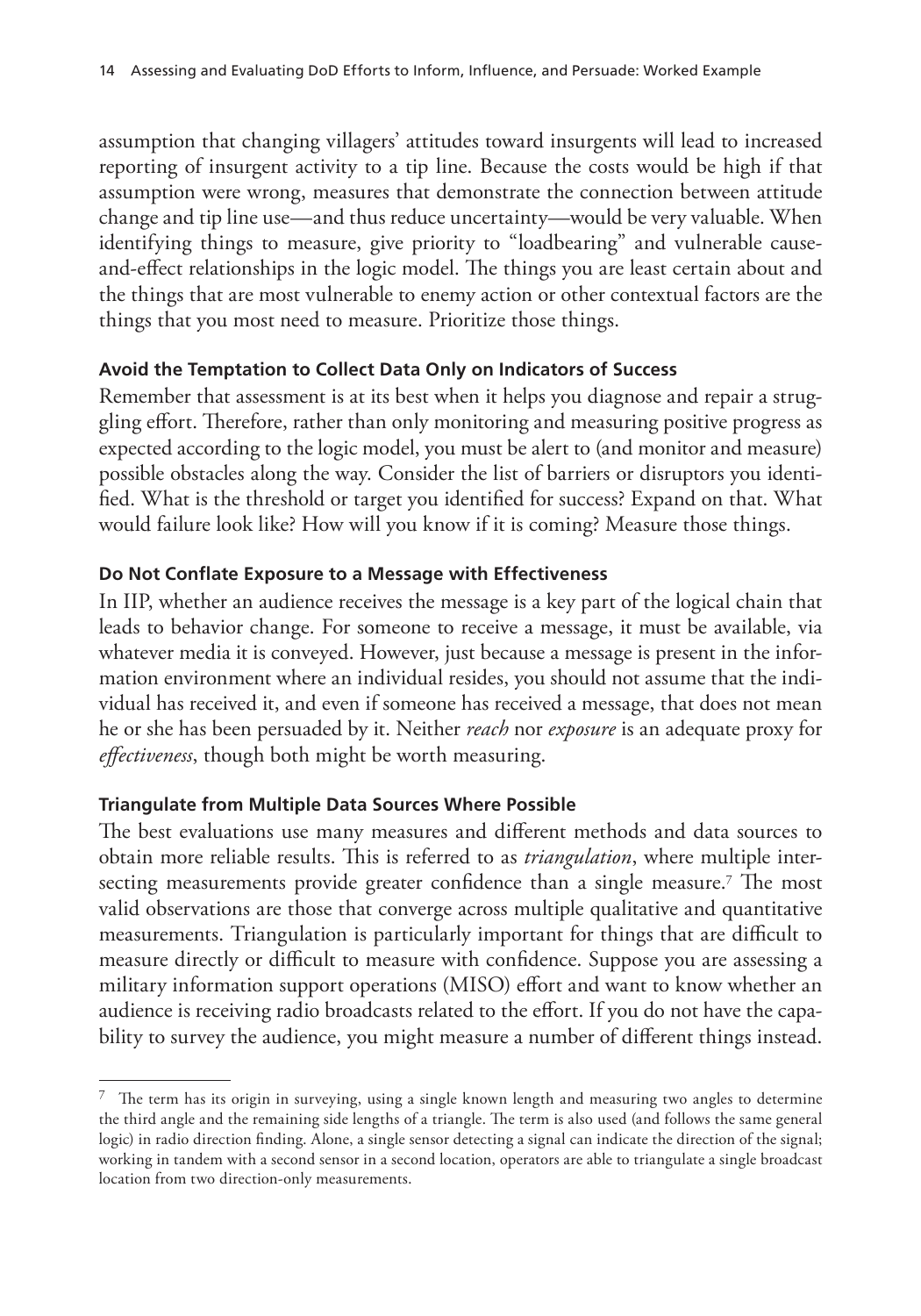assumption that changing villagers' attitudes toward insurgents will lead to increased reporting of insurgent activity to a tip line. Because the costs would be high if that assumption were wrong, measures that demonstrate the connection between attitude change and tip line use—and thus reduce uncertainty—would be very valuable. When identifying things to measure, give priority to "loadbearing" and vulnerable cause-and-effect relationships in the logic model. The things you are least certain about and the things that are most vulnerable to enemy action or other contextual factors are the things that you most need to measure. Prioritize those things.

### Avoid the Temptation to Collect Data Only on Indicators of Success

Remember that assessment is at its best when it helps you diagnose and repair a struggling effort. Therefore, rather than only monitoring and measuring positive progress as expected according to the logic model, you must be alert to (and monitor and measure) possible obstacles along the way. Consider the list of barriers or disruptors you identified. What is the threshold or target you identified for success? Expand on that. What would failure look like? How will you know if it is coming? Measure those things.

### Do Not Conflate Exposure to a Message with Effectiveness

In IIP, whether an audience receives the message is a key part of the logical chain that leads to behavior change. For someone to receive a message, it must be available, via whatever media it is conveyed. However, just because a message is present in the information environment where an individual resides, you should not assume that the individual has received it, and even if someone has received a message, that does not mean he or she has been persuaded by it. Neither *reach* nor *exposure* is an adequate proxy for *effectiveness*, though both might be worth measuring.

### Triangulate from Multiple Data Sources Where Possible

The best evaluations use many measures and different methods and data sources to obtain more reliable results. This is referred to as *triangulation*, where multiple intersecting measurements provide greater confidence than a single measure.[7] The most valid observations are those that converge across multiple qualitative and quantitative measurements. Triangulation is particularly important for things that are difficult to measure directly or difficult to measure with confidence. Suppose you are assessing a military information support operations (MISO) effort and want to know whether an audience is receiving radio broadcasts related to the effort. If you do not have the capability to survey the audience, you might measure a number of different things instead.

---

[7] The term has its origin in surveying, using a single known length and measuring two angles to determine the third angle and the remaining side lengths of a triangle. The term is also used (and follows the same general logic) in radio direction finding. Alone, a single sensor detecting a signal can indicate the direction of the signal; working in tandem with a second sensor in a second location, operators are able to triangulate a single broadcast location from two direction-only measurements.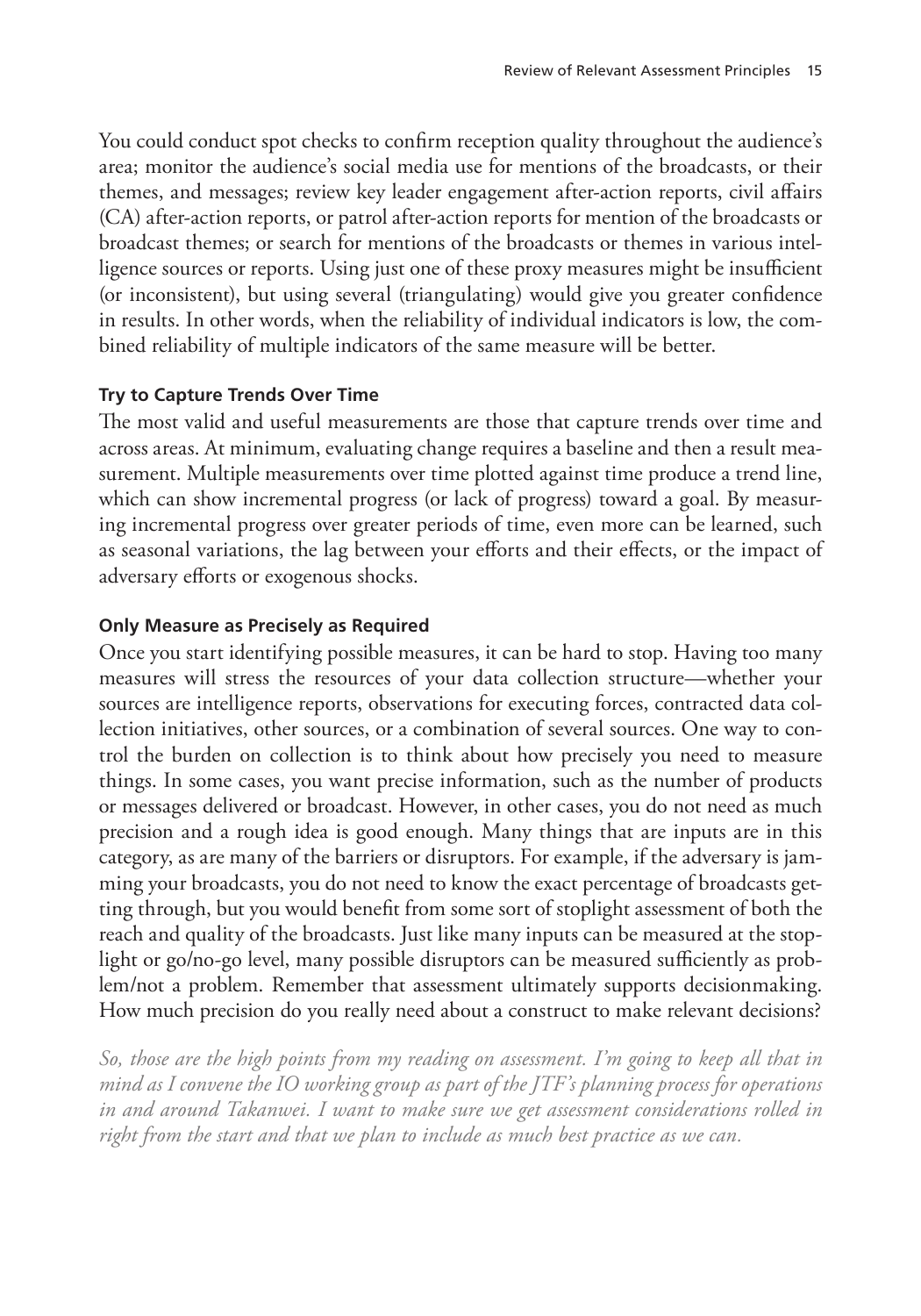You could conduct spot checks to confirm reception quality throughout the audience's area; monitor the audience's social media use for mentions of the broadcasts, or their themes, and messages; review key leader engagement after-action reports, civil affairs (CA) after-action reports, or patrol after-action reports for mention of the broadcasts or broadcast themes; or search for mentions of the broadcasts or themes in various intelligence sources or reports. Using just one of these proxy measures might be insufficient (or inconsistent), but using several (triangulating) would give you greater confidence in results. In other words, when the reliability of individual indicators is low, the combined reliability of multiple indicators of the same measure will be better.

### Try to Capture Trends Over Time

The most valid and useful measurements are those that capture trends over time and across areas. At minimum, evaluating change requires a baseline and then a result measurement. Multiple measurements over time plotted against time produce a trend line, which can show incremental progress (or lack of progress) toward a goal. By measuring incremental progress over greater periods of time, even more can be learned, such as seasonal variations, the lag between your efforts and their effects, or the impact of adversary efforts or exogenous shocks.

### Only Measure as Precisely as Required

Once you start identifying possible measures, it can be hard to stop. Having too many measures will stress the resources of your data collection structure—whether your sources are intelligence reports, observations for executing forces, contracted data collection initiatives, other sources, or a combination of several sources. One way to control the burden on collection is to think about how precisely you need to measure things. In some cases, you want precise information, such as the number of products or messages delivered or broadcast. However, in other cases, you do not need as much precision and a rough idea is good enough. Many things that are inputs are in this category, as are many of the barriers or disruptors. For example, if the adversary is jamming your broadcasts, you do not need to know the exact percentage of broadcasts getting through, but you would benefit from some sort of stoplight assessment of both the reach and quality of the broadcasts. Just like many inputs can be measured at the stoplight or go/no-go level, many possible disruptors can be measured sufficiently as problem/not a problem. Remember that assessment ultimately supports decisionmaking. How much precision do you really need about a construct to make relevant decisions?

*So, those are the high points from my reading on assessment. I'm going to keep all that in mind as I convene the IO working group as part of the JTF's planning process for operations in and around Takanwei. I want to make sure we get assessment considerations rolled in right from the start and that we plan to include as much best practice as we can.*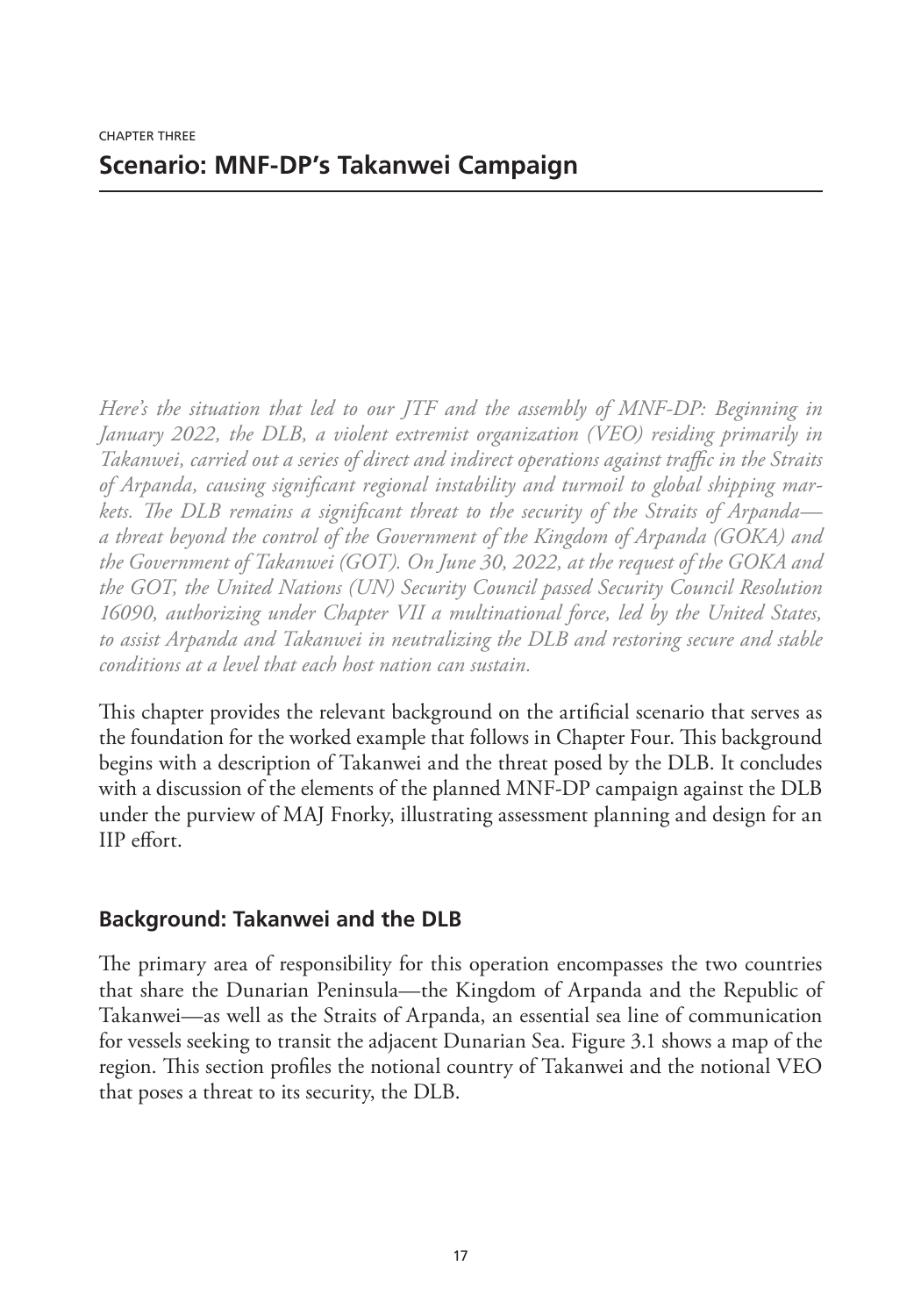CHAPTER THREE

# Scenario: MNF-DP's Takanwei Campaign

*Here's the situation that led to our JTF and the assembly of MNF-DP: Beginning in January 2022, the DLB, a violent extremist organization (VEO) residing primarily in Takanwei, carried out a series of direct and indirect operations against traffic in the Straits of Arpanda, causing significant regional instability and turmoil to global shipping markets. The DLB remains a significant threat to the security of the Straits of Arpanda—a threat beyond the control of the Government of the Kingdom of Arpanda (GOKA) and the Government of Takanwei (GOT). On June 30, 2022, at the request of the GOKA and the GOT, the United Nations (UN) Security Council passed Security Council Resolution 16090, authorizing under Chapter VII a multinational force, led by the United States, to assist Arpanda and Takanwei in neutralizing the DLB and restoring secure and stable conditions at a level that each host nation can sustain.*

This chapter provides the relevant background on the artificial scenario that serves as the foundation for the worked example that follows in Chapter Four. This background begins with a description of Takanwei and the threat posed by the DLB. It concludes with a discussion of the elements of the planned MNF-DP campaign against the DLB under the purview of MAJ Fnorky, illustrating assessment planning and design for an IIP effort.

## Background: Takanwei and the DLB

The primary area of responsibility for this operation encompasses the two countries that share the Dunarian Peninsula—the Kingdom of Arpanda and the Republic of Takanwei—as well as the Straits of Arpanda, an essential sea line of communication for vessels seeking to transit the adjacent Dunarian Sea. Figure 3.1 shows a map of the region. This section profiles the notional country of Takanwei and the notional VEO that poses a threat to its security, the DLB.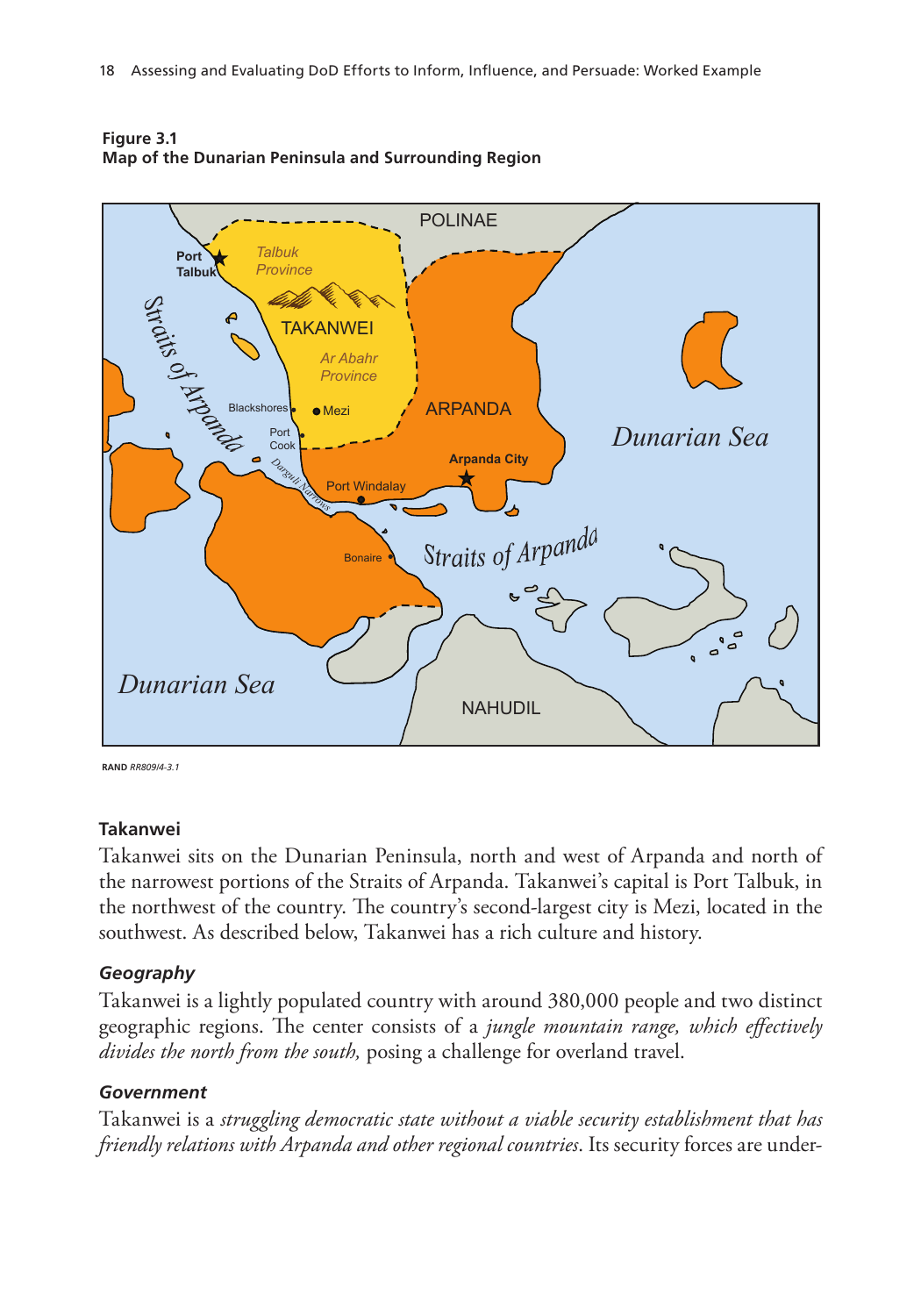**Figure 3.1**
**Map of the Dunarian Peninsula and Surrounding Region**

RAND *RR809/4-3.1*

### Takanwei

Takanwei sits on the Dunarian Peninsula, north and west of Arpanda and north of the narrowest portions of the Straits of Arpanda. Takanwei's capital is Port Talbuk, in the northwest of the country. The country's second-largest city is Mezi, located in the southwest. As described below, Takanwei has a rich culture and history.

#### *Geography*

Takanwei is a lightly populated country with around 380,000 people and two distinct geographic regions. The center consists of a *jungle mountain range, which effectively divides the north from the south,* posing a challenge for overland travel.

#### *Government*

Takanwei is a *struggling democratic state without a viable security establishment that has friendly relations with Arpanda and other regional countries*. Its security forces are under-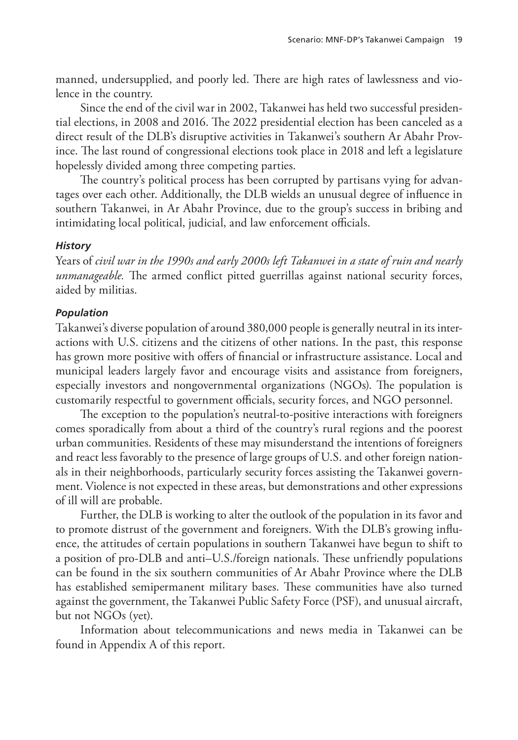manned, undersupplied, and poorly led. There are high rates of lawlessness and violence in the country.

Since the end of the civil war in 2002, Takanwei has held two successful presidential elections, in 2008 and 2016. The 2022 presidential election has been canceled as a direct result of the DLB's disruptive activities in Takanwei's southern Ar Abahr Province. The last round of congressional elections took place in 2018 and left a legislature hopelessly divided among three competing parties.

The country's political process has been corrupted by partisans vying for advantages over each other. Additionally, the DLB wields an unusual degree of influence in southern Takanwei, in Ar Abahr Province, due to the group's success in bribing and intimidating local political, judicial, and law enforcement officials.

#### *History*

Years of *civil war in the 1990s and early 2000s left Takanwei in a state of ruin and nearly unmanageable.* The armed conflict pitted guerrillas against national security forces, aided by militias.

#### *Population*

Takanwei's diverse population of around 380,000 people is generally neutral in its interactions with U.S. citizens and the citizens of other nations. In the past, this response has grown more positive with offers of financial or infrastructure assistance. Local and municipal leaders largely favor and encourage visits and assistance from foreigners, especially investors and nongovernmental organizations (NGOs). The population is customarily respectful to government officials, security forces, and NGO personnel.

The exception to the population's neutral-to-positive interactions with foreigners comes sporadically from about a third of the country's rural regions and the poorest urban communities. Residents of these may misunderstand the intentions of foreigners and react less favorably to the presence of large groups of U.S. and other foreign nationals in their neighborhoods, particularly security forces assisting the Takanwei government. Violence is not expected in these areas, but demonstrations and other expressions of ill will are probable.

Further, the DLB is working to alter the outlook of the population in its favor and to promote distrust of the government and foreigners. With the DLB's growing influence, the attitudes of certain populations in southern Takanwei have begun to shift to a position of pro-DLB and anti–U.S./foreign nationals. These unfriendly populations can be found in the six southern communities of Ar Abahr Province where the DLB has established semipermanent military bases. These communities have also turned against the government, the Takanwei Public Safety Force (PSF), and unusual aircraft, but not NGOs (yet).

Information about telecommunications and news media in Takanwei can be found in Appendix A of this report.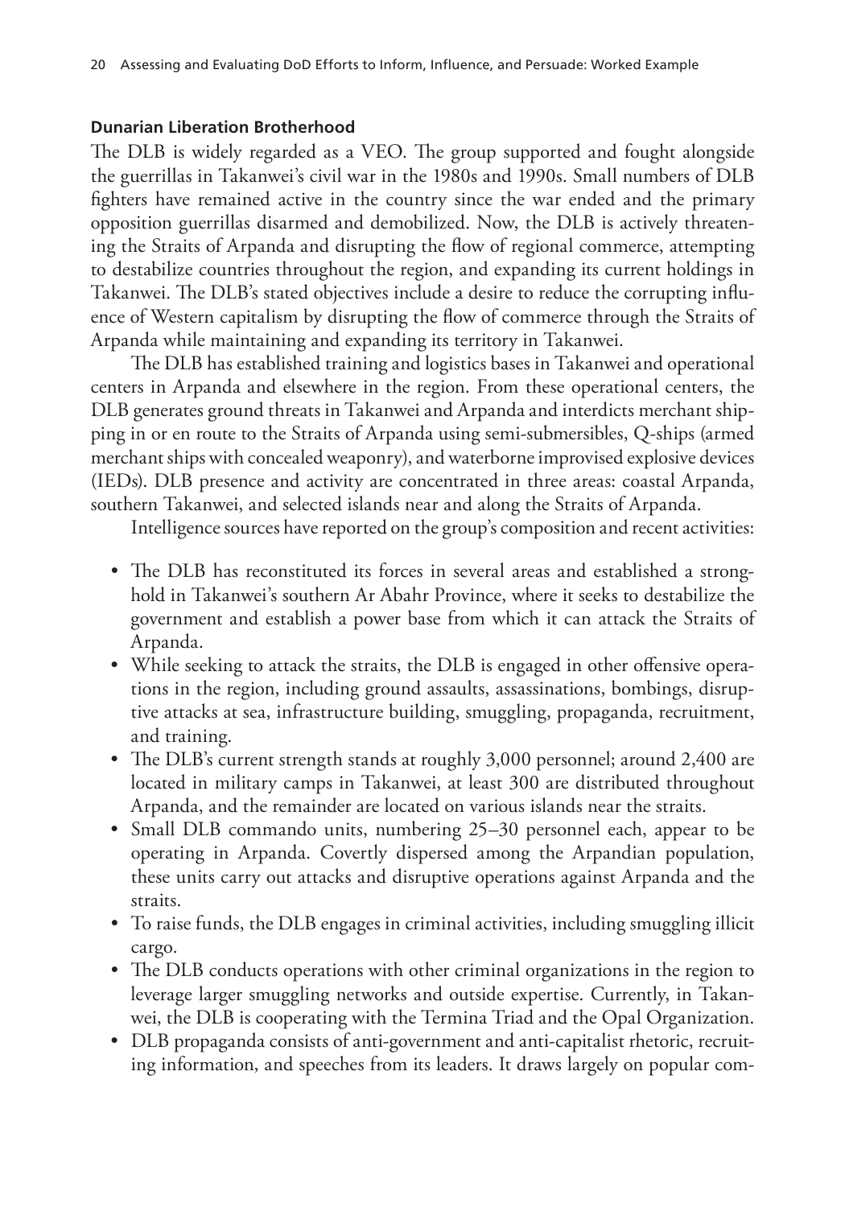**Dunarian Liberation Brotherhood**

The DLB is widely regarded as a VEO. The group supported and fought alongside the guerrillas in Takanwei's civil war in the 1980s and 1990s. Small numbers of DLB fighters have remained active in the country since the war ended and the primary opposition guerrillas disarmed and demobilized. Now, the DLB is actively threatening the Straits of Arpanda and disrupting the flow of regional commerce, attempting to destabilize countries throughout the region, and expanding its current holdings in Takanwei. The DLB's stated objectives include a desire to reduce the corrupting influence of Western capitalism by disrupting the flow of commerce through the Straits of Arpanda while maintaining and expanding its territory in Takanwei.

The DLB has established training and logistics bases in Takanwei and operational centers in Arpanda and elsewhere in the region. From these operational centers, the DLB generates ground threats in Takanwei and Arpanda and interdicts merchant shipping in or en route to the Straits of Arpanda using semi-submersibles, Q-ships (armed merchant ships with concealed weaponry), and waterborne improvised explosive devices (IEDs). DLB presence and activity are concentrated in three areas: coastal Arpanda, southern Takanwei, and selected islands near and along the Straits of Arpanda.

Intelligence sources have reported on the group's composition and recent activities:

- The DLB has reconstituted its forces in several areas and established a stronghold in Takanwei's southern Ar Abahr Province, where it seeks to destabilize the government and establish a power base from which it can attack the Straits of Arpanda.
- While seeking to attack the straits, the DLB is engaged in other offensive operations in the region, including ground assaults, assassinations, bombings, disruptive attacks at sea, infrastructure building, smuggling, propaganda, recruitment, and training.
- The DLB's current strength stands at roughly 3,000 personnel; around 2,400 are located in military camps in Takanwei, at least 300 are distributed throughout Arpanda, and the remainder are located on various islands near the straits.
- Small DLB commando units, numbering 25–30 personnel each, appear to be operating in Arpanda. Covertly dispersed among the Arpandian population, these units carry out attacks and disruptive operations against Arpanda and the straits.
- To raise funds, the DLB engages in criminal activities, including smuggling illicit cargo.
- The DLB conducts operations with other criminal organizations in the region to leverage larger smuggling networks and outside expertise. Currently, in Takanwei, the DLB is cooperating with the Termina Triad and the Opal Organization.
- DLB propaganda consists of anti-government and anti-capitalist rhetoric, recruiting information, and speeches from its leaders. It draws largely on popular com-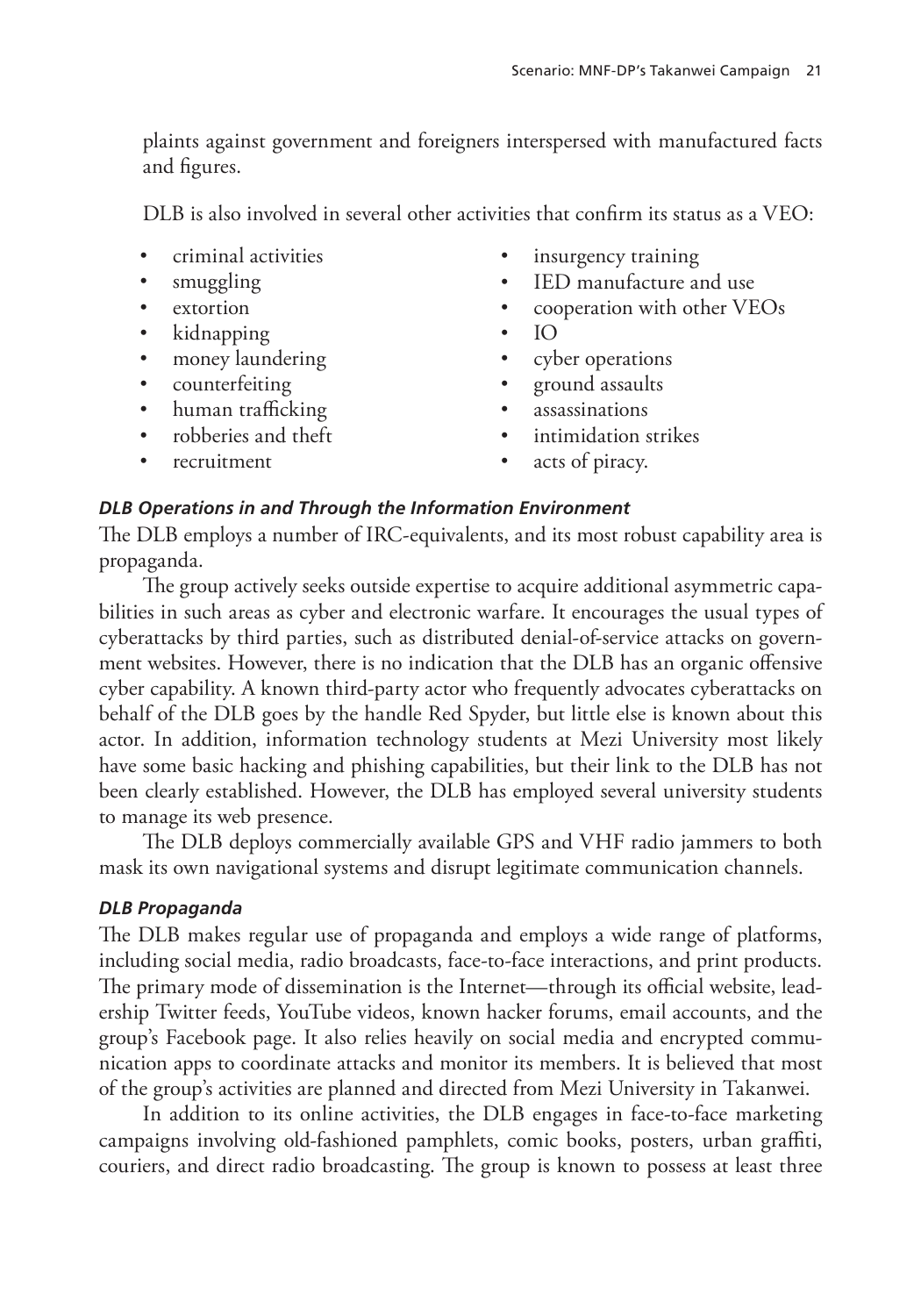plaints against government and foreigners interspersed with manufactured facts and figures.

DLB is also involved in several other activities that confirm its status as a VEO:

- criminal activities
- smuggling
- extortion
- kidnapping
- money laundering
- counterfeiting
- human trafficking
- robberies and theft
- recruitment
- insurgency training
- IED manufacture and use
- cooperation with other VEOs
- IO
- cyber operations
- ground assaults
- assassinations
- intimidation strikes
- acts of piracy.

#### *DLB Operations in and Through the Information Environment*

The DLB employs a number of IRC-equivalents, and its most robust capability area is propaganda.

The group actively seeks outside expertise to acquire additional asymmetric capabilities in such areas as cyber and electronic warfare. It encourages the usual types of cyberattacks by third parties, such as distributed denial-of-service attacks on government websites. However, there is no indication that the DLB has an organic offensive cyber capability. A known third-party actor who frequently advocates cyberattacks on behalf of the DLB goes by the handle Red Spyder, but little else is known about this actor. In addition, information technology students at Mezi University most likely have some basic hacking and phishing capabilities, but their link to the DLB has not been clearly established. However, the DLB has employed several university students to manage its web presence.

The DLB deploys commercially available GPS and VHF radio jammers to both mask its own navigational systems and disrupt legitimate communication channels.

#### *DLB Propaganda*

The DLB makes regular use of propaganda and employs a wide range of platforms, including social media, radio broadcasts, face-to-face interactions, and print products. The primary mode of dissemination is the Internet—through its official website, leadership Twitter feeds, YouTube videos, known hacker forums, email accounts, and the group's Facebook page. It also relies heavily on social media and encrypted communication apps to coordinate attacks and monitor its members. It is believed that most of the group's activities are planned and directed from Mezi University in Takanwei.

In addition to its online activities, the DLB engages in face-to-face marketing campaigns involving old-fashioned pamphlets, comic books, posters, urban graffiti, couriers, and direct radio broadcasting. The group is known to possess at least three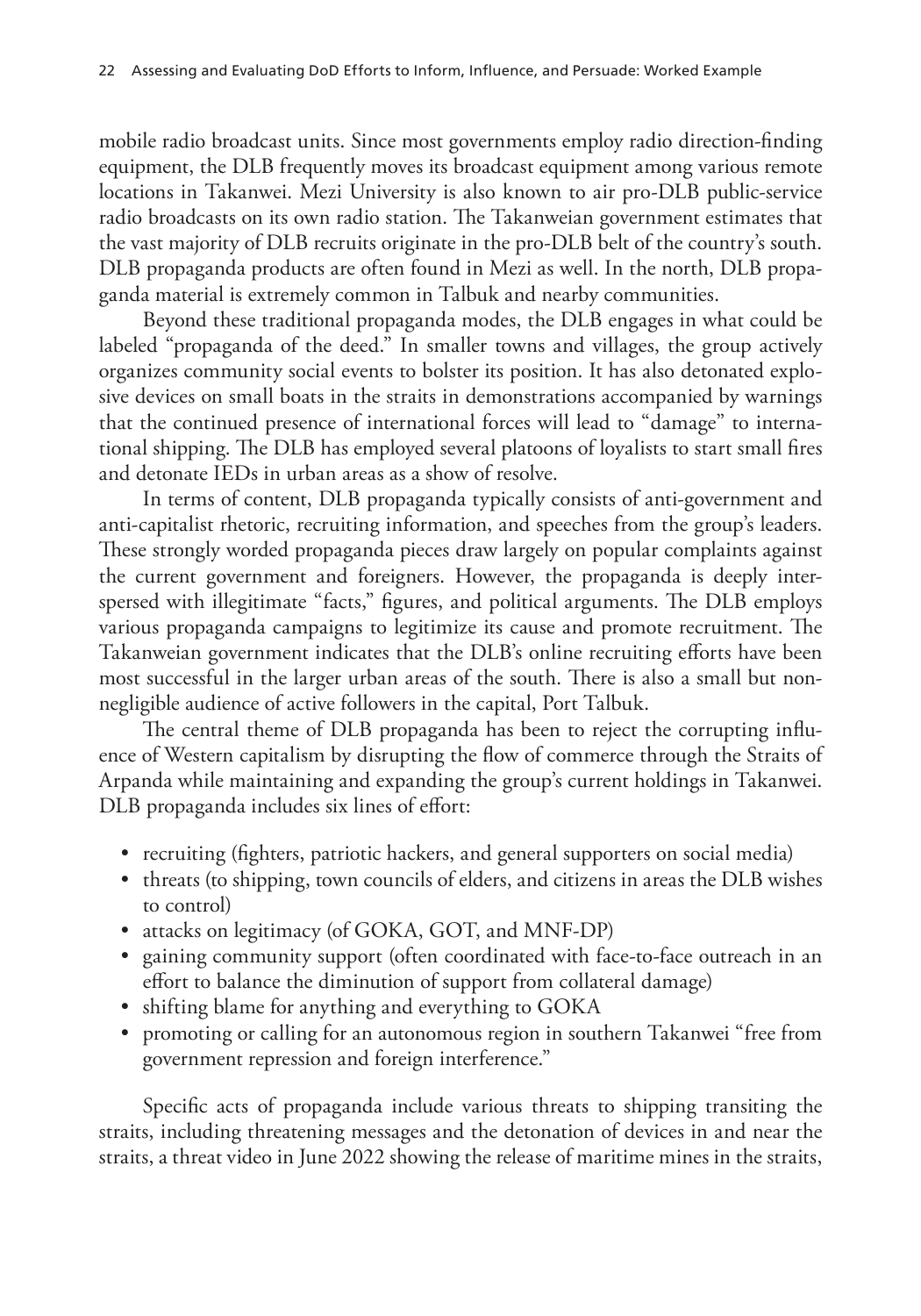mobile radio broadcast units. Since most governments employ radio direction-finding equipment, the DLB frequently moves its broadcast equipment among various remote locations in Takanwei. Mezi University is also known to air pro-DLB public-service radio broadcasts on its own radio station. The Takanweian government estimates that the vast majority of DLB recruits originate in the pro-DLB belt of the country's south. DLB propaganda products are often found in Mezi as well. In the north, DLB propaganda material is extremely common in Talbuk and nearby communities.

Beyond these traditional propaganda modes, the DLB engages in what could be labeled "propaganda of the deed." In smaller towns and villages, the group actively organizes community social events to bolster its position. It has also detonated explosive devices on small boats in the straits in demonstrations accompanied by warnings that the continued presence of international forces will lead to "damage" to international shipping. The DLB has employed several platoons of loyalists to start small fires and detonate IEDs in urban areas as a show of resolve.

In terms of content, DLB propaganda typically consists of anti-government and anti-capitalist rhetoric, recruiting information, and speeches from the group's leaders. These strongly worded propaganda pieces draw largely on popular complaints against the current government and foreigners. However, the propaganda is deeply interspersed with illegitimate "facts," figures, and political arguments. The DLB employs various propaganda campaigns to legitimize its cause and promote recruitment. The Takanweian government indicates that the DLB's online recruiting efforts have been most successful in the larger urban areas of the south. There is also a small but nonnegligible audience of active followers in the capital, Port Talbuk.

The central theme of DLB propaganda has been to reject the corrupting influence of Western capitalism by disrupting the flow of commerce through the Straits of Arpanda while maintaining and expanding the group's current holdings in Takanwei. DLB propaganda includes six lines of effort:

- recruiting (fighters, patriotic hackers, and general supporters on social media)
- threats (to shipping, town councils of elders, and citizens in areas the DLB wishes to control)
- attacks on legitimacy (of GOKA, GOT, and MNF-DP)
- gaining community support (often coordinated with face-to-face outreach in an effort to balance the diminution of support from collateral damage)
- shifting blame for anything and everything to GOKA
- promoting or calling for an autonomous region in southern Takanwei "free from government repression and foreign interference."

Specific acts of propaganda include various threats to shipping transiting the straits, including threatening messages and the detonation of devices in and near the straits, a threat video in June 2022 showing the release of maritime mines in the straits,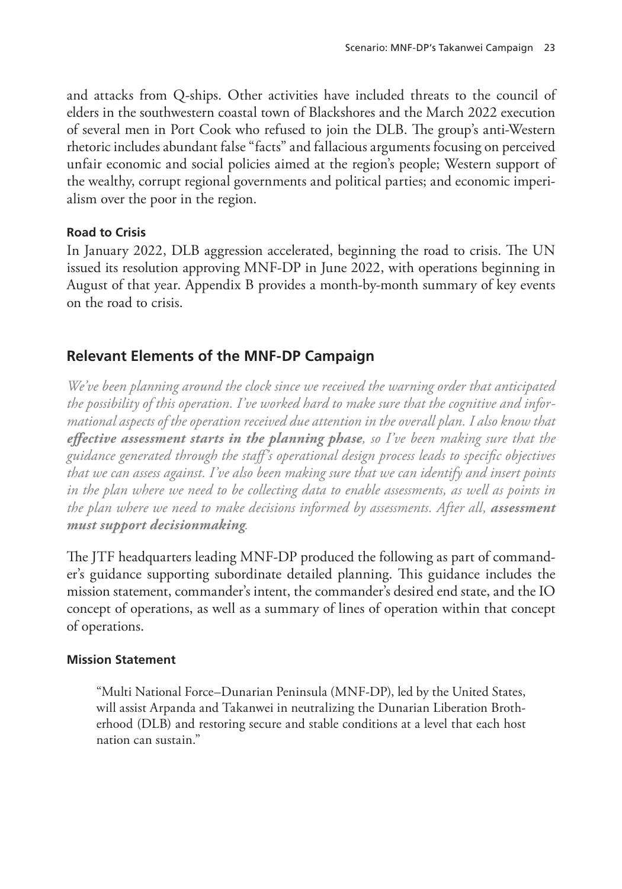and attacks from Q-ships. Other activities have included threats to the council of elders in the southwestern coastal town of Blackshores and the March 2022 execution of several men in Port Cook who refused to join the DLB. The group's anti-Western rhetoric includes abundant false "facts" and fallacious arguments focusing on perceived unfair economic and social policies aimed at the region's people; Western support of the wealthy, corrupt regional governments and political parties; and economic imperialism over the poor in the region.

### Road to Crisis

In January 2022, DLB aggression accelerated, beginning the road to crisis. The UN issued its resolution approving MNF-DP in June 2022, with operations beginning in August of that year. Appendix B provides a month-by-month summary of key events on the road to crisis.

## Relevant Elements of the MNF-DP Campaign

*We've been planning around the clock since we received the warning order that anticipated the possibility of this operation. I've worked hard to make sure that the cognitive and informational aspects of the operation received due attention in the overall plan. I also know that* ***effective assessment starts in the planning phase****, so I've been making sure that the guidance generated through the staff's operational design process leads to specific objectives that we can assess against. I've also been making sure that we can identify and insert points in the plan where we need to be collecting data to enable assessments, as well as points in the plan where we need to make decisions informed by assessments. After all,* ***assessment must support decisionmaking****.*

The JTF headquarters leading MNF-DP produced the following as part of commander's guidance supporting subordinate detailed planning. This guidance includes the mission statement, commander's intent, the commander's desired end state, and the IO concept of operations, as well as a summary of lines of operation within that concept of operations.

### Mission Statement

> "Multi National Force–Dunarian Peninsula (MNF-DP), led by the United States, will assist Arpanda and Takanwei in neutralizing the Dunarian Liberation Brotherhood (DLB) and restoring secure and stable conditions at a level that each host nation can sustain."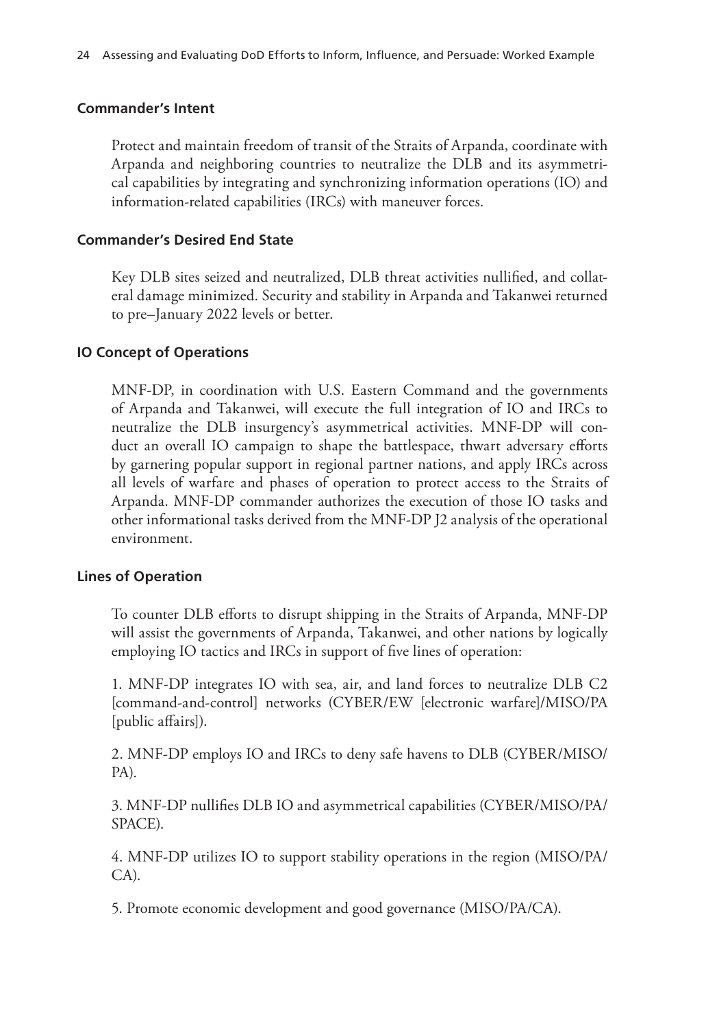### Commander's Intent

Protect and maintain freedom of transit of the Straits of Arpanda, coordinate with Arpanda and neighboring countries to neutralize the DLB and its asymmetrical capabilities by integrating and synchronizing information operations (IO) and information-related capabilities (IRCs) with maneuver forces.

### Commander's Desired End State

Key DLB sites seized and neutralized, DLB threat activities nullified, and collateral damage minimized. Security and stability in Arpanda and Takanwei returned to pre–January 2022 levels or better.

### IO Concept of Operations

MNF-DP, in coordination with U.S. Eastern Command and the governments of Arpanda and Takanwei, will execute the full integration of IO and IRCs to neutralize the DLB insurgency's asymmetrical activities. MNF-DP will conduct an overall IO campaign to shape the battlespace, thwart adversary efforts by garnering popular support in regional partner nations, and apply IRCs across all levels of warfare and phases of operation to protect access to the Straits of Arpanda. MNF-DP commander authorizes the execution of those IO tasks and other informational tasks derived from the MNF-DP J2 analysis of the operational environment.

### Lines of Operation

To counter DLB efforts to disrupt shipping in the Straits of Arpanda, MNF-DP will assist the governments of Arpanda, Takanwei, and other nations by logically employing IO tactics and IRCs in support of five lines of operation:

1. MNF-DP integrates IO with sea, air, and land forces to neutralize DLB C2 [command-and-control] networks (CYBER/EW [electronic warfare]/MISO/PA [public affairs]).

2. MNF-DP employs IO and IRCs to deny safe havens to DLB (CYBER/MISO/PA).

3. MNF-DP nullifies DLB IO and asymmetrical capabilities (CYBER/MISO/PA/SPACE).

4. MNF-DP utilizes IO to support stability operations in the region (MISO/PA/CA).

5. Promote economic development and good governance (MISO/PA/CA).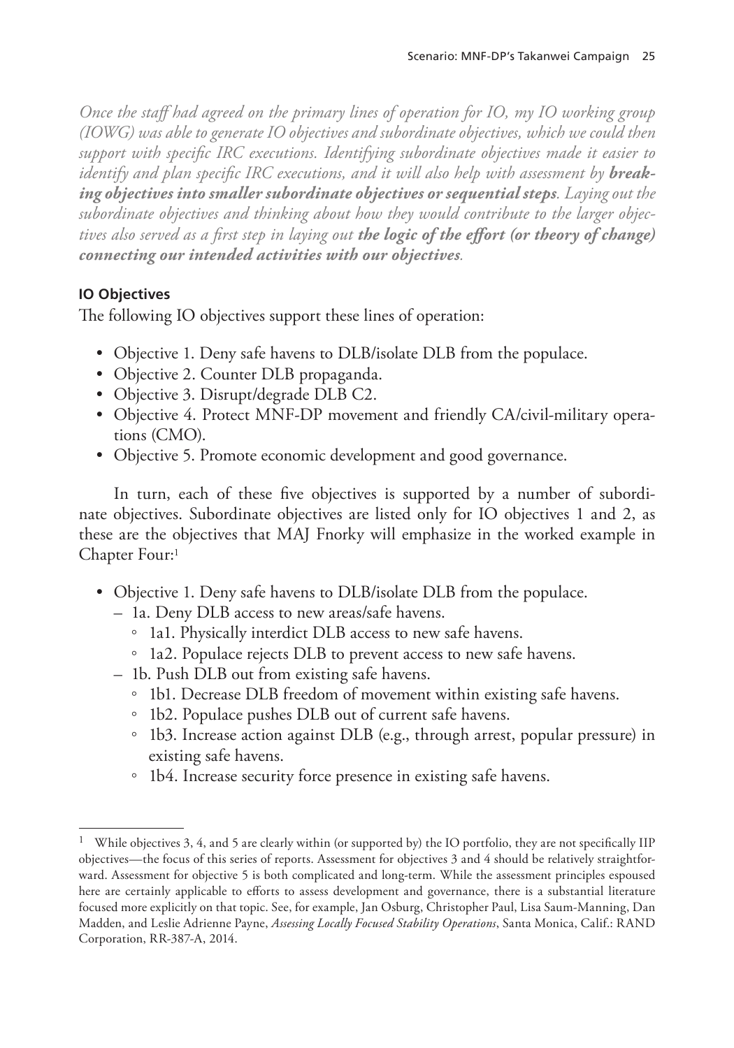*Once the staff had agreed on the primary lines of operation for IO, my IO working group (IOWG) was able to generate IO objectives and subordinate objectives, which we could then support with specific IRC executions. Identifying subordinate objectives made it easier to identify and plan specific IRC executions, and it will also help with assessment by **breaking objectives into smaller subordinate objectives or sequential steps**. Laying out the subordinate objectives and thinking about how they would contribute to the larger objectives also served as a first step in laying out **the logic of the effort (or theory of change) connecting our intended activities with our objectives**.*

#### IO Objectives

The following IO objectives support these lines of operation:

- Objective 1. Deny safe havens to DLB/isolate DLB from the populace.
- Objective 2. Counter DLB propaganda.
- Objective 3. Disrupt/degrade DLB C2.
- Objective 4. Protect MNF-DP movement and friendly CA/civil-military operations (CMO).
- Objective 5. Promote economic development and good governance.

In turn, each of these five objectives is supported by a number of subordinate objectives. Subordinate objectives are listed only for IO objectives 1 and 2, as these are the objectives that MAJ Fnorky will emphasize in the worked example in Chapter Four:[1]

- Objective 1. Deny safe havens to DLB/isolate DLB from the populace.
  - 1a. Deny DLB access to new areas/safe havens.
    - 1a1. Physically interdict DLB access to new safe havens.
    - 1a2. Populace rejects DLB to prevent access to new safe havens.
  - 1b. Push DLB out from existing safe havens.
    - 1b1. Decrease DLB freedom of movement within existing safe havens.
    - 1b2. Populace pushes DLB out of current safe havens.
    - 1b3. Increase action against DLB (e.g., through arrest, popular pressure) in existing safe havens.
    - 1b4. Increase security force presence in existing safe havens.

---

[1] While objectives 3, 4, and 5 are clearly within (or supported by) the IO portfolio, they are not specifically IIP objectives—the focus of this series of reports. Assessment for objectives 3 and 4 should be relatively straightforward. Assessment for objective 5 is both complicated and long-term. While the assessment principles espoused here are certainly applicable to efforts to assess development and governance, there is a substantial literature focused more explicitly on that topic. See, for example, Jan Osburg, Christopher Paul, Lisa Saum-Manning, Dan Madden, and Leslie Adrienne Payne, *Assessing Locally Focused Stability Operations*, Santa Monica, Calif.: RAND Corporation, RR-387-A, 2014.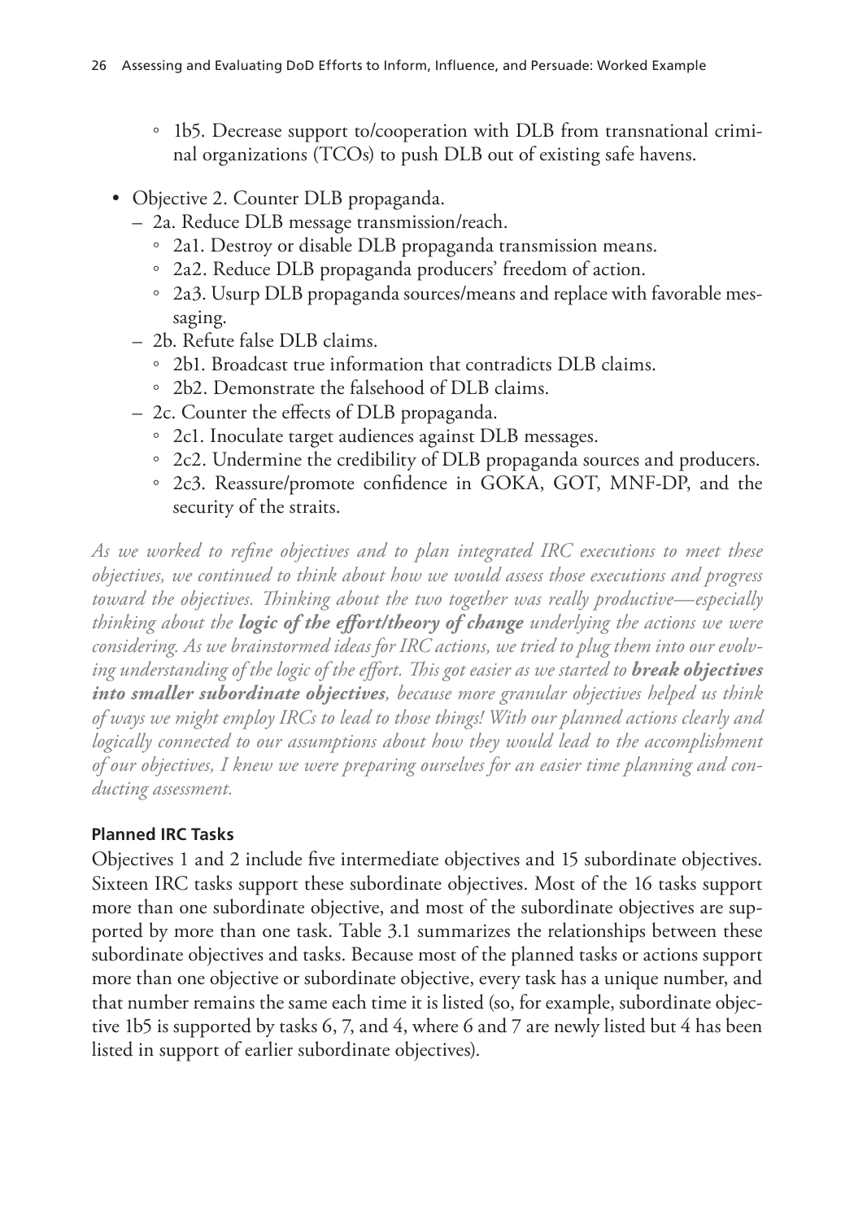- 1b5. Decrease support to/cooperation with DLB from transnational criminal organizations (TCOs) to push DLB out of existing safe havens.

- Objective 2. Counter DLB propaganda.
  - 2a. Reduce DLB message transmission/reach.
    - 2a1. Destroy or disable DLB propaganda transmission means.
    - 2a2. Reduce DLB propaganda producers' freedom of action.
    - 2a3. Usurp DLB propaganda sources/means and replace with favorable messaging.
  - 2b. Refute false DLB claims.
    - 2b1. Broadcast true information that contradicts DLB claims.
    - 2b2. Demonstrate the falsehood of DLB claims.
  - 2c. Counter the effects of DLB propaganda.
    - 2c1. Inoculate target audiences against DLB messages.
    - 2c2. Undermine the credibility of DLB propaganda sources and producers.
    - 2c3. Reassure/promote confidence in GOKA, GOT, MNF-DP, and the security of the straits.

*As we worked to refine objectives and to plan integrated IRC executions to meet these objectives, we continued to think about how we would assess those executions and progress toward the objectives. Thinking about the two together was really productive—especially thinking about the* ***logic of the effort/theory of change*** *underlying the actions we were considering. As we brainstormed ideas for IRC actions, we tried to plug them into our evolving understanding of the logic of the effort. This got easier as we started to* ***break objectives into smaller subordinate objectives****, because more granular objectives helped us think of ways we might employ IRCs to lead to those things! With our planned actions clearly and logically connected to our assumptions about how they would lead to the accomplishment of our objectives, I knew we were preparing ourselves for an easier time planning and conducting assessment.*

#### Planned IRC Tasks

Objectives 1 and 2 include five intermediate objectives and 15 subordinate objectives. Sixteen IRC tasks support these subordinate objectives. Most of the 16 tasks support more than one subordinate objective, and most of the subordinate objectives are supported by more than one task. Table 3.1 summarizes the relationships between these subordinate objectives and tasks. Because most of the planned tasks or actions support more than one objective or subordinate objective, every task has a unique number, and that number remains the same each time it is listed (so, for example, subordinate objective 1b5 is supported by tasks 6, 7, and 4, where 6 and 7 are newly listed but 4 has been listed in support of earlier subordinate objectives).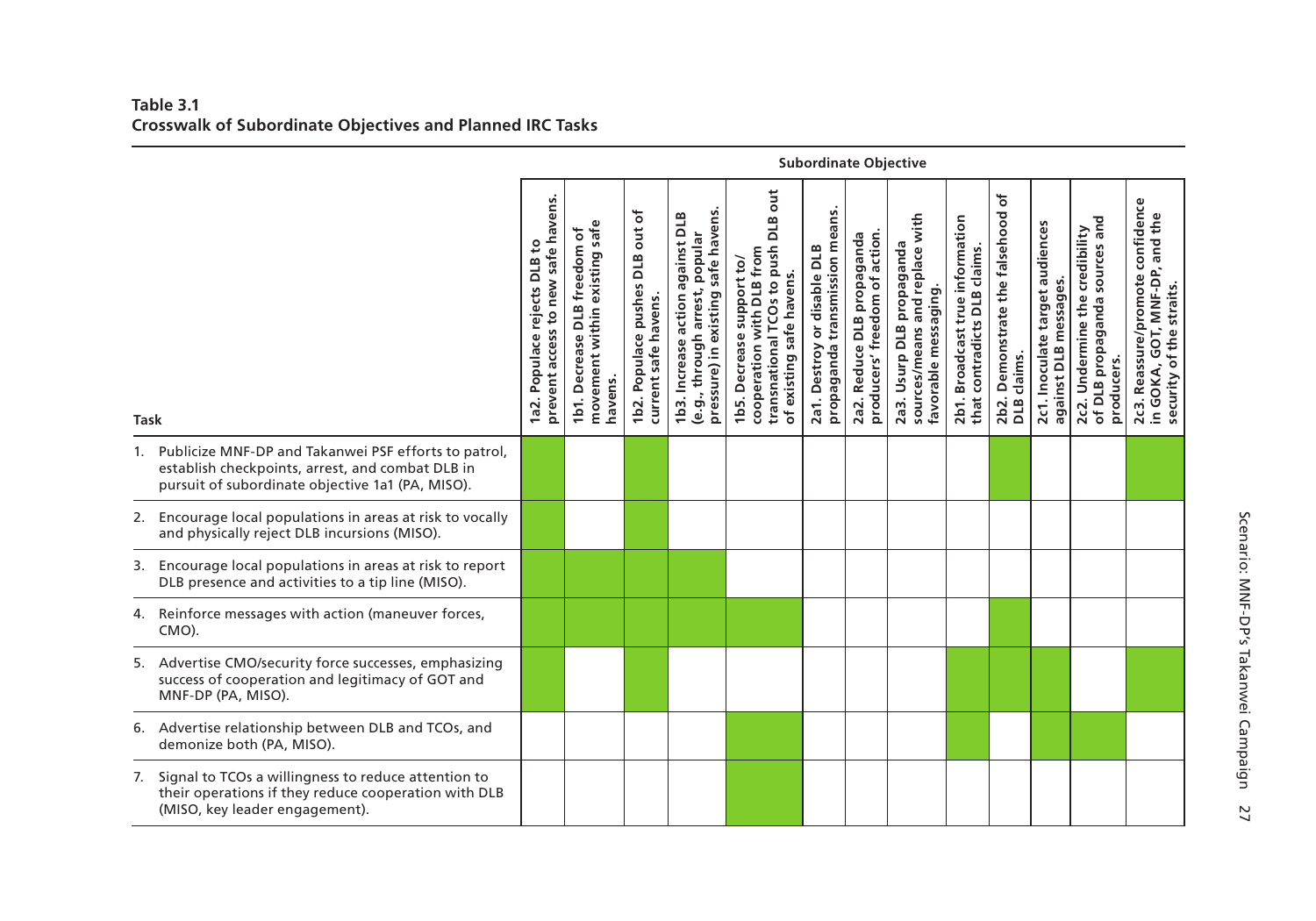**Table 3.1**
**Crosswalk of Subordinate Objectives and Planned IRC Tasks**

Shaded cells in the original are shown as X.

| Task | Subordinate Objective | | | | | | | | | | | | |
|---|---|---|---|---|---|---|---|---|---|---|---|---|---|
| | 1a2. Populace rejects DLB to prevent access to new safe havens. | 1b1. Decrease DLB freedom of movement within existing safe havens. | 1b2. Populace pushes DLB out of current safe havens. | 1b3. Increase action against DLB (e.g., through arrest, popular pressure) in existing safe havens. | 1b5. Decrease support to/cooperation with DLB from transnational TCOs to push DLB out of existing safe havens. | 2a1. Destroy or disable DLB propaganda transmission means. | 2a2. Reduce DLB propaganda producers' freedom of action. | 2a3. Usurp DLB propaganda sources/means and replace with favorable messaging. | 2b1. Broadcast true information that contradicts DLB claims. | 2b2. Demonstrate the falsehood of DLB claims. | 2c1. Inoculate target audiences against DLB messages. | 2c2. Undermine the credibility of DLB propaganda sources and producers. | 2c3. Reassure/promote confidence in GOKA, GOT, MNF-DP, and the security of the straits. |
| 1. Publicize MNF-DP and Takanwei PSF efforts to patrol, establish checkpoints, arrest, and combat DLB in pursuit of subordinate objective 1a1 (PA, MISO). | X | | X | | | | | | | X | | | X |
| 2. Encourage local populations in areas at risk to vocally and physically reject DLB incursions (MISO). | X | | X | | | | | | | | | | |
| 3. Encourage local populations in areas at risk to report DLB presence and activities to a tip line (MISO). | X | X | X | X | | | | | | | | | |
| 4. Reinforce messages with action (maneuver forces, CMO). | X | X | X | X | X | | | | | X | | | |
| 5. Advertise CMO/security force successes, emphasizing success of cooperation and legitimacy of GOT and MNF-DP (PA, MISO). | X | | X | | | | | | X | X | X | | |
| 6. Advertise relationship between DLB and TCOs, and demonize both (PA, MISO). | | | | | X | | | | X | | X | X | |
| 7. Signal to TCOs a willingness to reduce attention to their operations if they reduce cooperation with DLB (MISO, key leader engagement). | | | | | X | | | | | | | | |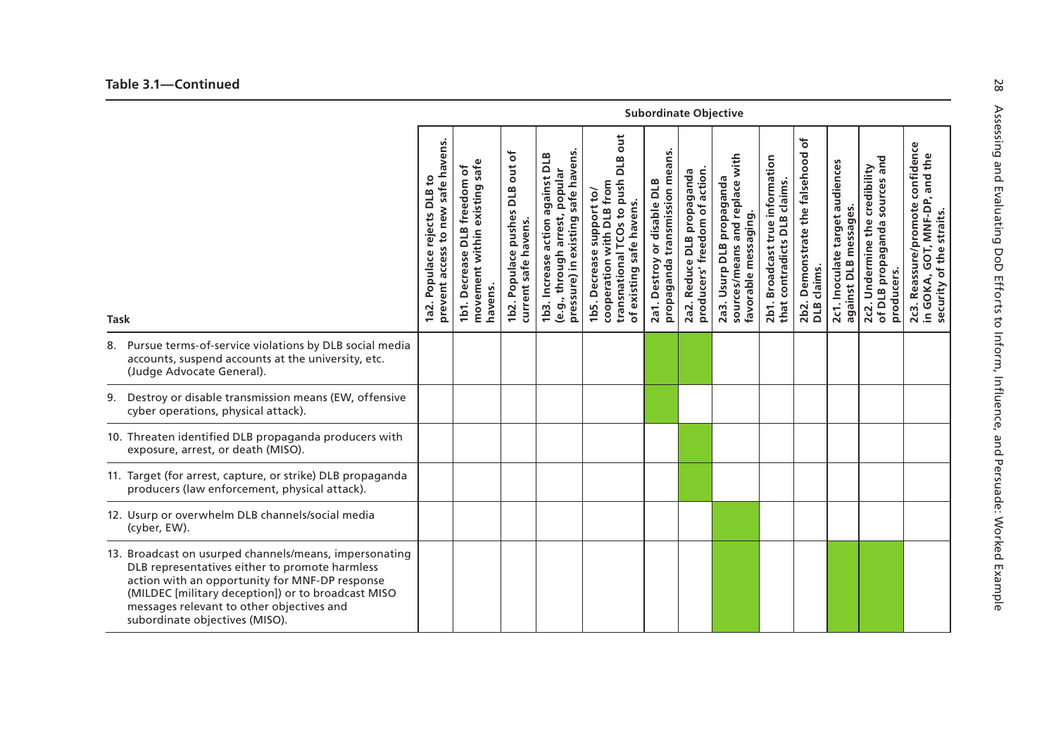**Table 3.1—Continued**

| Task | Subordinate Objective | | | | | | | | | | | | |
|---|---|---|---|---|---|---|---|---|---|---|---|---|---|
| | 1a2. Populace rejects DLB to prevent access to new safe havens. | 1b1. Decrease DLB freedom of movement within existing safe havens. | 1b2. Populace pushes DLB out of current safe havens. | 1b3. Increase action against DLB (e.g., through arrest, popular pressure) in existing safe havens. | 1b5. Decrease support to/cooperation with DLB from transnational TCOs to push DLB out of existing safe havens. | 2a1. Destroy or disable DLB propaganda transmission means. | 2a2. Reduce DLB propaganda producers' freedom of action. | 2a3. Usurp DLB propaganda sources/means and replace with favorable messaging. | 2b1. Broadcast true information that contradicts DLB claims. | 2b2. Demonstrate the falsehood of DLB claims. | 2c1. Inoculate target audiences against DLB messages. | 2c2. Undermine the credibility of DLB propaganda sources and producers. | 2c3. Reassure/promote confidence in GOKA, GOT, MNF-DP, and the security of the straits. |
| 8. Pursue terms-of-service violations by DLB social media accounts, suspend accounts at the university, etc. (Judge Advocate General). | | | | | | ● | ● | | | | | | |
| 9. Destroy or disable transmission means (EW, offensive cyber operations, physical attack). | | | | | | ● | | | | | | | |
| 10. Threaten identified DLB propaganda producers with exposure, arrest, or death (MISO). | | | | | | | ● | | | | | | |
| 11. Target (for arrest, capture, or strike) DLB propaganda producers (law enforcement, physical attack). | | | | | | | ● | | | | | | |
| 12. Usurp or overwhelm DLB channels/social media (cyber, EW). | | | | | | | | ● | | | | | |
| 13. Broadcast on usurped channels/means, impersonating DLB representatives either to promote harmless action with an opportunity for MNF-DP response (MILDEC [military deception]) or to broadcast MISO messages relevant to other objectives and subordinate objectives (MISO). | | | | | | | | ● | | | ● | ● | |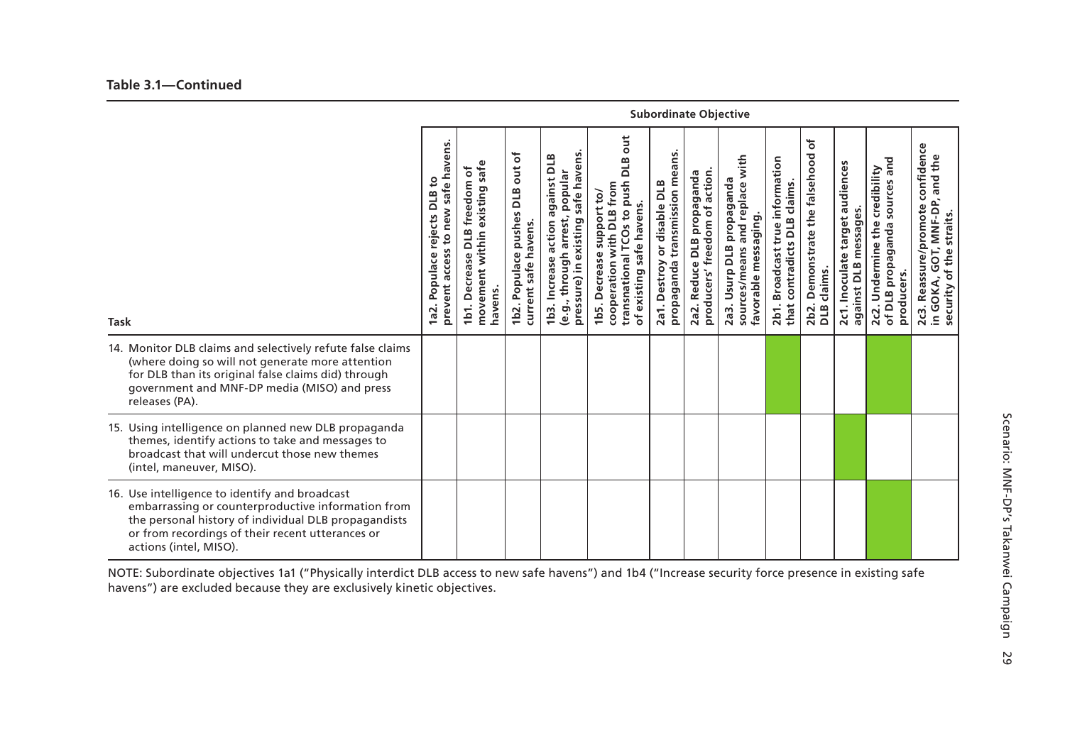**Table 3.1—Continued**

| Task | Subordinate Objective | | | | | | | | | | | | |
|---|---|---|---|---|---|---|---|---|---|---|---|---|---|
| | 1a2. Populace rejects DLB to prevent access to new safe havens. | 1b1. Decrease DLB freedom of movement within existing safe havens. | 1b2. Populace pushes DLB out of current safe havens. | 1b3. Increase action against DLB (e.g., through arrest, popular pressure) in existing safe havens. | 1b5. Decrease support to/cooperation with DLB from transnational TCOs to push DLB out of existing safe havens. | 2a1. Destroy or disable DLB propaganda transmission means. | 2a2. Reduce DLB propaganda producers' freedom of action. | 2a3. Usurp DLB propaganda sources/means and replace with favorable messaging. | 2b1. Broadcast true information that contradicts DLB claims. | 2b2. Demonstrate the falsehood of DLB claims. | 2c1. Inoculate target audiences against DLB messages. | 2c2. Undermine the credibility of DLB propaganda sources and producers. | 2c3. Reassure/promote confidence in GOKA, GOT, MNF-DP, and the security of the straits. |
| 14. Monitor DLB claims and selectively refute false claims (where doing so will not generate more attention for DLB than its original false claims did) through government and MNF-DP media (MISO) and press releases (PA). | | | | | | | | | X | | | X | |
| 15. Using intelligence on planned new DLB propaganda themes, identify actions to take and messages to broadcast that will undercut those new themes (intel, maneuver, MISO). | | | | | | | | | | | X | | |
| 16. Use intelligence to identify and broadcast embarrassing or counterproductive information from the personal history of individual DLB propagandists or from recordings of their recent utterances or actions (intel, MISO). | | | | | | | | | | | | X | |

NOTE: Subordinate objectives 1a1 ("Physically interdict DLB access to new safe havens") and 1b4 ("Increase security force presence in existing safe havens") are excluded because they are exclusively kinetic objectives.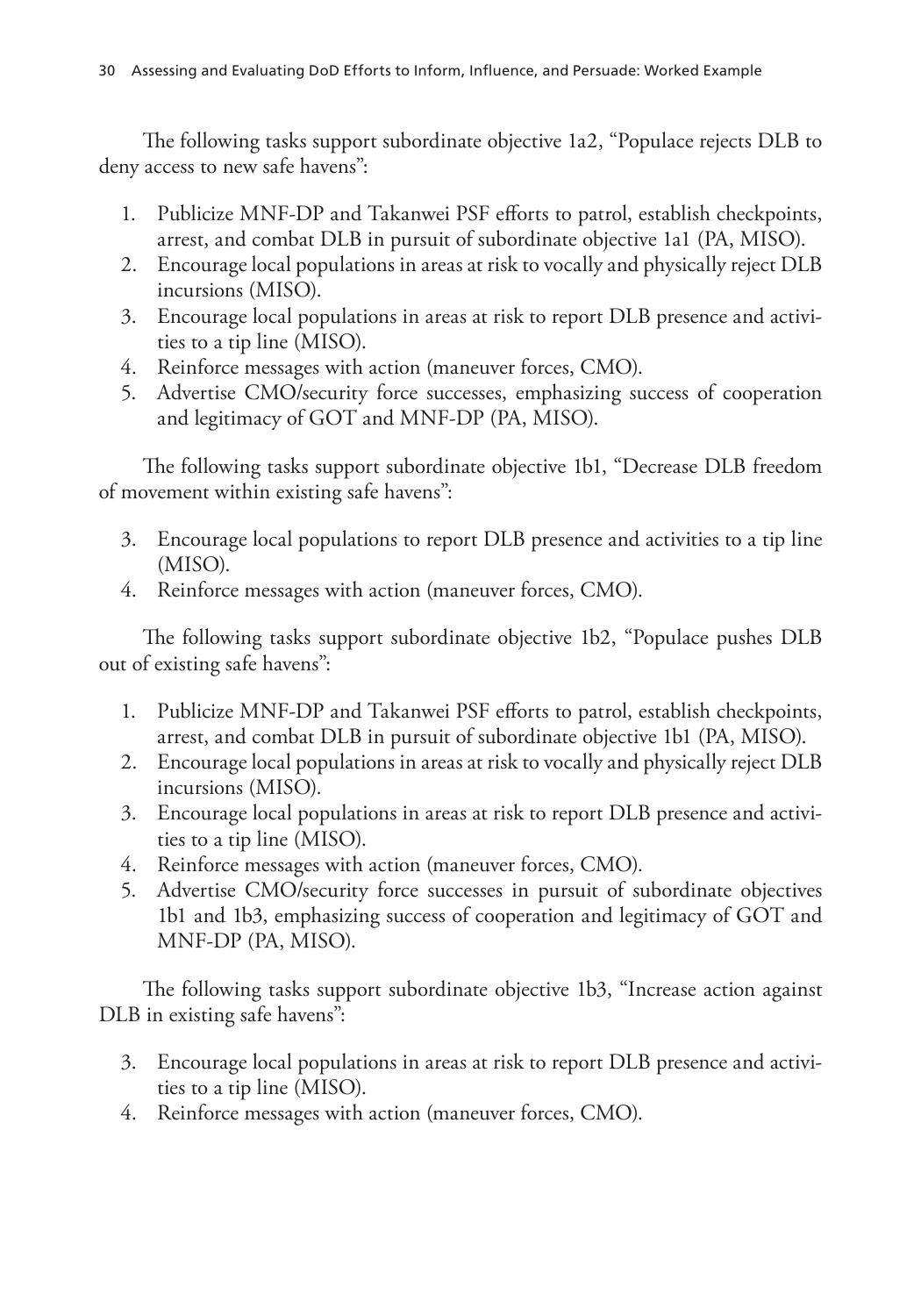The following tasks support subordinate objective 1a2, "Populace rejects DLB to deny access to new safe havens":

1. Publicize MNF-DP and Takanwei PSF efforts to patrol, establish checkpoints, arrest, and combat DLB in pursuit of subordinate objective 1a1 (PA, MISO).
2. Encourage local populations in areas at risk to vocally and physically reject DLB incursions (MISO).
3. Encourage local populations in areas at risk to report DLB presence and activities to a tip line (MISO).
4. Reinforce messages with action (maneuver forces, CMO).
5. Advertise CMO/security force successes, emphasizing success of cooperation and legitimacy of GOT and MNF-DP (PA, MISO).

The following tasks support subordinate objective 1b1, "Decrease DLB freedom of movement within existing safe havens":

3. Encourage local populations to report DLB presence and activities to a tip line (MISO).
4. Reinforce messages with action (maneuver forces, CMO).

The following tasks support subordinate objective 1b2, "Populace pushes DLB out of existing safe havens":

1. Publicize MNF-DP and Takanwei PSF efforts to patrol, establish checkpoints, arrest, and combat DLB in pursuit of subordinate objective 1b1 (PA, MISO).
2. Encourage local populations in areas at risk to vocally and physically reject DLB incursions (MISO).
3. Encourage local populations in areas at risk to report DLB presence and activities to a tip line (MISO).
4. Reinforce messages with action (maneuver forces, CMO).
5. Advertise CMO/security force successes in pursuit of subordinate objectives 1b1 and 1b3, emphasizing success of cooperation and legitimacy of GOT and MNF-DP (PA, MISO).

The following tasks support subordinate objective 1b3, "Increase action against DLB in existing safe havens":

3. Encourage local populations in areas at risk to report DLB presence and activities to a tip line (MISO).
4. Reinforce messages with action (maneuver forces, CMO).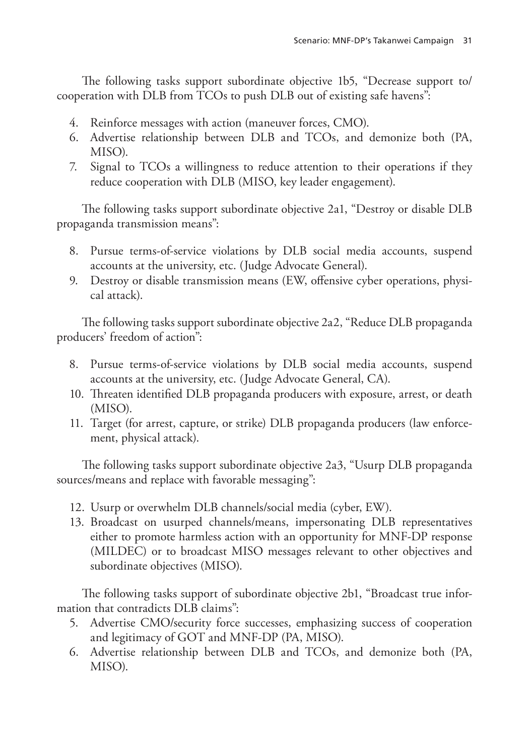The following tasks support subordinate objective 1b5, "Decrease support to/cooperation with DLB from TCOs to push DLB out of existing safe havens":

4. Reinforce messages with action (maneuver forces, CMO).
6. Advertise relationship between DLB and TCOs, and demonize both (PA, MISO).
7. Signal to TCOs a willingness to reduce attention to their operations if they reduce cooperation with DLB (MISO, key leader engagement).

The following tasks support subordinate objective 2a1, "Destroy or disable DLB propaganda transmission means":

8. Pursue terms-of-service violations by DLB social media accounts, suspend accounts at the university, etc. (Judge Advocate General).
9. Destroy or disable transmission means (EW, offensive cyber operations, physical attack).

The following tasks support subordinate objective 2a2, "Reduce DLB propaganda producers' freedom of action":

8. Pursue terms-of-service violations by DLB social media accounts, suspend accounts at the university, etc. (Judge Advocate General, CA).
10. Threaten identified DLB propaganda producers with exposure, arrest, or death (MISO).
11. Target (for arrest, capture, or strike) DLB propaganda producers (law enforcement, physical attack).

The following tasks support subordinate objective 2a3, "Usurp DLB propaganda sources/means and replace with favorable messaging":

12. Usurp or overwhelm DLB channels/social media (cyber, EW).
13. Broadcast on usurped channels/means, impersonating DLB representatives either to promote harmless action with an opportunity for MNF-DP response (MILDEC) or to broadcast MISO messages relevant to other objectives and subordinate objectives (MISO).

The following tasks support of subordinate objective 2b1, "Broadcast true information that contradicts DLB claims":

5. Advertise CMO/security force successes, emphasizing success of cooperation and legitimacy of GOT and MNF-DP (PA, MISO).
6. Advertise relationship between DLB and TCOs, and demonize both (PA, MISO).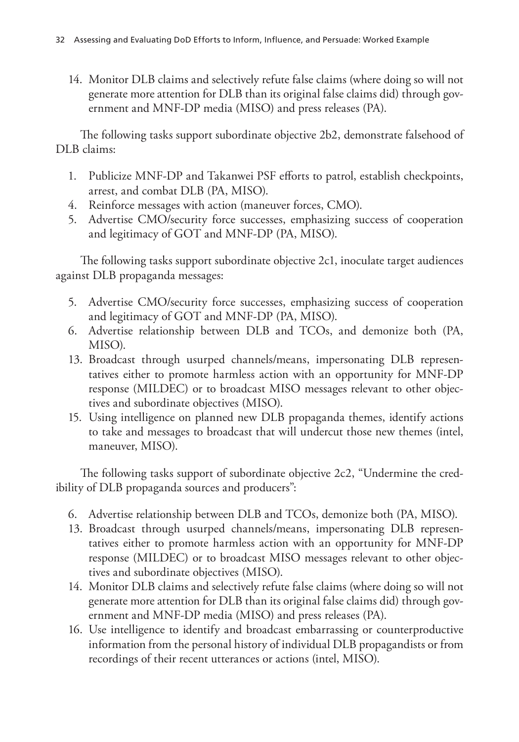14. Monitor DLB claims and selectively refute false claims (where doing so will not generate more attention for DLB than its original false claims did) through government and MNF-DP media (MISO) and press releases (PA).

The following tasks support subordinate objective 2b2, demonstrate falsehood of DLB claims:

1. Publicize MNF-DP and Takanwei PSF efforts to patrol, establish checkpoints, arrest, and combat DLB (PA, MISO).
4. Reinforce messages with action (maneuver forces, CMO).
5. Advertise CMO/security force successes, emphasizing success of cooperation and legitimacy of GOT and MNF-DP (PA, MISO).

The following tasks support subordinate objective 2c1, inoculate target audiences against DLB propaganda messages:

5. Advertise CMO/security force successes, emphasizing success of cooperation and legitimacy of GOT and MNF-DP (PA, MISO).
6. Advertise relationship between DLB and TCOs, and demonize both (PA, MISO).
13. Broadcast through usurped channels/means, impersonating DLB representatives either to promote harmless action with an opportunity for MNF-DP response (MILDEC) or to broadcast MISO messages relevant to other objectives and subordinate objectives (MISO).
15. Using intelligence on planned new DLB propaganda themes, identify actions to take and messages to broadcast that will undercut those new themes (intel, maneuver, MISO).

The following tasks support of subordinate objective 2c2, "Undermine the credibility of DLB propaganda sources and producers":

6. Advertise relationship between DLB and TCOs, demonize both (PA, MISO).
13. Broadcast through usurped channels/means, impersonating DLB representatives either to promote harmless action with an opportunity for MNF-DP response (MILDEC) or to broadcast MISO messages relevant to other objectives and subordinate objectives (MISO).
14. Monitor DLB claims and selectively refute false claims (where doing so will not generate more attention for DLB than its original false claims did) through government and MNF-DP media (MISO) and press releases (PA).
16. Use intelligence to identify and broadcast embarrassing or counterproductive information from the personal history of individual DLB propagandists or from recordings of their recent utterances or actions (intel, MISO).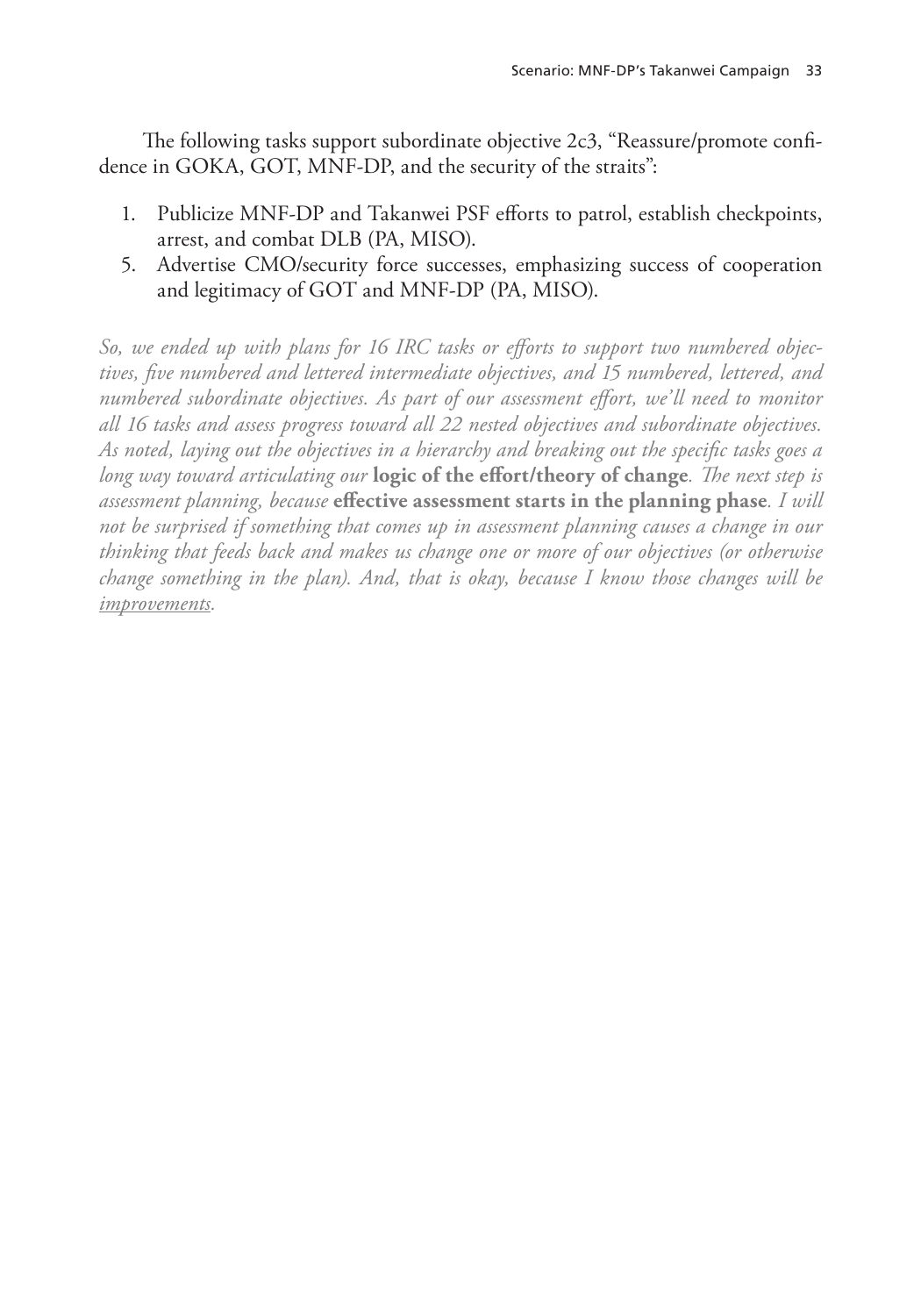The following tasks support subordinate objective 2c3, "Reassure/promote confidence in GOKA, GOT, MNF-DP, and the security of the straits":

1. Publicize MNF-DP and Takanwei PSF efforts to patrol, establish checkpoints, arrest, and combat DLB (PA, MISO).
5. Advertise CMO/security force successes, emphasizing success of cooperation and legitimacy of GOT and MNF-DP (PA, MISO).

*So, we ended up with plans for 16 IRC tasks or efforts to support two numbered objectives, five numbered and lettered intermediate objectives, and 15 numbered, lettered, and numbered subordinate objectives. As part of our assessment effort, we'll need to monitor all 16 tasks and assess progress toward all 22 nested objectives and subordinate objectives. As noted, laying out the objectives in a hierarchy and breaking out the specific tasks goes a long way toward articulating our* ***logic of the effort/theory of change****. The next step is assessment planning, because* ***effective assessment starts in the planning phase****. I will not be surprised if something that comes up in assessment planning causes a change in our thinking that feeds back and makes us change one or more of our objectives (or otherwise change something in the plan). And, that is okay, because I know those changes will be <u>improvements</u>.*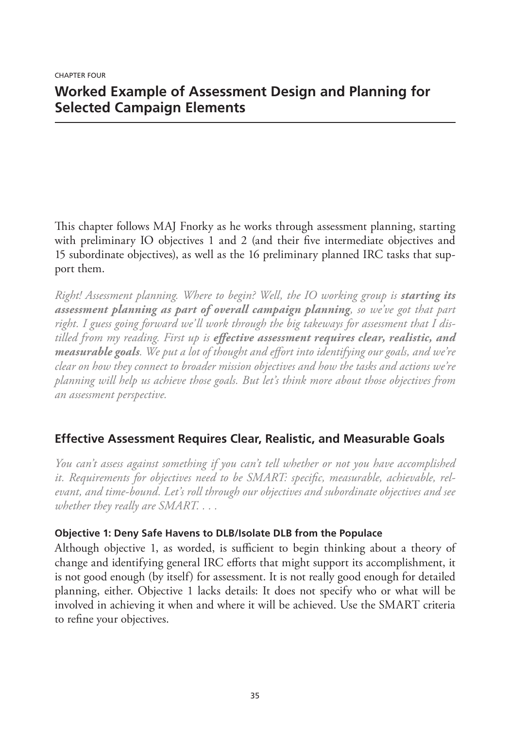CHAPTER FOUR

# Worked Example of Assessment Design and Planning for Selected Campaign Elements

This chapter follows MAJ Fnorky as he works through assessment planning, starting with preliminary IO objectives 1 and 2 (and their five intermediate objectives and 15 subordinate objectives), as well as the 16 preliminary planned IRC tasks that support them.

*Right! Assessment planning. Where to begin? Well, the IO working group is* ***starting its assessment planning as part of overall campaign planning****, so we've got that part right. I guess going forward we'll work through the big takeaways for assessment that I distilled from my reading. First up is* ***effective assessment requires clear, realistic, and measurable goals****. We put a lot of thought and effort into identifying our goals, and we're clear on how they connect to broader mission objectives and how the tasks and actions we're planning will help us achieve those goals. But let's think more about those objectives from an assessment perspective.*

## Effective Assessment Requires Clear, Realistic, and Measurable Goals

*You can't assess against something if you can't tell whether or not you have accomplished it. Requirements for objectives need to be SMART: specific, measurable, achievable, relevant, and time-bound. Let's roll through our objectives and subordinate objectives and see whether they really are SMART. . . .*

### Objective 1: Deny Safe Havens to DLB/Isolate DLB from the Populace

Although objective 1, as worded, is sufficient to begin thinking about a theory of change and identifying general IRC efforts that might support its accomplishment, it is not good enough (by itself) for assessment. It is not really good enough for detailed planning, either. Objective 1 lacks details: It does not specify who or what will be involved in achieving it when and where it will be achieved. Use the SMART criteria to refine your objectives.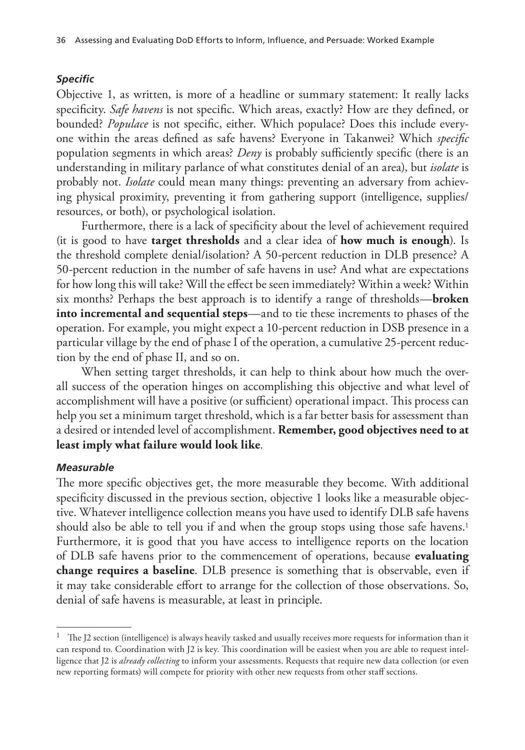### *Specific*

Objective 1, as written, is more of a headline or summary statement: It really lacks specificity. *Safe havens* is not specific. Which areas, exactly? How are they defined, or bounded? *Populace* is not specific, either. Which populace? Does this include everyone within the areas defined as safe havens? Everyone in Takanwei? Which *specific* population segments in which areas? *Deny* is probably sufficiently specific (there is an understanding in military parlance of what constitutes denial of an area), but *isolate* is probably not. *Isolate* could mean many things: preventing an adversary from achieving physical proximity, preventing it from gathering support (intelligence, supplies/resources, or both), or psychological isolation.

Furthermore, there is a lack of specificity about the level of achievement required (it is good to have **target thresholds** and a clear idea of **how much is enough**). Is the threshold complete denial/isolation? A 50-percent reduction in DLB presence? A 50-percent reduction in the number of safe havens in use? And what are expectations for how long this will take? Will the effect be seen immediately? Within a week? Within six months? Perhaps the best approach is to identify a range of thresholds—**broken into incremental and sequential steps**—and to tie these increments to phases of the operation. For example, you might expect a 10-percent reduction in DSB presence in a particular village by the end of phase I of the operation, a cumulative 25-percent reduction by the end of phase II, and so on.

When setting target thresholds, it can help to think about how much the overall success of the operation hinges on accomplishing this objective and what level of accomplishment will have a positive (or sufficient) operational impact. This process can help you set a minimum target threshold, which is a far better basis for assessment than a desired or intended level of accomplishment. **Remember, good objectives need to at least imply what failure would look like**.

### *Measurable*

The more specific objectives get, the more measurable they become. With additional specificity discussed in the previous section, objective 1 looks like a measurable objective. Whatever intelligence collection means you have used to identify DLB safe havens should also be able to tell you if and when the group stops using those safe havens.[1] Furthermore, it is good that you have access to intelligence reports on the location of DLB safe havens prior to the commencement of operations, because **evaluating change requires a baseline**. DLB presence is something that is observable, even if it may take considerable effort to arrange for the collection of those observations. So, denial of safe havens is measurable, at least in principle.

---

[1] The J2 section (intelligence) is always heavily tasked and usually receives more requests for information than it can respond to. Coordination with J2 is key. This coordination will be easiest when you are able to request intelligence that J2 is *already collecting* to inform your assessments. Requests that require new data collection (or even new reporting formats) will compete for priority with other new requests from other staff sections.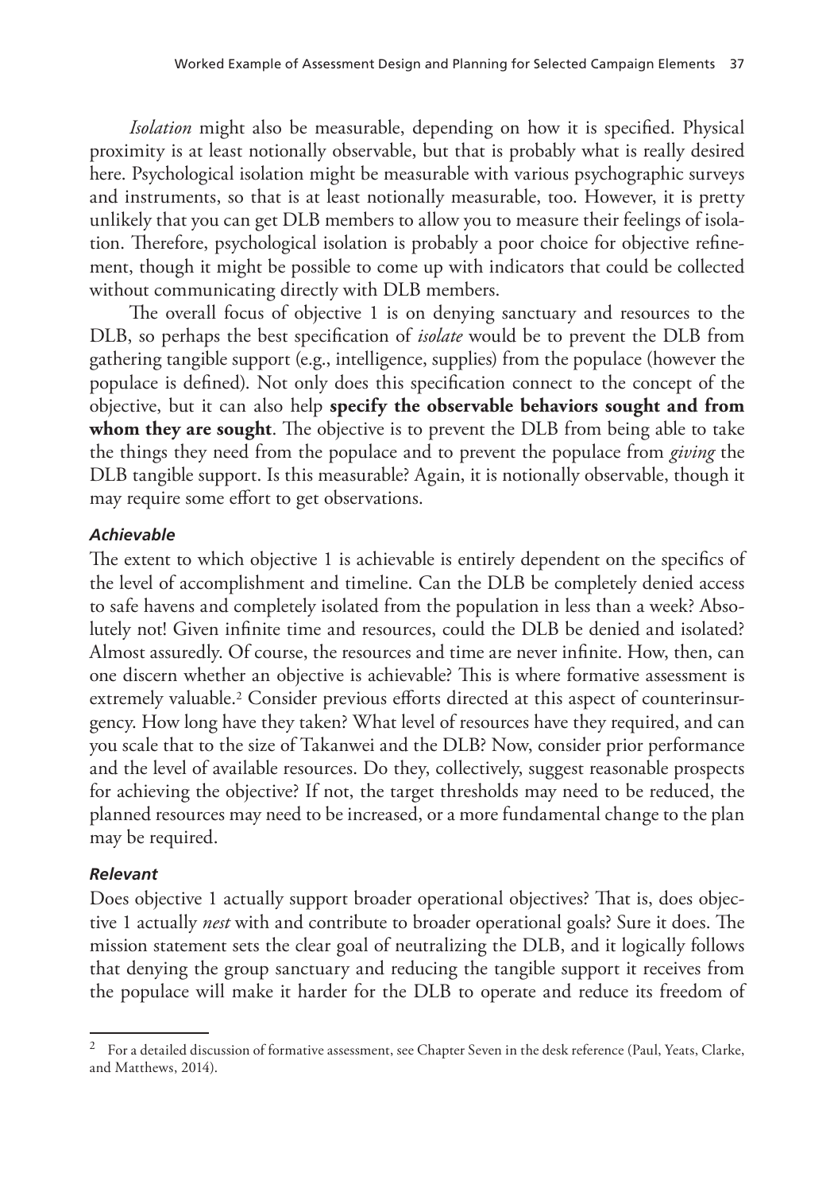*Isolation* might also be measurable, depending on how it is specified. Physical proximity is at least notionally observable, but that is probably what is really desired here. Psychological isolation might be measurable with various psychographic surveys and instruments, so that is at least notionally measurable, too. However, it is pretty unlikely that you can get DLB members to allow you to measure their feelings of isolation. Therefore, psychological isolation is probably a poor choice for objective refinement, though it might be possible to come up with indicators that could be collected without communicating directly with DLB members.

The overall focus of objective 1 is on denying sanctuary and resources to the DLB, so perhaps the best specification of *isolate* would be to prevent the DLB from gathering tangible support (e.g., intelligence, supplies) from the populace (however the populace is defined). Not only does this specification connect to the concept of the objective, but it can also help **specify the observable behaviors sought and from whom they are sought**. The objective is to prevent the DLB from being able to take the things they need from the populace and to prevent the populace from *giving* the DLB tangible support. Is this measurable? Again, it is notionally observable, though it may require some effort to get observations.

#### *Achievable*

The extent to which objective 1 is achievable is entirely dependent on the specifics of the level of accomplishment and timeline. Can the DLB be completely denied access to safe havens and completely isolated from the population in less than a week? Absolutely not! Given infinite time and resources, could the DLB be denied and isolated? Almost assuredly. Of course, the resources and time are never infinite. How, then, can one discern whether an objective is achievable? This is where formative assessment is extremely valuable.[2] Consider previous efforts directed at this aspect of counterinsurgency. How long have they taken? What level of resources have they required, and can you scale that to the size of Takanwei and the DLB? Now, consider prior performance and the level of available resources. Do they, collectively, suggest reasonable prospects for achieving the objective? If not, the target thresholds may need to be reduced, the planned resources may need to be increased, or a more fundamental change to the plan may be required.

#### *Relevant*

Does objective 1 actually support broader operational objectives? That is, does objective 1 actually *nest* with and contribute to broader operational goals? Sure it does. The mission statement sets the clear goal of neutralizing the DLB, and it logically follows that denying the group sanctuary and reducing the tangible support it receives from the populace will make it harder for the DLB to operate and reduce its freedom of

---

[2] For a detailed discussion of formative assessment, see Chapter Seven in the desk reference (Paul, Yeats, Clarke, and Matthews, 2014).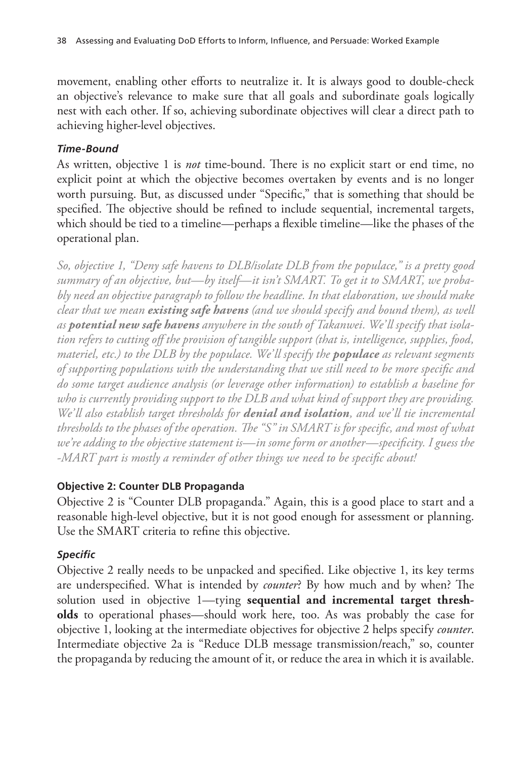movement, enabling other efforts to neutralize it. It is always good to double-check an objective's relevance to make sure that all goals and subordinate goals logically nest with each other. If so, achieving subordinate objectives will clear a direct path to achieving higher-level objectives.

#### *Time-Bound*

As written, objective 1 is *not* time-bound. There is no explicit start or end time, no explicit point at which the objective becomes overtaken by events and is no longer worth pursuing. But, as discussed under "Specific," that is something that should be specified. The objective should be refined to include sequential, incremental targets, which should be tied to a timeline—perhaps a flexible timeline—like the phases of the operational plan.

*So, objective 1, "Deny safe havens to DLB/isolate DLB from the populace," is a pretty good summary of an objective, but—by itself—it isn't SMART. To get it to SMART, we probably need an objective paragraph to follow the headline. In that elaboration, we should make clear that we mean* ***existing safe havens*** *(and we should specify and bound them), as well as* ***potential new safe havens*** *anywhere in the south of Takanwei. We'll specify that isolation refers to cutting off the provision of tangible support (that is, intelligence, supplies, food, materiel, etc.) to the DLB by the populace. We'll specify the* ***populace*** *as relevant segments of supporting populations with the understanding that we still need to be more specific and do some target audience analysis (or leverage other information) to establish a baseline for who is currently providing support to the DLB and what kind of support they are providing. We'll also establish target thresholds for* ***denial and isolation****, and we'll tie incremental thresholds to the phases of the operation. The "S" in SMART is for specific, and most of what we're adding to the objective statement is—in some form or another—specificity. I guess the -MART part is mostly a reminder of other things we need to be specific about!*

### Objective 2: Counter DLB Propaganda

Objective 2 is "Counter DLB propaganda." Again, this is a good place to start and a reasonable high-level objective, but it is not good enough for assessment or planning. Use the SMART criteria to refine this objective.

#### *Specific*

Objective 2 really needs to be unpacked and specified. Like objective 1, its key terms are underspecified. What is intended by *counter*? By how much and by when? The solution used in objective 1—tying **sequential and incremental target thresholds** to operational phases—should work here, too. As was probably the case for objective 1, looking at the intermediate objectives for objective 2 helps specify *counter*. Intermediate objective 2a is "Reduce DLB message transmission/reach," so, counter the propaganda by reducing the amount of it, or reduce the area in which it is available.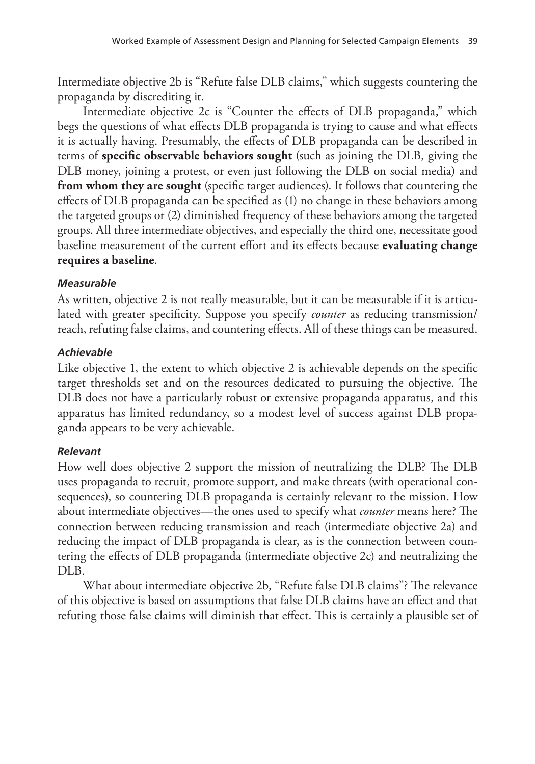Intermediate objective 2b is "Refute false DLB claims," which suggests countering the propaganda by discrediting it.

Intermediate objective 2c is "Counter the effects of DLB propaganda," which begs the questions of what effects DLB propaganda is trying to cause and what effects it is actually having. Presumably, the effects of DLB propaganda can be described in terms of **specific observable behaviors sought** (such as joining the DLB, giving the DLB money, joining a protest, or even just following the DLB on social media) and **from whom they are sought** (specific target audiences). It follows that countering the effects of DLB propaganda can be specified as (1) no change in these behaviors among the targeted groups or (2) diminished frequency of these behaviors among the targeted groups. All three intermediate objectives, and especially the third one, necessitate good baseline measurement of the current effort and its effects because **evaluating change requires a baseline**.

#### *Measurable*

As written, objective 2 is not really measurable, but it can be measurable if it is articulated with greater specificity. Suppose you specify *counter* as reducing transmission/reach, refuting false claims, and countering effects. All of these things can be measured.

#### *Achievable*

Like objective 1, the extent to which objective 2 is achievable depends on the specific target thresholds set and on the resources dedicated to pursuing the objective. The DLB does not have a particularly robust or extensive propaganda apparatus, and this apparatus has limited redundancy, so a modest level of success against DLB propaganda appears to be very achievable.

#### *Relevant*

How well does objective 2 support the mission of neutralizing the DLB? The DLB uses propaganda to recruit, promote support, and make threats (with operational consequences), so countering DLB propaganda is certainly relevant to the mission. How about intermediate objectives—the ones used to specify what *counter* means here? The connection between reducing transmission and reach (intermediate objective 2a) and reducing the impact of DLB propaganda is clear, as is the connection between countering the effects of DLB propaganda (intermediate objective 2c) and neutralizing the DLB.

What about intermediate objective 2b, "Refute false DLB claims"? The relevance of this objective is based on assumptions that false DLB claims have an effect and that refuting those false claims will diminish that effect. This is certainly a plausible set of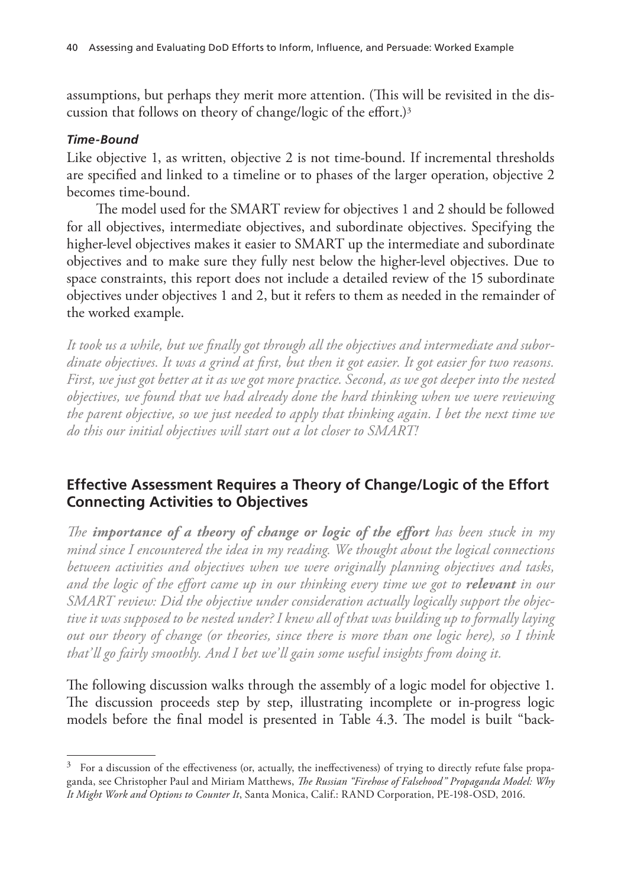assumptions, but perhaps they merit more attention. (This will be revisited in the discussion that follows on theory of change/logic of the effort.)[3]

### *Time-Bound*

Like objective 1, as written, objective 2 is not time-bound. If incremental thresholds are specified and linked to a timeline or to phases of the larger operation, objective 2 becomes time-bound.

The model used for the SMART review for objectives 1 and 2 should be followed for all objectives, intermediate objectives, and subordinate objectives. Specifying the higher-level objectives makes it easier to SMART up the intermediate and subordinate objectives and to make sure they fully nest below the higher-level objectives. Due to space constraints, this report does not include a detailed review of the 15 subordinate objectives under objectives 1 and 2, but it refers to them as needed in the remainder of the worked example.

*It took us a while, but we finally got through all the objectives and intermediate and subordinate objectives. It was a grind at first, but then it got easier. It got easier for two reasons. First, we just got better at it as we got more practice. Second, as we got deeper into the nested objectives, we found that we had already done the hard thinking when we were reviewing the parent objective, so we just needed to apply that thinking again. I bet the next time we do this our initial objectives will start out a lot closer to SMART!*

## Effective Assessment Requires a Theory of Change/Logic of the Effort Connecting Activities to Objectives

*The **importance of a theory of change or logic of the effort** has been stuck in my mind since I encountered the idea in my reading. We thought about the logical connections between activities and objectives when we were originally planning objectives and tasks, and the logic of the effort came up in our thinking every time we got to **relevant** in our SMART review: Did the objective under consideration actually logically support the objective it was supposed to be nested under? I knew all of that was building up to formally laying out our theory of change (or theories, since there is more than one logic here), so I think that'll go fairly smoothly. And I bet we'll gain some useful insights from doing it.*

The following discussion walks through the assembly of a logic model for objective 1. The discussion proceeds step by step, illustrating incomplete or in-progress logic models before the final model is presented in Table 4.3. The model is built "back-

---

[3] For a discussion of the effectiveness (or, actually, the ineffectiveness) of trying to directly refute false propaganda, see Christopher Paul and Miriam Matthews, *The Russian "Firehose of Falsehood" Propaganda Model: Why It Might Work and Options to Counter It*, Santa Monica, Calif.: RAND Corporation, PE-198-OSD, 2016.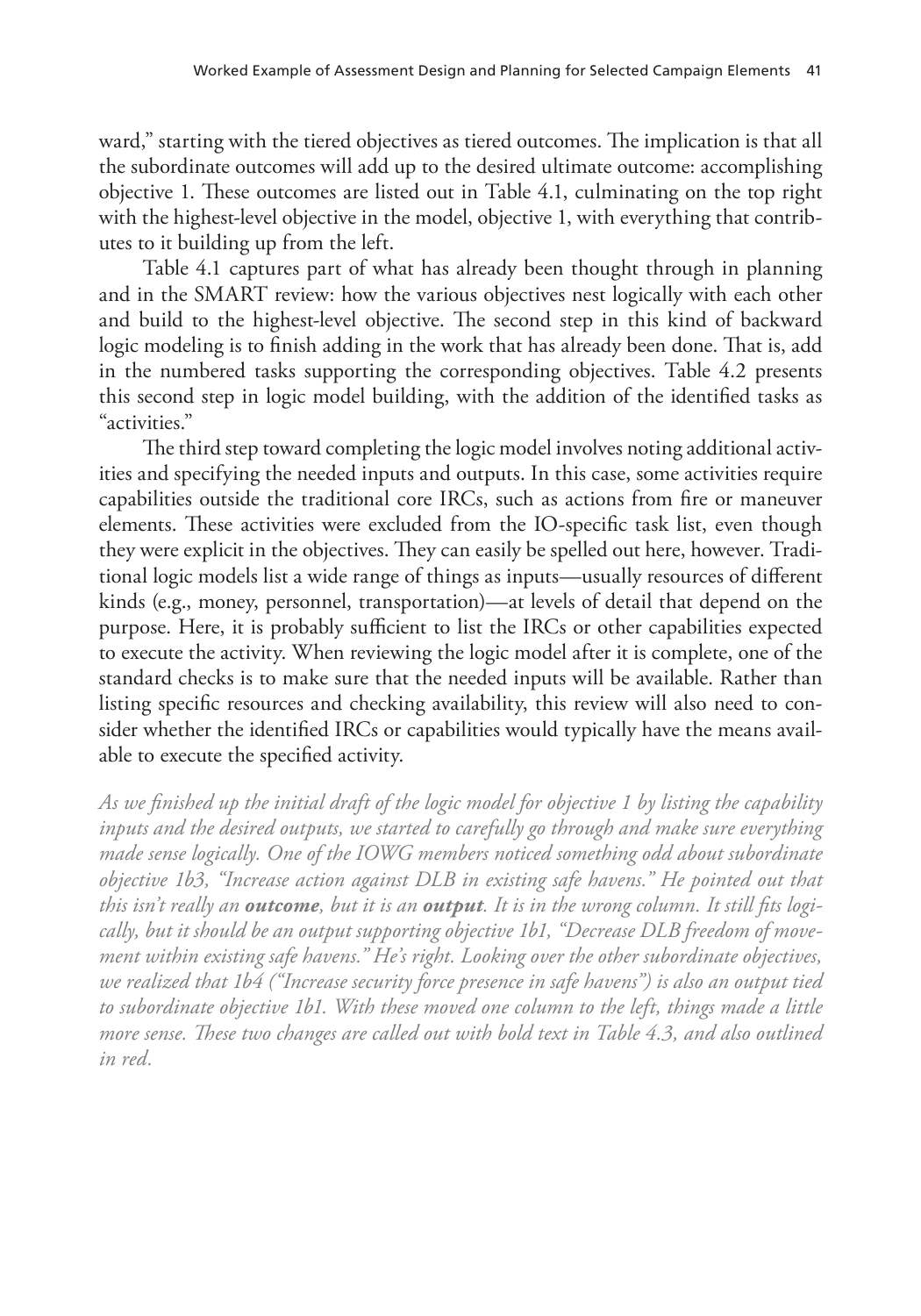ward," starting with the tiered objectives as tiered outcomes. The implication is that all the subordinate outcomes will add up to the desired ultimate outcome: accomplishing objective 1. These outcomes are listed out in Table 4.1, culminating on the top right with the highest-level objective in the model, objective 1, with everything that contributes to it building up from the left.

Table 4.1 captures part of what has already been thought through in planning and in the SMART review: how the various objectives nest logically with each other and build to the highest-level objective. The second step in this kind of backward logic modeling is to finish adding in the work that has already been done. That is, add in the numbered tasks supporting the corresponding objectives. Table 4.2 presents this second step in logic model building, with the addition of the identified tasks as "activities."

The third step toward completing the logic model involves noting additional activities and specifying the needed inputs and outputs. In this case, some activities require capabilities outside the traditional core IRCs, such as actions from fire or maneuver elements. These activities were excluded from the IO-specific task list, even though they were explicit in the objectives. They can easily be spelled out here, however. Traditional logic models list a wide range of things as inputs—usually resources of different kinds (e.g., money, personnel, transportation)—at levels of detail that depend on the purpose. Here, it is probably sufficient to list the IRCs or other capabilities expected to execute the activity. When reviewing the logic model after it is complete, one of the standard checks is to make sure that the needed inputs will be available. Rather than listing specific resources and checking availability, this review will also need to consider whether the identified IRCs or capabilities would typically have the means available to execute the specified activity.

*As we finished up the initial draft of the logic model for objective 1 by listing the capability inputs and the desired outputs, we started to carefully go through and make sure everything made sense logically. One of the IOWG members noticed something odd about subordinate objective 1b3, "Increase action against DLB in existing safe havens." He pointed out that this isn't really an* ***outcome****, but it is an* ***output****. It is in the wrong column. It still fits logically, but it should be an output supporting objective 1b1, "Decrease DLB freedom of movement within existing safe havens." He's right. Looking over the other subordinate objectives, we realized that 1b4 ("Increase security force presence in safe havens") is also an output tied to subordinate objective 1b1. With these moved one column to the left, things made a little more sense. These two changes are called out with bold text in Table 4.3, and also outlined in red.*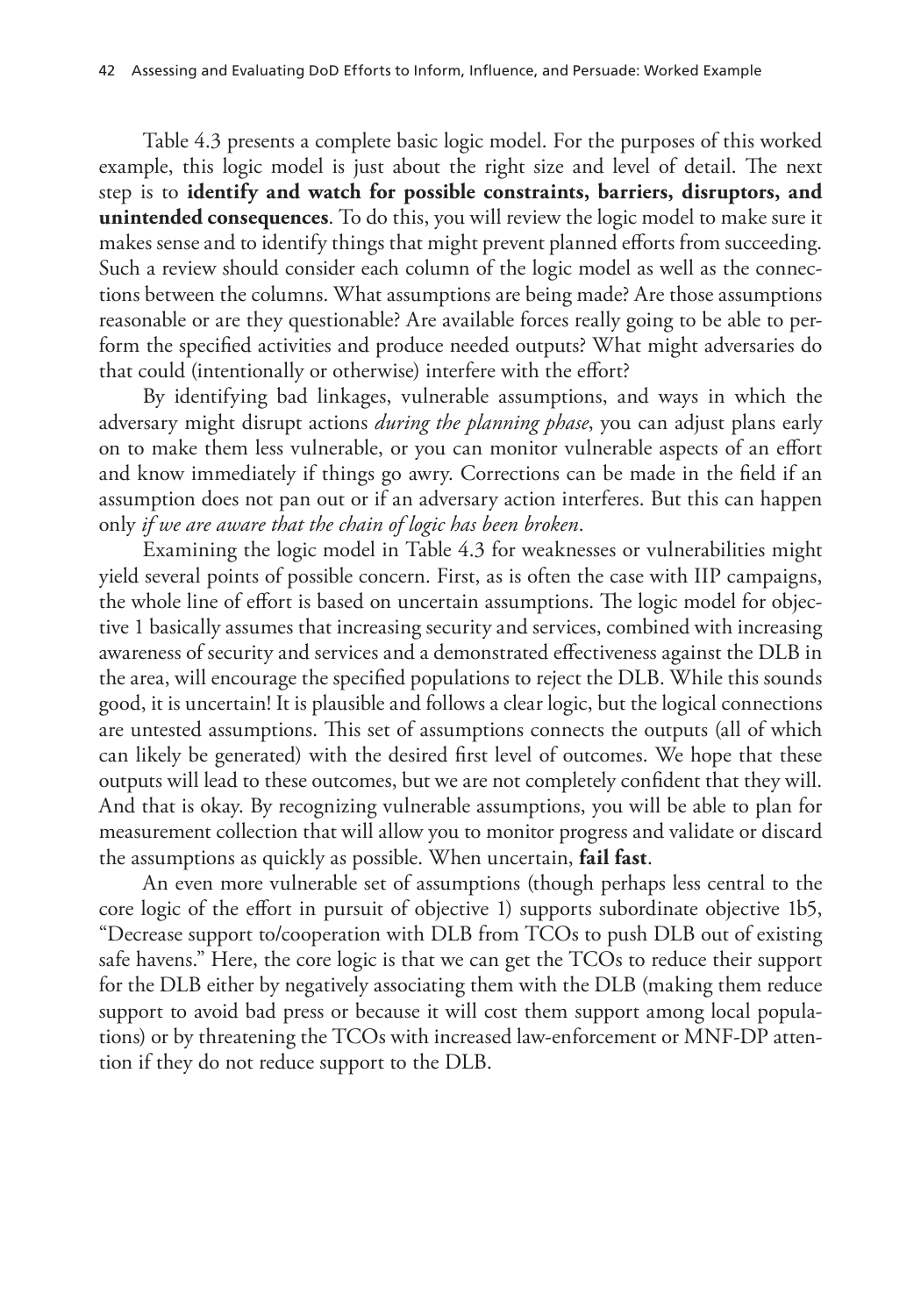Table 4.3 presents a complete basic logic model. For the purposes of this worked example, this logic model is just about the right size and level of detail. The next step is to **identify and watch for possible constraints, barriers, disruptors, and unintended consequences**. To do this, you will review the logic model to make sure it makes sense and to identify things that might prevent planned efforts from succeeding. Such a review should consider each column of the logic model as well as the connections between the columns. What assumptions are being made? Are those assumptions reasonable or are they questionable? Are available forces really going to be able to perform the specified activities and produce needed outputs? What might adversaries do that could (intentionally or otherwise) interfere with the effort?

By identifying bad linkages, vulnerable assumptions, and ways in which the adversary might disrupt actions *during the planning phase*, you can adjust plans early on to make them less vulnerable, or you can monitor vulnerable aspects of an effort and know immediately if things go awry. Corrections can be made in the field if an assumption does not pan out or if an adversary action interferes. But this can happen only *if we are aware that the chain of logic has been broken*.

Examining the logic model in Table 4.3 for weaknesses or vulnerabilities might yield several points of possible concern. First, as is often the case with IIP campaigns, the whole line of effort is based on uncertain assumptions. The logic model for objective 1 basically assumes that increasing security and services, combined with increasing awareness of security and services and a demonstrated effectiveness against the DLB in the area, will encourage the specified populations to reject the DLB. While this sounds good, it is uncertain! It is plausible and follows a clear logic, but the logical connections are untested assumptions. This set of assumptions connects the outputs (all of which can likely be generated) with the desired first level of outcomes. We hope that these outputs will lead to these outcomes, but we are not completely confident that they will. And that is okay. By recognizing vulnerable assumptions, you will be able to plan for measurement collection that will allow you to monitor progress and validate or discard the assumptions as quickly as possible. When uncertain, **fail fast**.

An even more vulnerable set of assumptions (though perhaps less central to the core logic of the effort in pursuit of objective 1) supports subordinate objective 1b5, "Decrease support to/cooperation with DLB from TCOs to push DLB out of existing safe havens." Here, the core logic is that we can get the TCOs to reduce their support for the DLB either by negatively associating them with the DLB (making them reduce support to avoid bad press or because it will cost them support among local populations) or by threatening the TCOs with increased law-enforcement or MNF-DP attention if they do not reduce support to the DLB.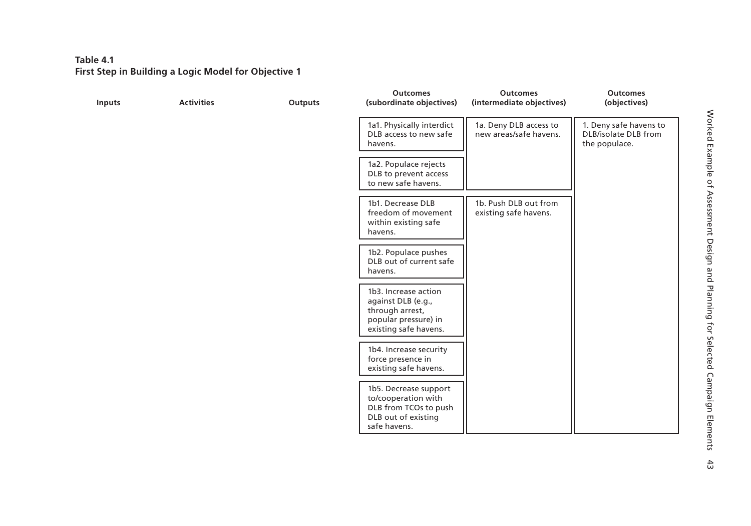**Table 4.1**
**First Step in Building a Logic Model for Objective 1**

| Inputs | Activities | Outputs | Outcomes (subordinate objectives) | Outcomes (intermediate objectives) | Outcomes (objectives) |
|---|---|---|---|---|---|
| | | | 1a1. Physically interdict DLB access to new safe havens. | 1a. Deny DLB access to new areas/safe havens. | 1. Deny safe havens to DLB/isolate DLB from the populace. |
| | | | 1a2. Populace rejects DLB to prevent access to new safe havens. | | |
| | | | 1b1. Decrease DLB freedom of movement within existing safe havens. | 1b. Push DLB out from existing safe havens. | |
| | | | 1b2. Populace pushes DLB out of current safe havens. | | |
| | | | 1b3. Increase action against DLB (e.g., through arrest, popular pressure) in existing safe havens. | | |
| | | | 1b4. Increase security force presence in existing safe havens. | | |
| | | | 1b5. Decrease support to/cooperation with DLB from TCOs to push DLB out of existing safe havens. | | |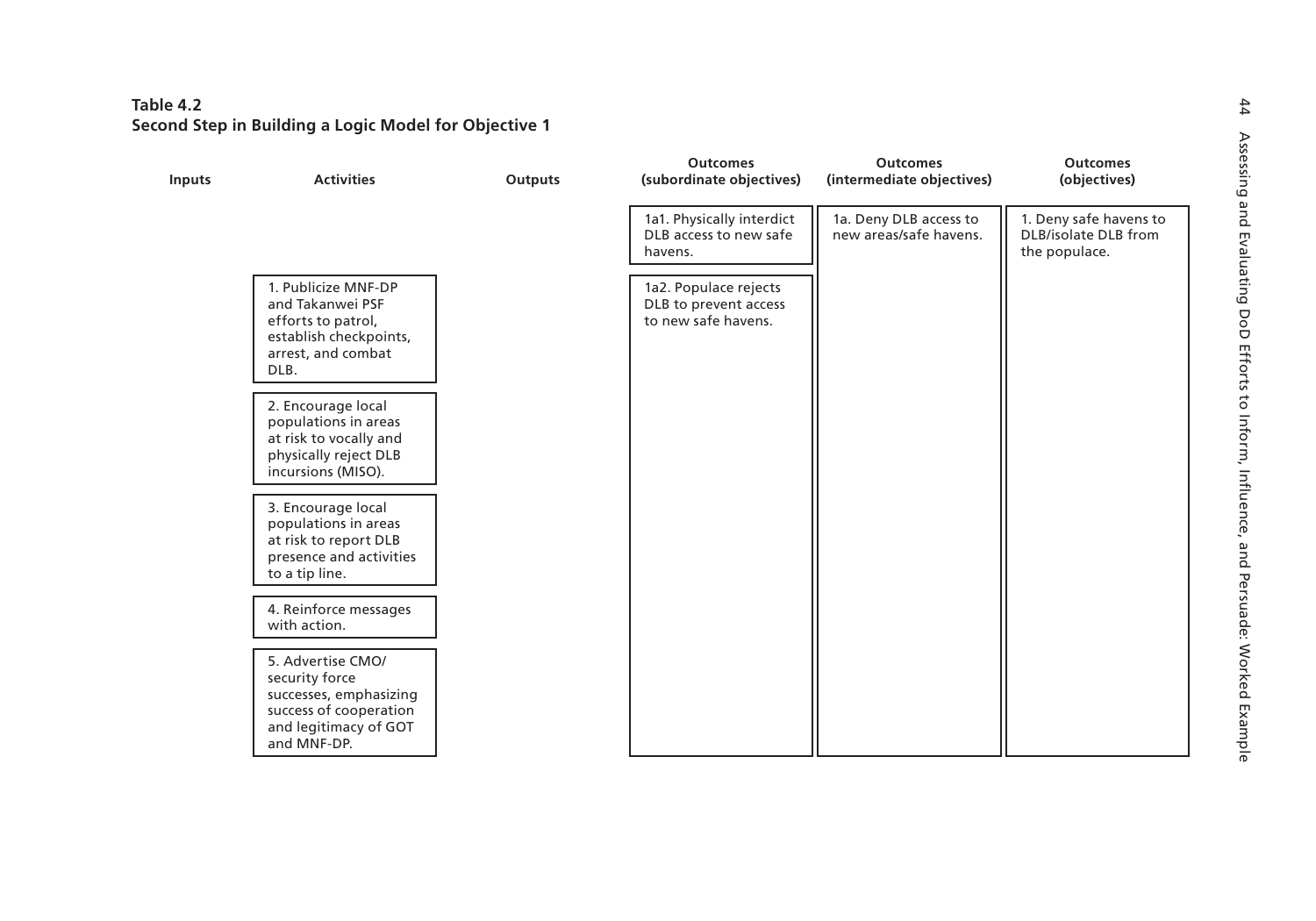**Table 4.2**
**Second Step in Building a Logic Model for Objective 1**

| Inputs | Activities | Outputs | Outcomes (subordinate objectives) | Outcomes (intermediate objectives) | Outcomes (objectives) |
|---|---|---|---|---|---|
| | | | 1a1. Physically interdict DLB access to new safe havens. | 1a. Deny DLB access to new areas/safe havens. | 1. Deny safe havens to DLB/isolate DLB from the populace. |
| | 1. Publicize MNF-DP and Takanwei PSF efforts to patrol, establish checkpoints, arrest, and combat DLB. | | 1a2. Populace rejects DLB to prevent access to new safe havens. | | |
| | 2. Encourage local populations in areas at risk to vocally and physically reject DLB incursions (MISO). | | | | |
| | 3. Encourage local populations in areas at risk to report DLB presence and activities to a tip line. | | | | |
| | 4. Reinforce messages with action. | | | | |
| | 5. Advertise CMO/ security force successes, emphasizing success of cooperation and legitimacy of GOT and MNF-DP. | | | | |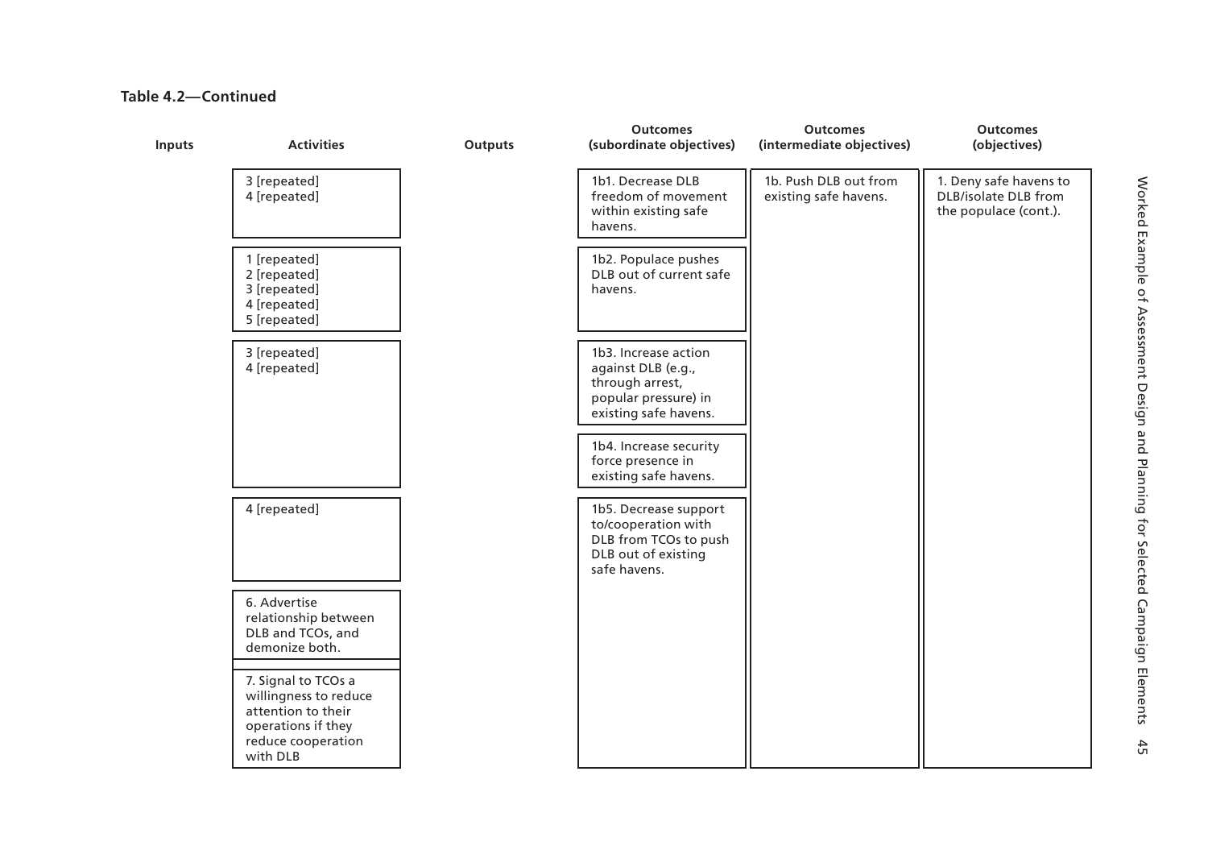**Table 4.2—Continued**

| Inputs | Activities | Outputs | Outcomes (subordinate objectives) | Outcomes (intermediate objectives) | Outcomes (objectives) |
|---|---|---|---|---|---|
| | 3 [repeated]<br>4 [repeated] | | 1b1. Decrease DLB freedom of movement within existing safe havens. | 1b. Push DLB out from existing safe havens. | 1. Deny safe havens to DLB/isolate DLB from the populace (cont.). |
| | 1 [repeated]<br>2 [repeated]<br>3 [repeated]<br>4 [repeated]<br>5 [repeated] | | 1b2. Populace pushes DLB out of current safe havens. | | |
| | 3 [repeated]<br>4 [repeated] | | 1b3. Increase action against DLB (e.g., through arrest, popular pressure) in existing safe havens. | | |
| | | | 1b4. Increase security force presence in existing safe havens. | | |
| | 4 [repeated] | | 1b5. Decrease support to/cooperation with DLB from TCOs to push DLB out of existing safe havens. | | |
| | 6. Advertise relationship between DLB and TCOs, and demonize both. | | | | |
| | 7. Signal to TCOs a willingness to reduce attention to their operations if they reduce cooperation with DLB | | | | |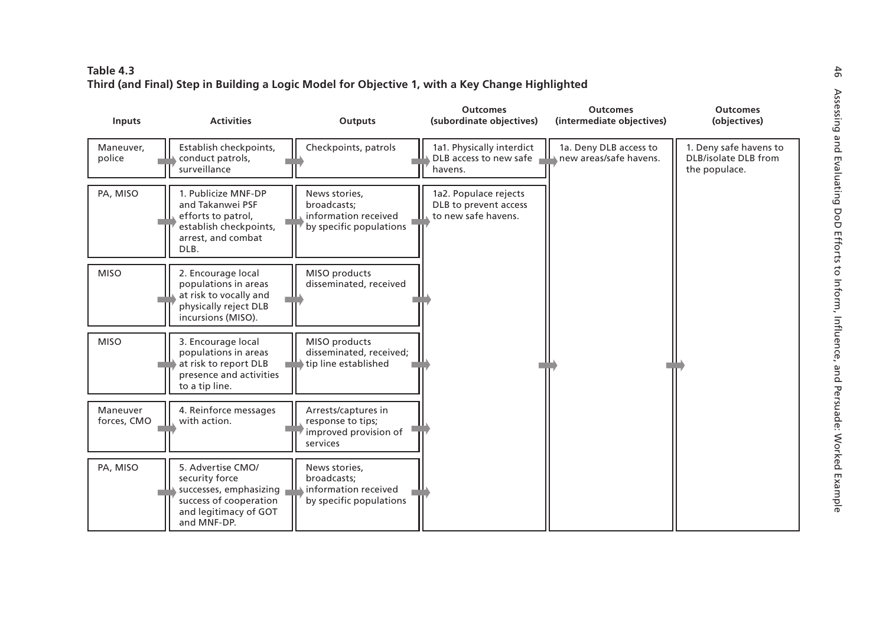**Table 4.3**
**Third (and Final) Step in Building a Logic Model for Objective 1, with a Key Change Highlighted**

| Inputs | Activities | Outputs | Outcomes (subordinate objectives) | Outcomes (intermediate objectives) | Outcomes (objectives) |
|---|---|---|---|---|---|
| Maneuver, police | Establish checkpoints, conduct patrols, surveillance | Checkpoints, patrols | 1a1. Physically interdict DLB access to new safe havens. | 1a. Deny DLB access to new areas/safe havens. | 1. Deny safe havens to DLB/isolate DLB from the populace. |
| PA, MISO | 1. Publicize MNF-DP and Takanwei PSF efforts to patrol, establish checkpoints, arrest, and combat DLB. | News stories, broadcasts; information received by specific populations | 1a2. Populace rejects DLB to prevent access to new safe havens. | | |
| MISO | 2. Encourage local populations in areas at risk to vocally and physically reject DLB incursions (MISO). | MISO products disseminated, received | | | |
| MISO | 3. Encourage local populations in areas at risk to report DLB presence and activities to a tip line. | MISO products disseminated, received; tip line established | | | |
| Maneuver forces, CMO | 4. Reinforce messages with action. | Arrests/captures in response to tips; improved provision of services | | | |
| PA, MISO | 5. Advertise CMO/ security force successes, emphasizing success of cooperation and legitimacy of GOT and MNF-DP. | News stories, broadcasts; information received by specific populations | | | |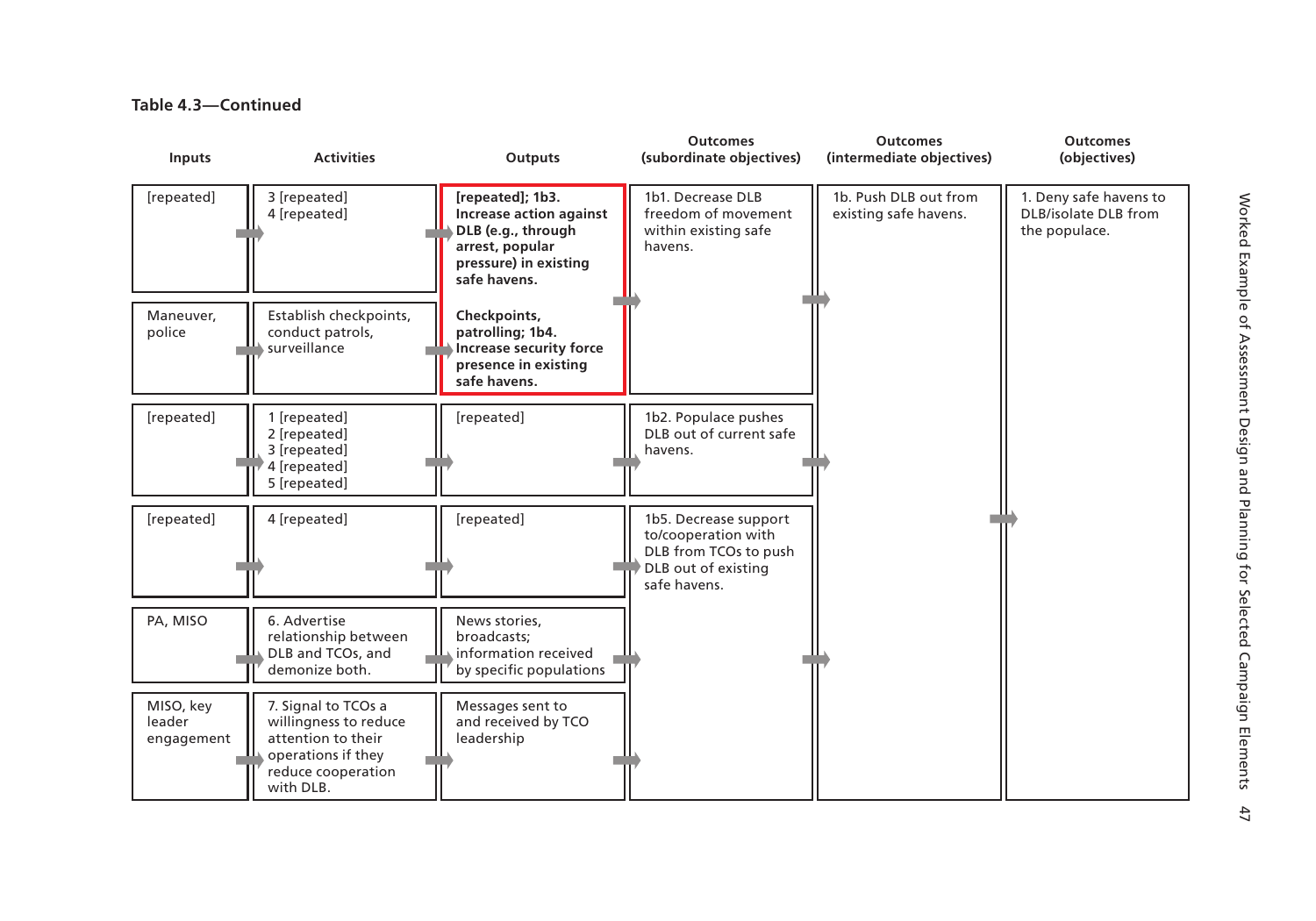**Table 4.3—Continued**

| Inputs | Activities | Outputs | Outcomes (subordinate objectives) | Outcomes (intermediate objectives) | Outcomes (objectives) |
|---|---|---|---|---|---|
| [repeated] | 3 [repeated]<br>4 [repeated] | **[repeated]; 1b3. Increase action against DLB (e.g., through arrest, popular pressure) in existing safe havens.** | 1b1. Decrease DLB freedom of movement within existing safe havens. | 1b. Push DLB out from existing safe havens. | 1. Deny safe havens to DLB/isolate DLB from the populace. |
| Maneuver, police | Establish checkpoints, conduct patrols, surveillance | **Checkpoints, patrolling; 1b4. Increase security force presence in existing safe havens.** | | | |
| [repeated] | 1 [repeated]<br>2 [repeated]<br>3 [repeated]<br>4 [repeated]<br>5 [repeated] | [repeated] | 1b2. Populace pushes DLB out of current safe havens. | | |
| [repeated] | 4 [repeated] | [repeated] | 1b5. Decrease support to/cooperation with DLB from TCOs to push DLB out of existing safe havens. | | |
| PA, MISO | 6. Advertise relationship between DLB and TCOs, and demonize both. | News stories, broadcasts; information received by specific populations | | | |
| MISO, key leader engagement | 7. Signal to TCOs a willingness to reduce attention to their operations if they reduce cooperation with DLB. | Messages sent to and received by TCO leadership | | | |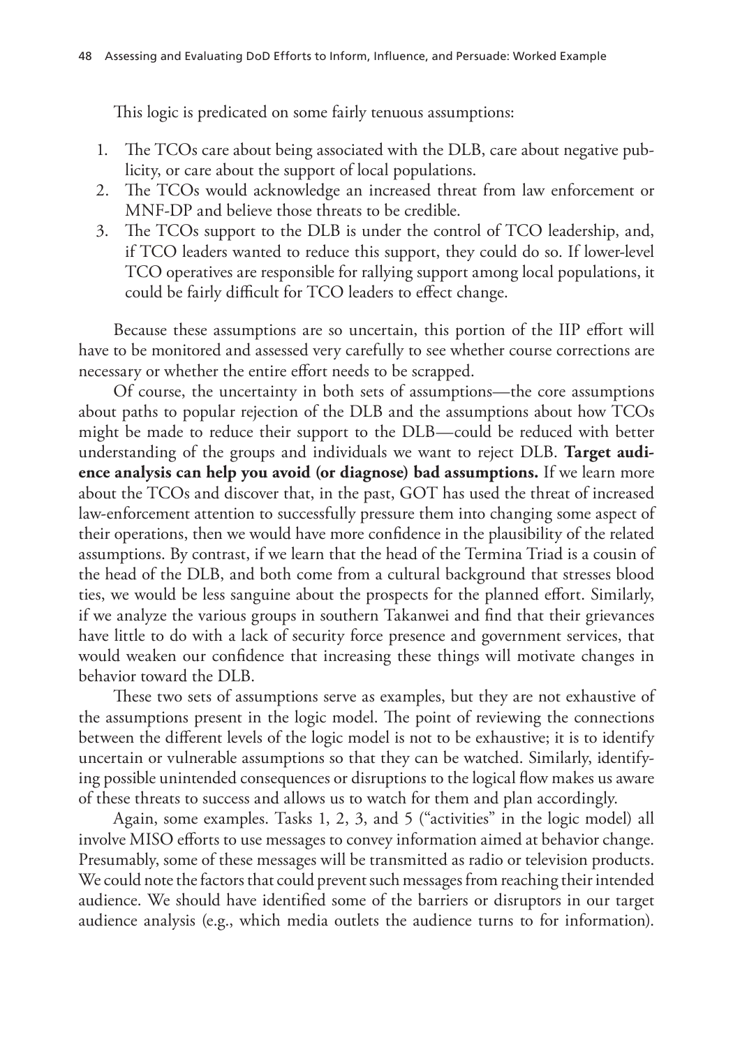This logic is predicated on some fairly tenuous assumptions:

1. The TCOs care about being associated with the DLB, care about negative publicity, or care about the support of local populations.
2. The TCOs would acknowledge an increased threat from law enforcement or MNF-DP and believe those threats to be credible.
3. The TCOs support to the DLB is under the control of TCO leadership, and, if TCO leaders wanted to reduce this support, they could do so. If lower-level TCO operatives are responsible for rallying support among local populations, it could be fairly difficult for TCO leaders to effect change.

Because these assumptions are so uncertain, this portion of the IIP effort will have to be monitored and assessed very carefully to see whether course corrections are necessary or whether the entire effort needs to be scrapped.

Of course, the uncertainty in both sets of assumptions—the core assumptions about paths to popular rejection of the DLB and the assumptions about how TCOs might be made to reduce their support to the DLB—could be reduced with better understanding of the groups and individuals we want to reject DLB. **Target audience analysis can help you avoid (or diagnose) bad assumptions.** If we learn more about the TCOs and discover that, in the past, GOT has used the threat of increased law-enforcement attention to successfully pressure them into changing some aspect of their operations, then we would have more confidence in the plausibility of the related assumptions. By contrast, if we learn that the head of the Termina Triad is a cousin of the head of the DLB, and both come from a cultural background that stresses blood ties, we would be less sanguine about the prospects for the planned effort. Similarly, if we analyze the various groups in southern Takanwei and find that their grievances have little to do with a lack of security force presence and government services, that would weaken our confidence that increasing these things will motivate changes in behavior toward the DLB.

These two sets of assumptions serve as examples, but they are not exhaustive of the assumptions present in the logic model. The point of reviewing the connections between the different levels of the logic model is not to be exhaustive; it is to identify uncertain or vulnerable assumptions so that they can be watched. Similarly, identifying possible unintended consequences or disruptions to the logical flow makes us aware of these threats to success and allows us to watch for them and plan accordingly.

Again, some examples. Tasks 1, 2, 3, and 5 ("activities" in the logic model) all involve MISO efforts to use messages to convey information aimed at behavior change. Presumably, some of these messages will be transmitted as radio or television products. We could note the factors that could prevent such messages from reaching their intended audience. We should have identified some of the barriers or disruptors in our target audience analysis (e.g., which media outlets the audience turns to for information).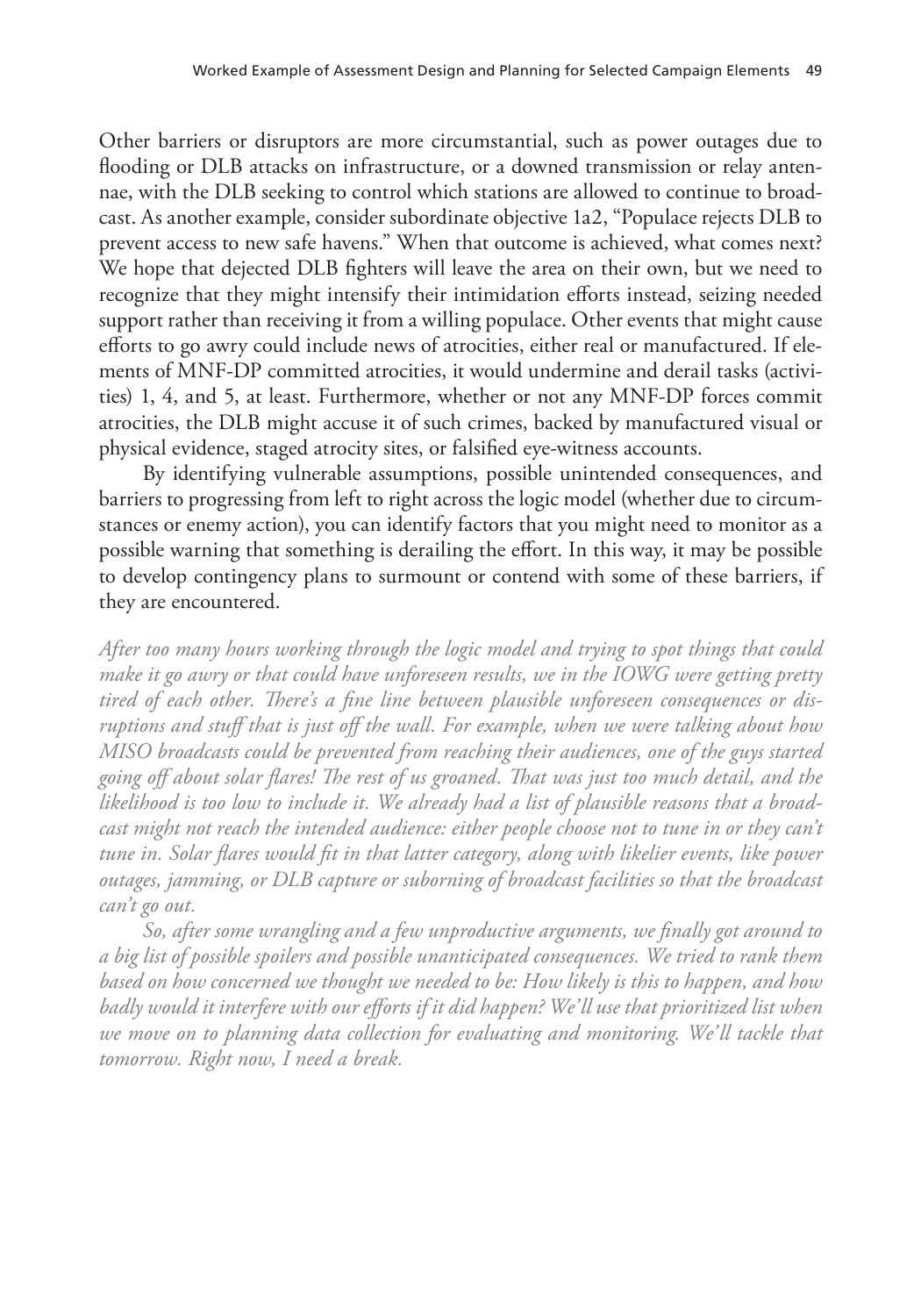Other barriers or disruptors are more circumstantial, such as power outages due to flooding or DLB attacks on infrastructure, or a downed transmission or relay antennae, with the DLB seeking to control which stations are allowed to continue to broadcast. As another example, consider subordinate objective 1a2, "Populace rejects DLB to prevent access to new safe havens." When that outcome is achieved, what comes next? We hope that dejected DLB fighters will leave the area on their own, but we need to recognize that they might intensify their intimidation efforts instead, seizing needed support rather than receiving it from a willing populace. Other events that might cause efforts to go awry could include news of atrocities, either real or manufactured. If elements of MNF-DP committed atrocities, it would undermine and derail tasks (activities) 1, 4, and 5, at least. Furthermore, whether or not any MNF-DP forces commit atrocities, the DLB might accuse it of such crimes, backed by manufactured visual or physical evidence, staged atrocity sites, or falsified eye-witness accounts.

By identifying vulnerable assumptions, possible unintended consequences, and barriers to progressing from left to right across the logic model (whether due to circumstances or enemy action), you can identify factors that you might need to monitor as a possible warning that something is derailing the effort. In this way, it may be possible to develop contingency plans to surmount or contend with some of these barriers, if they are encountered.

*After too many hours working through the logic model and trying to spot things that could make it go awry or that could have unforeseen results, we in the IOWG were getting pretty tired of each other. There's a fine line between plausible unforeseen consequences or disruptions and stuff that is just off the wall. For example, when we were talking about how MISO broadcasts could be prevented from reaching their audiences, one of the guys started going off about solar flares! The rest of us groaned. That was just too much detail, and the likelihood is too low to include it. We already had a list of plausible reasons that a broadcast might not reach the intended audience: either people choose not to tune in or they can't tune in. Solar flares would fit in that latter category, along with likelier events, like power outages, jamming, or DLB capture or suborning of broadcast facilities so that the broadcast can't go out.*

*So, after some wrangling and a few unproductive arguments, we finally got around to a big list of possible spoilers and possible unanticipated consequences. We tried to rank them based on how concerned we thought we needed to be: How likely is this to happen, and how badly would it interfere with our efforts if it did happen? We'll use that prioritized list when we move on to planning data collection for evaluating and monitoring. We'll tackle that tomorrow. Right now, I need a break.*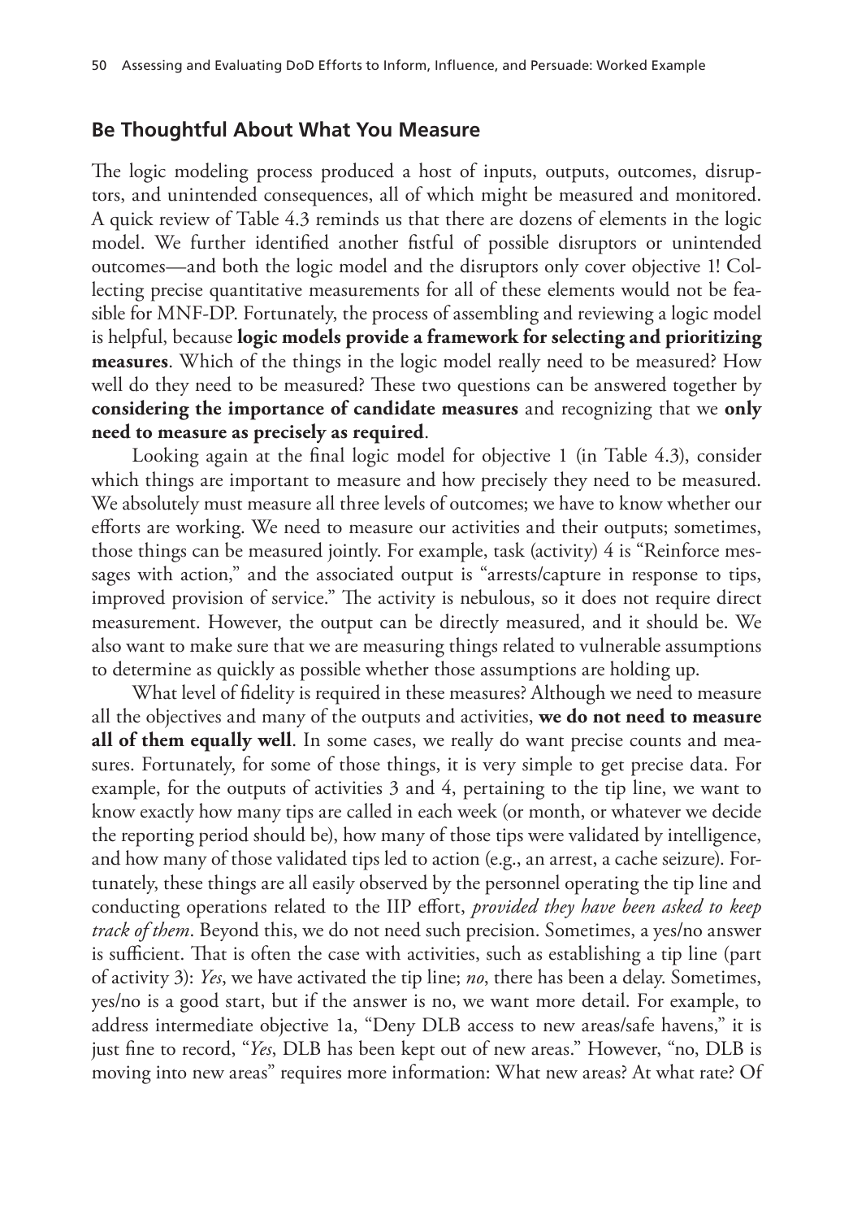## Be Thoughtful About What You Measure

The logic modeling process produced a host of inputs, outputs, outcomes, disruptors, and unintended consequences, all of which might be measured and monitored. A quick review of Table 4.3 reminds us that there are dozens of elements in the logic model. We further identified another fistful of possible disruptors or unintended outcomes—and both the logic model and the disruptors only cover objective 1! Collecting precise quantitative measurements for all of these elements would not be feasible for MNF-DP. Fortunately, the process of assembling and reviewing a logic model is helpful, because **logic models provide a framework for selecting and prioritizing measures**. Which of the things in the logic model really need to be measured? How well do they need to be measured? These two questions can be answered together by **considering the importance of candidate measures** and recognizing that we **only need to measure as precisely as required**.

Looking again at the final logic model for objective 1 (in Table 4.3), consider which things are important to measure and how precisely they need to be measured. We absolutely must measure all three levels of outcomes; we have to know whether our efforts are working. We need to measure our activities and their outputs; sometimes, those things can be measured jointly. For example, task (activity) 4 is "Reinforce messages with action," and the associated output is "arrests/capture in response to tips, improved provision of service." The activity is nebulous, so it does not require direct measurement. However, the output can be directly measured, and it should be. We also want to make sure that we are measuring things related to vulnerable assumptions to determine as quickly as possible whether those assumptions are holding up.

What level of fidelity is required in these measures? Although we need to measure all the objectives and many of the outputs and activities, **we do not need to measure all of them equally well**. In some cases, we really do want precise counts and measures. Fortunately, for some of those things, it is very simple to get precise data. For example, for the outputs of activities 3 and 4, pertaining to the tip line, we want to know exactly how many tips are called in each week (or month, or whatever we decide the reporting period should be), how many of those tips were validated by intelligence, and how many of those validated tips led to action (e.g., an arrest, a cache seizure). Fortunately, these things are all easily observed by the personnel operating the tip line and conducting operations related to the IIP effort, *provided they have been asked to keep track of them*. Beyond this, we do not need such precision. Sometimes, a yes/no answer is sufficient. That is often the case with activities, such as establishing a tip line (part of activity 3): *Yes*, we have activated the tip line; *no*, there has been a delay. Sometimes, yes/no is a good start, but if the answer is no, we want more detail. For example, to address intermediate objective 1a, "Deny DLB access to new areas/safe havens," it is just fine to record, "*Yes*, DLB has been kept out of new areas." However, "no, DLB is moving into new areas" requires more information: What new areas? At what rate? Of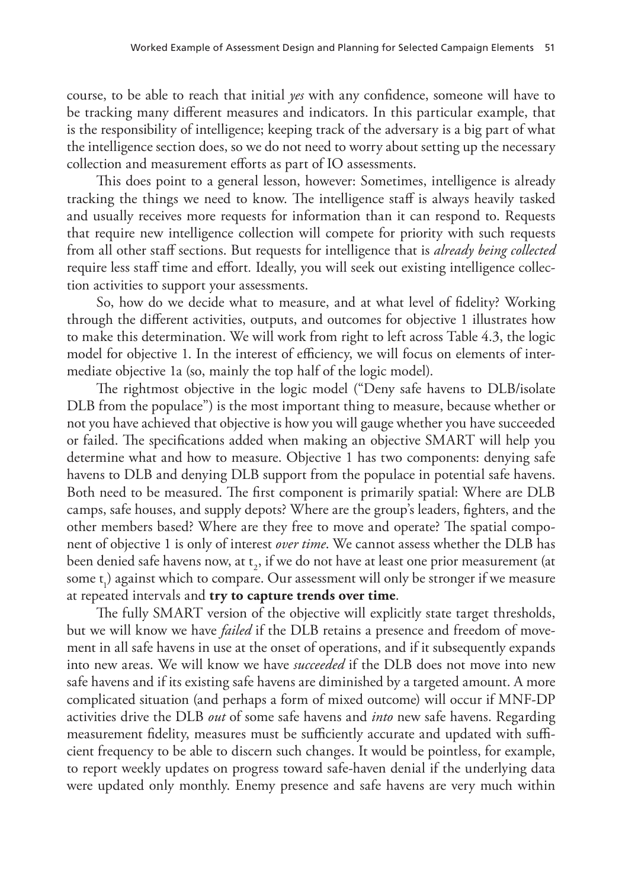course, to be able to reach that initial *yes* with any confidence, someone will have to be tracking many different measures and indicators. In this particular example, that is the responsibility of intelligence; keeping track of the adversary is a big part of what the intelligence section does, so we do not need to worry about setting up the necessary collection and measurement efforts as part of IO assessments.

This does point to a general lesson, however: Sometimes, intelligence is already tracking the things we need to know. The intelligence staff is always heavily tasked and usually receives more requests for information than it can respond to. Requests that require new intelligence collection will compete for priority with such requests from all other staff sections. But requests for intelligence that is *already being collected* require less staff time and effort. Ideally, you will seek out existing intelligence collection activities to support your assessments.

So, how do we decide what to measure, and at what level of fidelity? Working through the different activities, outputs, and outcomes for objective 1 illustrates how to make this determination. We will work from right to left across Table 4.3, the logic model for objective 1. In the interest of efficiency, we will focus on elements of intermediate objective 1a (so, mainly the top half of the logic model).

The rightmost objective in the logic model ("Deny safe havens to DLB/isolate DLB from the populace") is the most important thing to measure, because whether or not you have achieved that objective is how you will gauge whether you have succeeded or failed. The specifications added when making an objective SMART will help you determine what and how to measure. Objective 1 has two components: denying safe havens to DLB and denying DLB support from the populace in potential safe havens. Both need to be measured. The first component is primarily spatial: Where are DLB camps, safe houses, and supply depots? Where are the group's leaders, fighters, and the other members based? Where are they free to move and operate? The spatial component of objective 1 is only of interest *over time*. We cannot assess whether the DLB has been denied safe havens now, at $t_2$, if we do not have at least one prior measurement (at some $t_1$) against which to compare. Our assessment will only be stronger if we measure at repeated intervals and **try to capture trends over time**.

The fully SMART version of the objective will explicitly state target thresholds, but we will know we have *failed* if the DLB retains a presence and freedom of movement in all safe havens in use at the onset of operations, and if it subsequently expands into new areas. We will know we have *succeeded* if the DLB does not move into new safe havens and if its existing safe havens are diminished by a targeted amount. A more complicated situation (and perhaps a form of mixed outcome) will occur if MNF-DP activities drive the DLB *out* of some safe havens and *into* new safe havens. Regarding measurement fidelity, measures must be sufficiently accurate and updated with sufficient frequency to be able to discern such changes. It would be pointless, for example, to report weekly updates on progress toward safe-haven denial if the underlying data were updated only monthly. Enemy presence and safe havens are very much within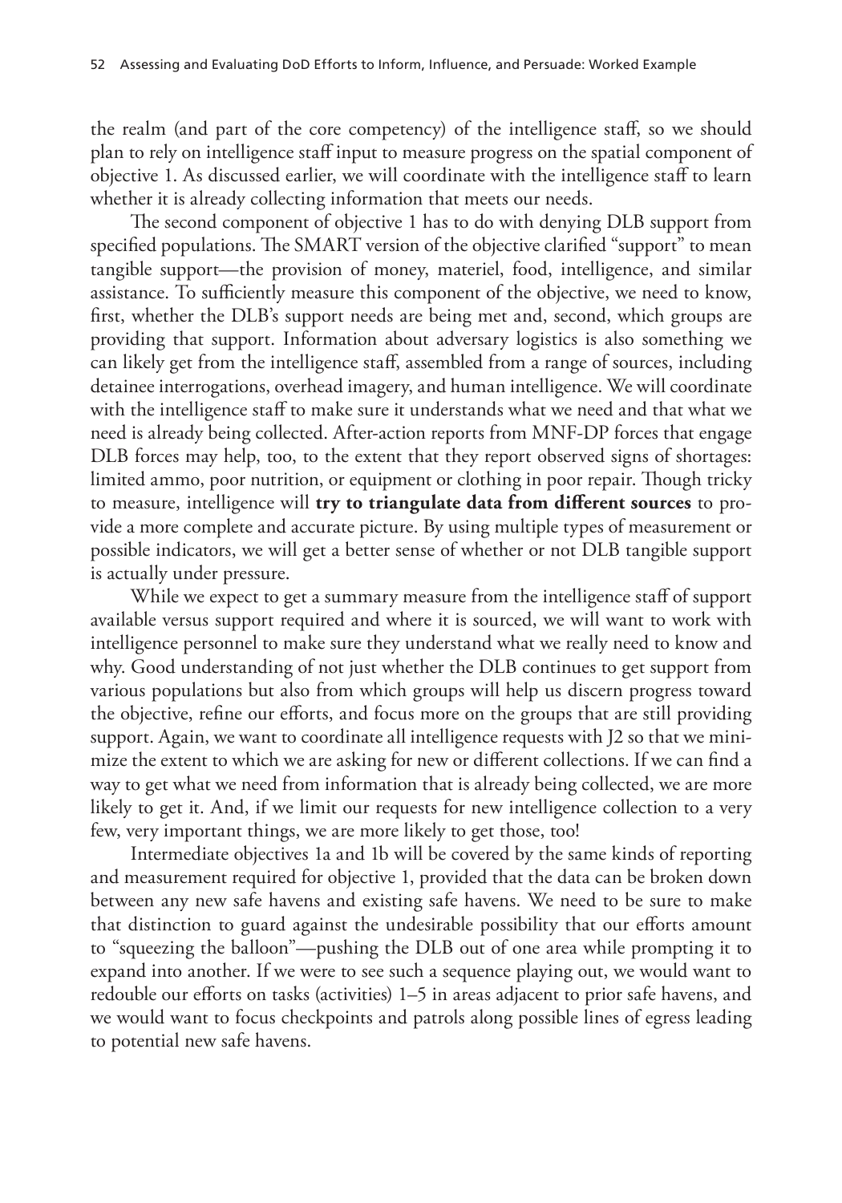the realm (and part of the core competency) of the intelligence staff, so we should plan to rely on intelligence staff input to measure progress on the spatial component of objective 1. As discussed earlier, we will coordinate with the intelligence staff to learn whether it is already collecting information that meets our needs.

The second component of objective 1 has to do with denying DLB support from specified populations. The SMART version of the objective clarified "support" to mean tangible support—the provision of money, materiel, food, intelligence, and similar assistance. To sufficiently measure this component of the objective, we need to know, first, whether the DLB's support needs are being met and, second, which groups are providing that support. Information about adversary logistics is also something we can likely get from the intelligence staff, assembled from a range of sources, including detainee interrogations, overhead imagery, and human intelligence. We will coordinate with the intelligence staff to make sure it understands what we need and that what we need is already being collected. After-action reports from MNF-DP forces that engage DLB forces may help, too, to the extent that they report observed signs of shortages: limited ammo, poor nutrition, or equipment or clothing in poor repair. Though tricky to measure, intelligence will **try to triangulate data from different sources** to provide a more complete and accurate picture. By using multiple types of measurement or possible indicators, we will get a better sense of whether or not DLB tangible support is actually under pressure.

While we expect to get a summary measure from the intelligence staff of support available versus support required and where it is sourced, we will want to work with intelligence personnel to make sure they understand what we really need to know and why. Good understanding of not just whether the DLB continues to get support from various populations but also from which groups will help us discern progress toward the objective, refine our efforts, and focus more on the groups that are still providing support. Again, we want to coordinate all intelligence requests with J2 so that we minimize the extent to which we are asking for new or different collections. If we can find a way to get what we need from information that is already being collected, we are more likely to get it. And, if we limit our requests for new intelligence collection to a very few, very important things, we are more likely to get those, too!

Intermediate objectives 1a and 1b will be covered by the same kinds of reporting and measurement required for objective 1, provided that the data can be broken down between any new safe havens and existing safe havens. We need to be sure to make that distinction to guard against the undesirable possibility that our efforts amount to "squeezing the balloon"—pushing the DLB out of one area while prompting it to expand into another. If we were to see such a sequence playing out, we would want to redouble our efforts on tasks (activities) 1–5 in areas adjacent to prior safe havens, and we would want to focus checkpoints and patrols along possible lines of egress leading to potential new safe havens.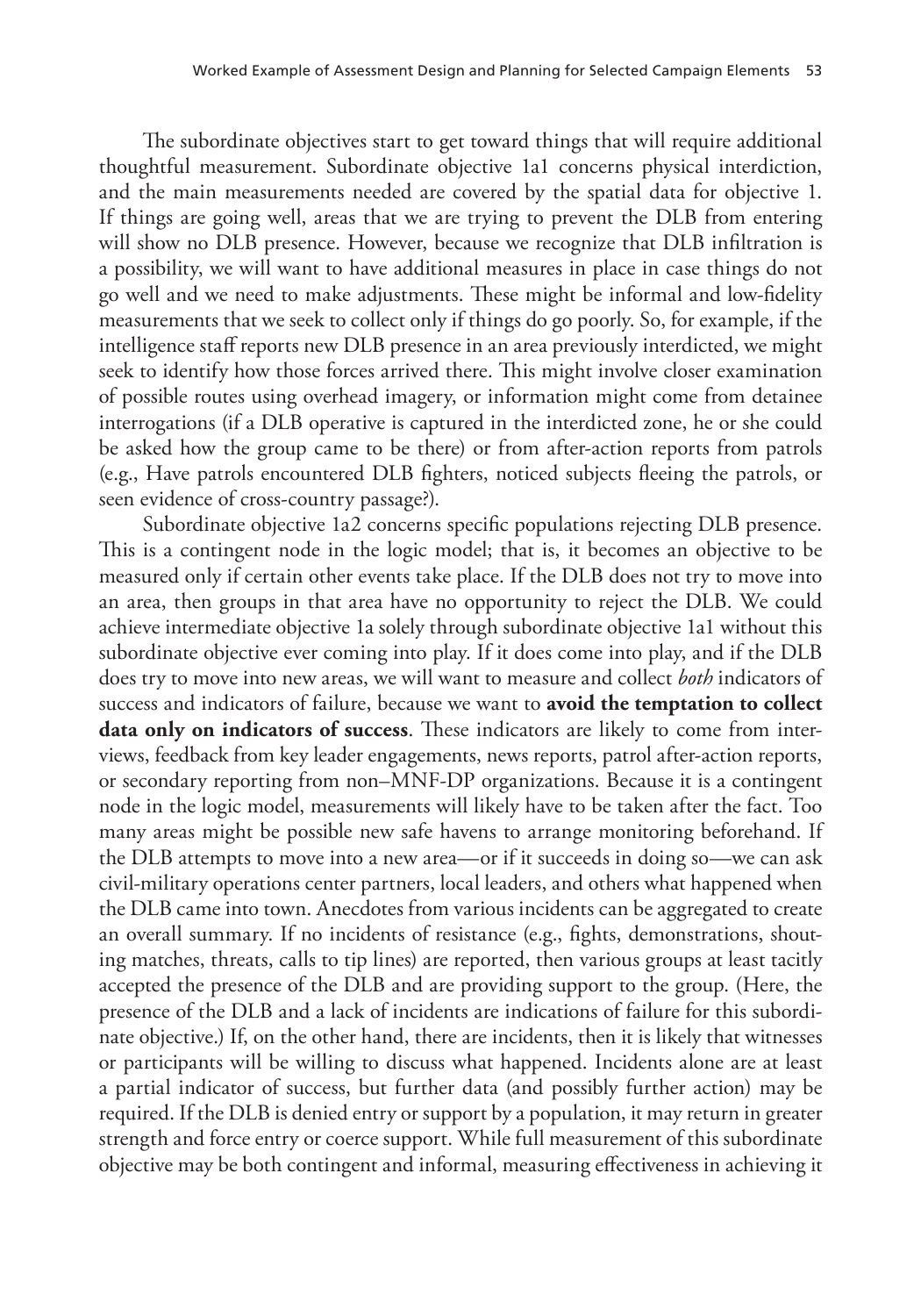The subordinate objectives start to get toward things that will require additional thoughtful measurement. Subordinate objective 1a1 concerns physical interdiction, and the main measurements needed are covered by the spatial data for objective 1. If things are going well, areas that we are trying to prevent the DLB from entering will show no DLB presence. However, because we recognize that DLB infiltration is a possibility, we will want to have additional measures in place in case things do not go well and we need to make adjustments. These might be informal and low-fidelity measurements that we seek to collect only if things do go poorly. So, for example, if the intelligence staff reports new DLB presence in an area previously interdicted, we might seek to identify how those forces arrived there. This might involve closer examination of possible routes using overhead imagery, or information might come from detainee interrogations (if a DLB operative is captured in the interdicted zone, he or she could be asked how the group came to be there) or from after-action reports from patrols (e.g., Have patrols encountered DLB fighters, noticed subjects fleeing the patrols, or seen evidence of cross-country passage?).

Subordinate objective 1a2 concerns specific populations rejecting DLB presence. This is a contingent node in the logic model; that is, it becomes an objective to be measured only if certain other events take place. If the DLB does not try to move into an area, then groups in that area have no opportunity to reject the DLB. We could achieve intermediate objective 1a solely through subordinate objective 1a1 without this subordinate objective ever coming into play. If it does come into play, and if the DLB does try to move into new areas, we will want to measure and collect *both* indicators of success and indicators of failure, because we want to **avoid the temptation to collect data only on indicators of success**. These indicators are likely to come from interviews, feedback from key leader engagements, news reports, patrol after-action reports, or secondary reporting from non–MNF-DP organizations. Because it is a contingent node in the logic model, measurements will likely have to be taken after the fact. Too many areas might be possible new safe havens to arrange monitoring beforehand. If the DLB attempts to move into a new area—or if it succeeds in doing so—we can ask civil-military operations center partners, local leaders, and others what happened when the DLB came into town. Anecdotes from various incidents can be aggregated to create an overall summary. If no incidents of resistance (e.g., fights, demonstrations, shouting matches, threats, calls to tip lines) are reported, then various groups at least tacitly accepted the presence of the DLB and are providing support to the group. (Here, the presence of the DLB and a lack of incidents are indications of failure for this subordinate objective.) If, on the other hand, there are incidents, then it is likely that witnesses or participants will be willing to discuss what happened. Incidents alone are at least a partial indicator of success, but further data (and possibly further action) may be required. If the DLB is denied entry or support by a population, it may return in greater strength and force entry or coerce support. While full measurement of this subordinate objective may be both contingent and informal, measuring effectiveness in achieving it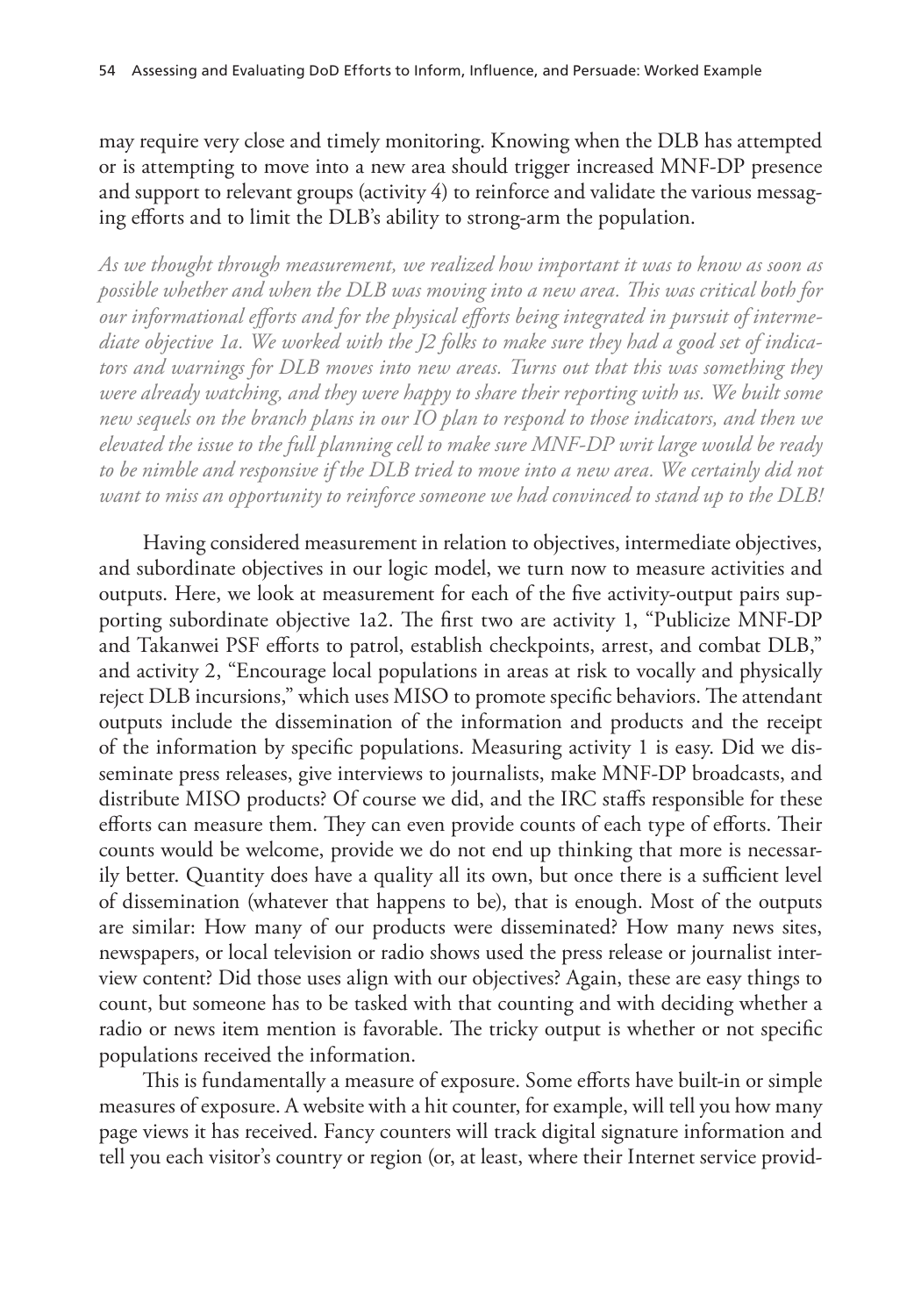may require very close and timely monitoring. Knowing when the DLB has attempted or is attempting to move into a new area should trigger increased MNF-DP presence and support to relevant groups (activity 4) to reinforce and validate the various messaging efforts and to limit the DLB's ability to strong-arm the population.

*As we thought through measurement, we realized how important it was to know as soon as possible whether and when the DLB was moving into a new area. This was critical both for our informational efforts and for the physical efforts being integrated in pursuit of intermediate objective 1a. We worked with the J2 folks to make sure they had a good set of indicators and warnings for DLB moves into new areas. Turns out that this was something they were already watching, and they were happy to share their reporting with us. We built some new sequels on the branch plans in our IO plan to respond to those indicators, and then we elevated the issue to the full planning cell to make sure MNF-DP writ large would be ready to be nimble and responsive if the DLB tried to move into a new area. We certainly did not want to miss an opportunity to reinforce someone we had convinced to stand up to the DLB!*

Having considered measurement in relation to objectives, intermediate objectives, and subordinate objectives in our logic model, we turn now to measure activities and outputs. Here, we look at measurement for each of the five activity-output pairs supporting subordinate objective 1a2. The first two are activity 1, "Publicize MNF-DP and Takanwei PSF efforts to patrol, establish checkpoints, arrest, and combat DLB," and activity 2, "Encourage local populations in areas at risk to vocally and physically reject DLB incursions," which uses MISO to promote specific behaviors. The attendant outputs include the dissemination of the information and products and the receipt of the information by specific populations. Measuring activity 1 is easy. Did we disseminate press releases, give interviews to journalists, make MNF-DP broadcasts, and distribute MISO products? Of course we did, and the IRC staffs responsible for these efforts can measure them. They can even provide counts of each type of efforts. Their counts would be welcome, provide we do not end up thinking that more is necessarily better. Quantity does have a quality all its own, but once there is a sufficient level of dissemination (whatever that happens to be), that is enough. Most of the outputs are similar: How many of our products were disseminated? How many news sites, newspapers, or local television or radio shows used the press release or journalist interview content? Did those uses align with our objectives? Again, these are easy things to count, but someone has to be tasked with that counting and with deciding whether a radio or news item mention is favorable. The tricky output is whether or not specific populations received the information.

This is fundamentally a measure of exposure. Some efforts have built-in or simple measures of exposure. A website with a hit counter, for example, will tell you how many page views it has received. Fancy counters will track digital signature information and tell you each visitor's country or region (or, at least, where their Internet service provid-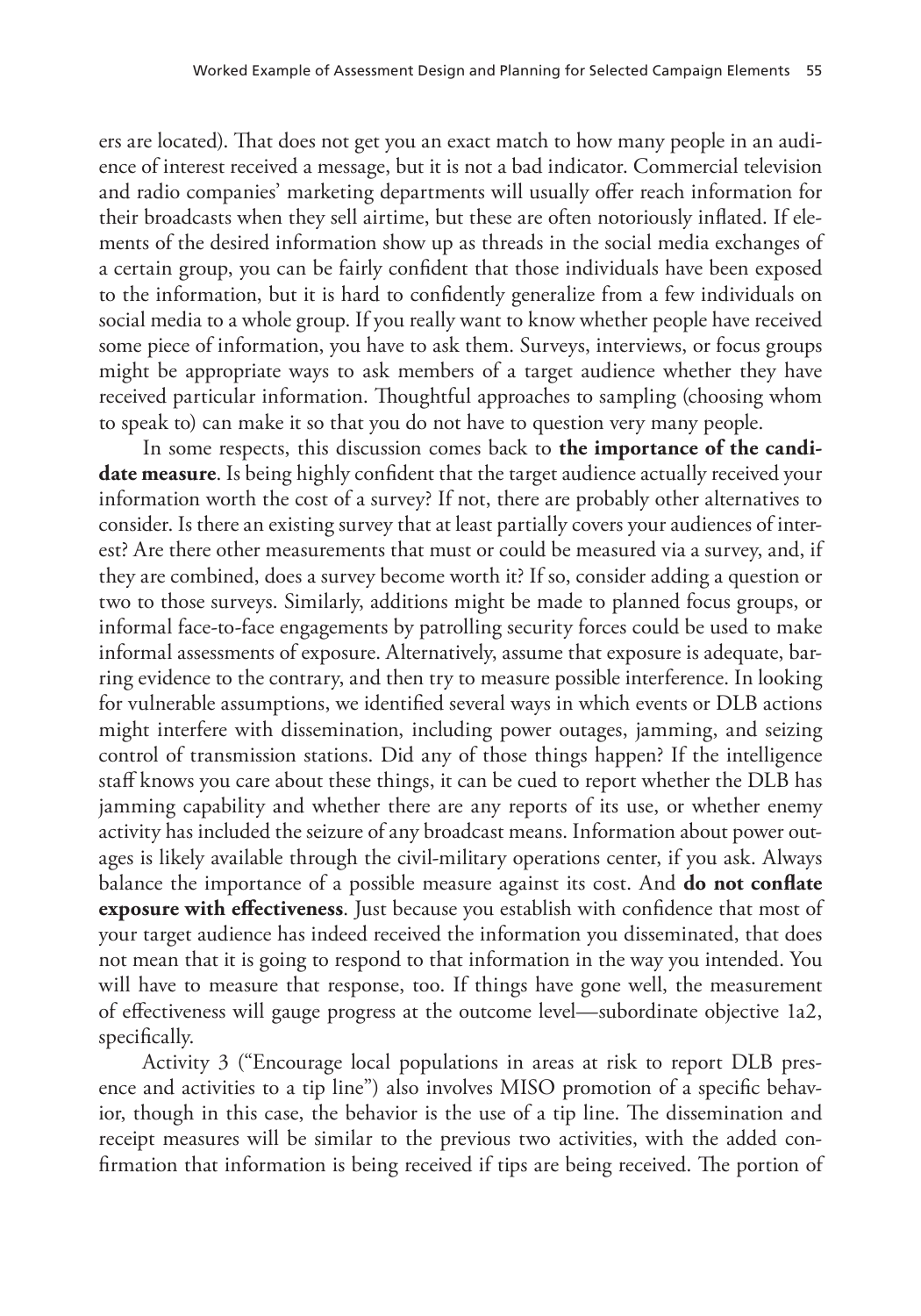ers are located). That does not get you an exact match to how many people in an audience of interest received a message, but it is not a bad indicator. Commercial television and radio companies' marketing departments will usually offer reach information for their broadcasts when they sell airtime, but these are often notoriously inflated. If elements of the desired information show up as threads in the social media exchanges of a certain group, you can be fairly confident that those individuals have been exposed to the information, but it is hard to confidently generalize from a few individuals on social media to a whole group. If you really want to know whether people have received some piece of information, you have to ask them. Surveys, interviews, or focus groups might be appropriate ways to ask members of a target audience whether they have received particular information. Thoughtful approaches to sampling (choosing whom to speak to) can make it so that you do not have to question very many people.

In some respects, this discussion comes back to **the importance of the candidate measure**. Is being highly confident that the target audience actually received your information worth the cost of a survey? If not, there are probably other alternatives to consider. Is there an existing survey that at least partially covers your audiences of interest? Are there other measurements that must or could be measured via a survey, and, if they are combined, does a survey become worth it? If so, consider adding a question or two to those surveys. Similarly, additions might be made to planned focus groups, or informal face-to-face engagements by patrolling security forces could be used to make informal assessments of exposure. Alternatively, assume that exposure is adequate, barring evidence to the contrary, and then try to measure possible interference. In looking for vulnerable assumptions, we identified several ways in which events or DLB actions might interfere with dissemination, including power outages, jamming, and seizing control of transmission stations. Did any of those things happen? If the intelligence staff knows you care about these things, it can be cued to report whether the DLB has jamming capability and whether there are any reports of its use, or whether enemy activity has included the seizure of any broadcast means. Information about power outages is likely available through the civil-military operations center, if you ask. Always balance the importance of a possible measure against its cost. And **do not conflate exposure with effectiveness**. Just because you establish with confidence that most of your target audience has indeed received the information you disseminated, that does not mean that it is going to respond to that information in the way you intended. You will have to measure that response, too. If things have gone well, the measurement of effectiveness will gauge progress at the outcome level—subordinate objective 1a2, specifically.

Activity 3 ("Encourage local populations in areas at risk to report DLB presence and activities to a tip line") also involves MISO promotion of a specific behavior, though in this case, the behavior is the use of a tip line. The dissemination and receipt measures will be similar to the previous two activities, with the added confirmation that information is being received if tips are being received. The portion of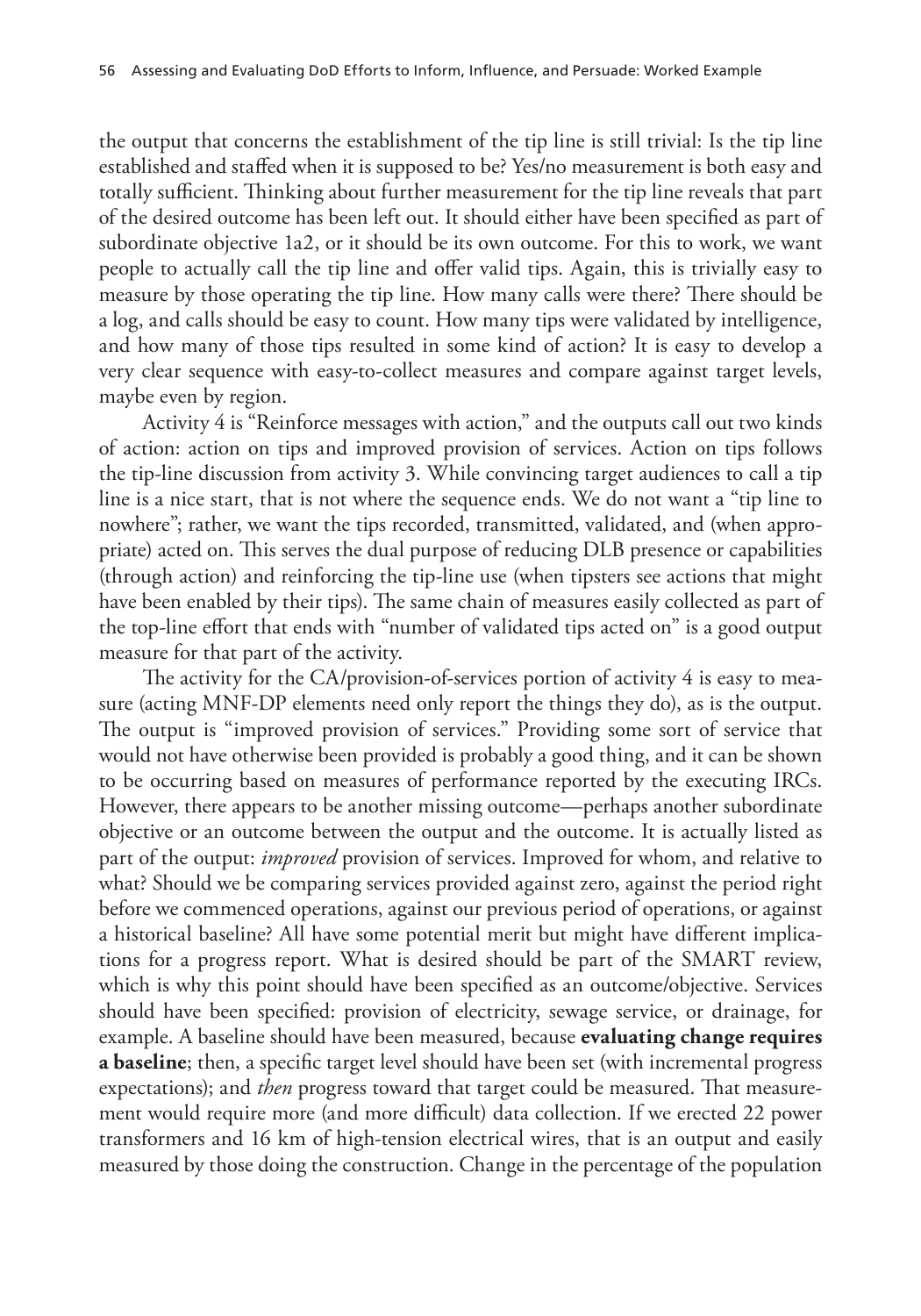the output that concerns the establishment of the tip line is still trivial: Is the tip line established and staffed when it is supposed to be? Yes/no measurement is both easy and totally sufficient. Thinking about further measurement for the tip line reveals that part of the desired outcome has been left out. It should either have been specified as part of subordinate objective 1a2, or it should be its own outcome. For this to work, we want people to actually call the tip line and offer valid tips. Again, this is trivially easy to measure by those operating the tip line. How many calls were there? There should be a log, and calls should be easy to count. How many tips were validated by intelligence, and how many of those tips resulted in some kind of action? It is easy to develop a very clear sequence with easy-to-collect measures and compare against target levels, maybe even by region.

Activity 4 is "Reinforce messages with action," and the outputs call out two kinds of action: action on tips and improved provision of services. Action on tips follows the tip-line discussion from activity 3. While convincing target audiences to call a tip line is a nice start, that is not where the sequence ends. We do not want a "tip line to nowhere"; rather, we want the tips recorded, transmitted, validated, and (when appropriate) acted on. This serves the dual purpose of reducing DLB presence or capabilities (through action) and reinforcing the tip-line use (when tipsters see actions that might have been enabled by their tips). The same chain of measures easily collected as part of the top-line effort that ends with "number of validated tips acted on" is a good output measure for that part of the activity.

The activity for the CA/provision-of-services portion of activity 4 is easy to measure (acting MNF-DP elements need only report the things they do), as is the output. The output is "improved provision of services." Providing some sort of service that would not have otherwise been provided is probably a good thing, and it can be shown to be occurring based on measures of performance reported by the executing IRCs. However, there appears to be another missing outcome—perhaps another subordinate objective or an outcome between the output and the outcome. It is actually listed as part of the output: *improved* provision of services. Improved for whom, and relative to what? Should we be comparing services provided against zero, against the period right before we commenced operations, against our previous period of operations, or against a historical baseline? All have some potential merit but might have different implications for a progress report. What is desired should be part of the SMART review, which is why this point should have been specified as an outcome/objective. Services should have been specified: provision of electricity, sewage service, or drainage, for example. A baseline should have been measured, because **evaluating change requires a baseline**; then, a specific target level should have been set (with incremental progress expectations); and *then* progress toward that target could be measured. That measurement would require more (and more difficult) data collection. If we erected 22 power transformers and 16 km of high-tension electrical wires, that is an output and easily measured by those doing the construction. Change in the percentage of the population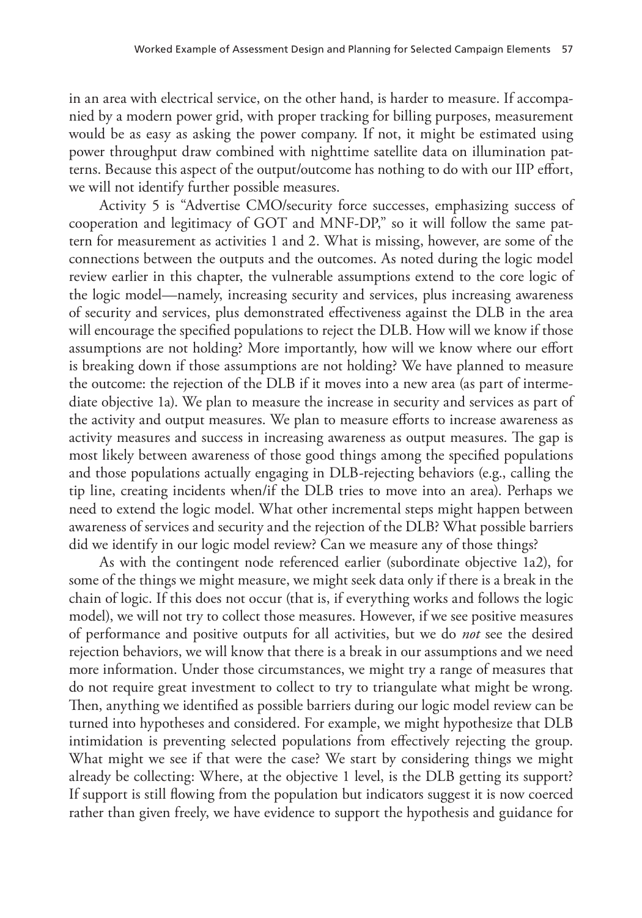in an area with electrical service, on the other hand, is harder to measure. If accompanied by a modern power grid, with proper tracking for billing purposes, measurement would be as easy as asking the power company. If not, it might be estimated using power throughput draw combined with nighttime satellite data on illumination patterns. Because this aspect of the output/outcome has nothing to do with our IIP effort, we will not identify further possible measures.

Activity 5 is "Advertise CMO/security force successes, emphasizing success of cooperation and legitimacy of GOT and MNF-DP," so it will follow the same pattern for measurement as activities 1 and 2. What is missing, however, are some of the connections between the outputs and the outcomes. As noted during the logic model review earlier in this chapter, the vulnerable assumptions extend to the core logic of the logic model—namely, increasing security and services, plus increasing awareness of security and services, plus demonstrated effectiveness against the DLB in the area will encourage the specified populations to reject the DLB. How will we know if those assumptions are not holding? More importantly, how will we know where our effort is breaking down if those assumptions are not holding? We have planned to measure the outcome: the rejection of the DLB if it moves into a new area (as part of intermediate objective 1a). We plan to measure the increase in security and services as part of the activity and output measures. We plan to measure efforts to increase awareness as activity measures and success in increasing awareness as output measures. The gap is most likely between awareness of those good things among the specified populations and those populations actually engaging in DLB-rejecting behaviors (e.g., calling the tip line, creating incidents when/if the DLB tries to move into an area). Perhaps we need to extend the logic model. What other incremental steps might happen between awareness of services and security and the rejection of the DLB? What possible barriers did we identify in our logic model review? Can we measure any of those things?

As with the contingent node referenced earlier (subordinate objective 1a2), for some of the things we might measure, we might seek data only if there is a break in the chain of logic. If this does not occur (that is, if everything works and follows the logic model), we will not try to collect those measures. However, if we see positive measures of performance and positive outputs for all activities, but we do *not* see the desired rejection behaviors, we will know that there is a break in our assumptions and we need more information. Under those circumstances, we might try a range of measures that do not require great investment to collect to try to triangulate what might be wrong. Then, anything we identified as possible barriers during our logic model review can be turned into hypotheses and considered. For example, we might hypothesize that DLB intimidation is preventing selected populations from effectively rejecting the group. What might we see if that were the case? We start by considering things we might already be collecting: Where, at the objective 1 level, is the DLB getting its support? If support is still flowing from the population but indicators suggest it is now coerced rather than given freely, we have evidence to support the hypothesis and guidance for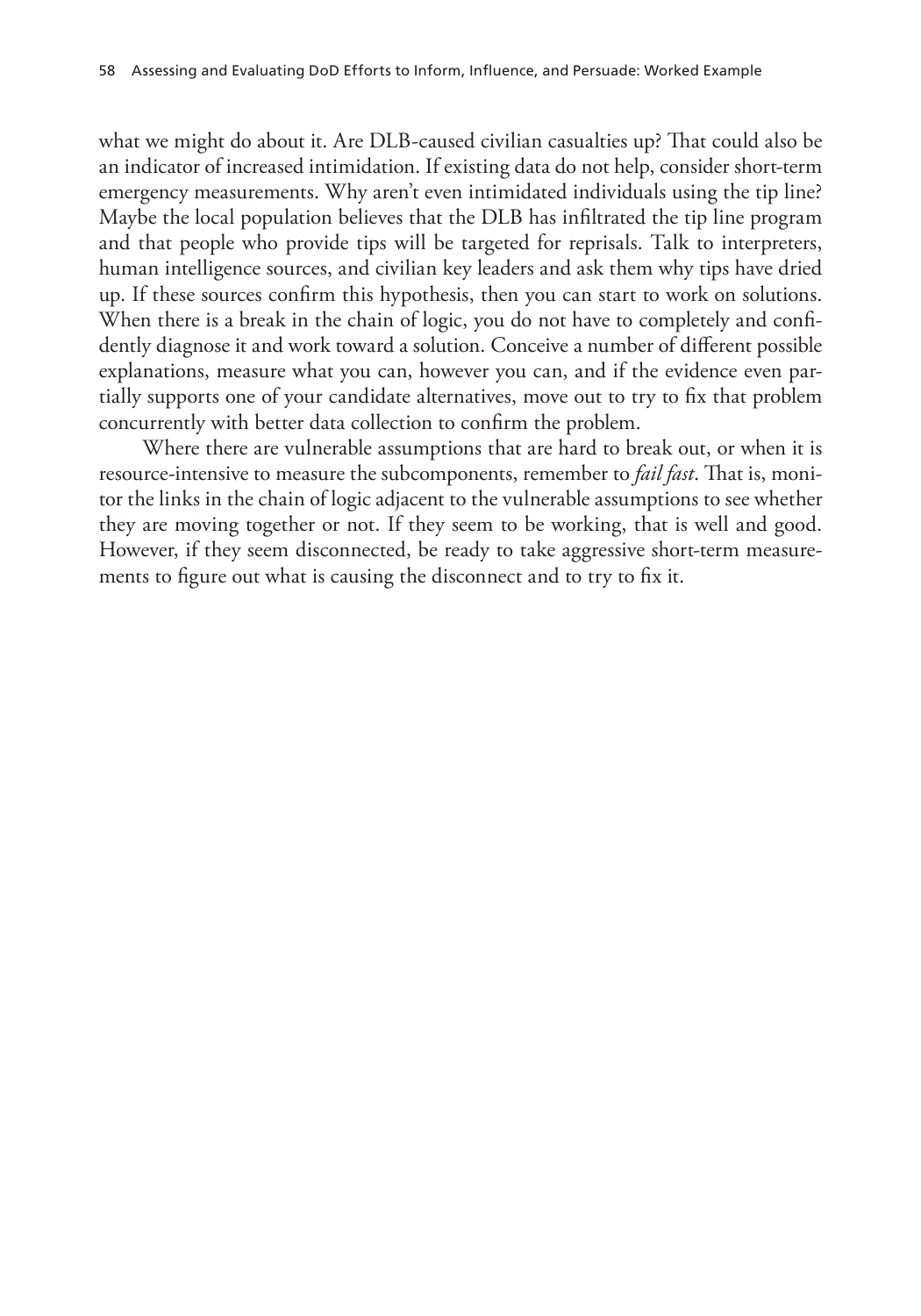what we might do about it. Are DLB-caused civilian casualties up? That could also be an indicator of increased intimidation. If existing data do not help, consider short-term emergency measurements. Why aren't even intimidated individuals using the tip line? Maybe the local population believes that the DLB has infiltrated the tip line program and that people who provide tips will be targeted for reprisals. Talk to interpreters, human intelligence sources, and civilian key leaders and ask them why tips have dried up. If these sources confirm this hypothesis, then you can start to work on solutions. When there is a break in the chain of logic, you do not have to completely and confidently diagnose it and work toward a solution. Conceive a number of different possible explanations, measure what you can, however you can, and if the evidence even partially supports one of your candidate alternatives, move out to try to fix that problem concurrently with better data collection to confirm the problem.

Where there are vulnerable assumptions that are hard to break out, or when it is resource-intensive to measure the subcomponents, remember to *fail fast*. That is, monitor the links in the chain of logic adjacent to the vulnerable assumptions to see whether they are moving together or not. If they seem to be working, that is well and good. However, if they seem disconnected, be ready to take aggressive short-term measurements to figure out what is causing the disconnect and to try to fix it.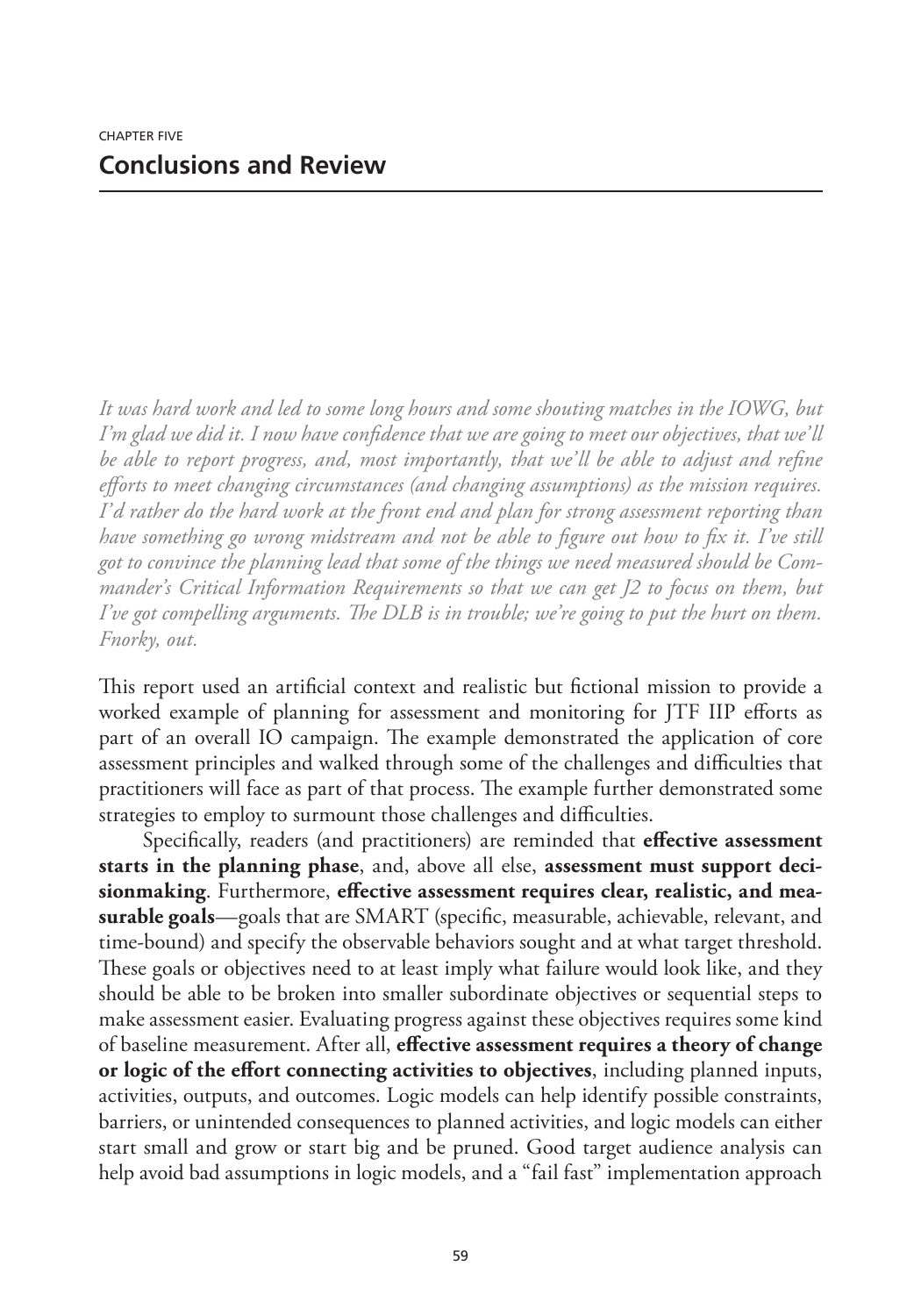CHAPTER FIVE

# Conclusions and Review

*It was hard work and led to some long hours and some shouting matches in the IOWG, but I'm glad we did it. I now have confidence that we are going to meet our objectives, that we'll be able to report progress, and, most importantly, that we'll be able to adjust and refine efforts to meet changing circumstances (and changing assumptions) as the mission requires. I'd rather do the hard work at the front end and plan for strong assessment reporting than have something go wrong midstream and not be able to figure out how to fix it. I've still got to convince the planning lead that some of the things we need measured should be Commander's Critical Information Requirements so that we can get J2 to focus on them, but I've got compelling arguments. The DLB is in trouble; we're going to put the hurt on them. Fnorky, out.*

This report used an artificial context and realistic but fictional mission to provide a worked example of planning for assessment and monitoring for JTF IIP efforts as part of an overall IO campaign. The example demonstrated the application of core assessment principles and walked through some of the challenges and difficulties that practitioners will face as part of that process. The example further demonstrated some strategies to employ to surmount those challenges and difficulties.

Specifically, readers (and practitioners) are reminded that **effective assessment starts in the planning phase**, and, above all else, **assessment must support decisionmaking**. Furthermore, **effective assessment requires clear, realistic, and measurable goals**—goals that are SMART (specific, measurable, achievable, relevant, and time-bound) and specify the observable behaviors sought and at what target threshold. These goals or objectives need to at least imply what failure would look like, and they should be able to be broken into smaller subordinate objectives or sequential steps to make assessment easier. Evaluating progress against these objectives requires some kind of baseline measurement. After all, **effective assessment requires a theory of change or logic of the effort connecting activities to objectives**, including planned inputs, activities, outputs, and outcomes. Logic models can help identify possible constraints, barriers, or unintended consequences to planned activities, and logic models can either start small and grow or start big and be pruned. Good target audience analysis can help avoid bad assumptions in logic models, and a "fail fast" implementation approach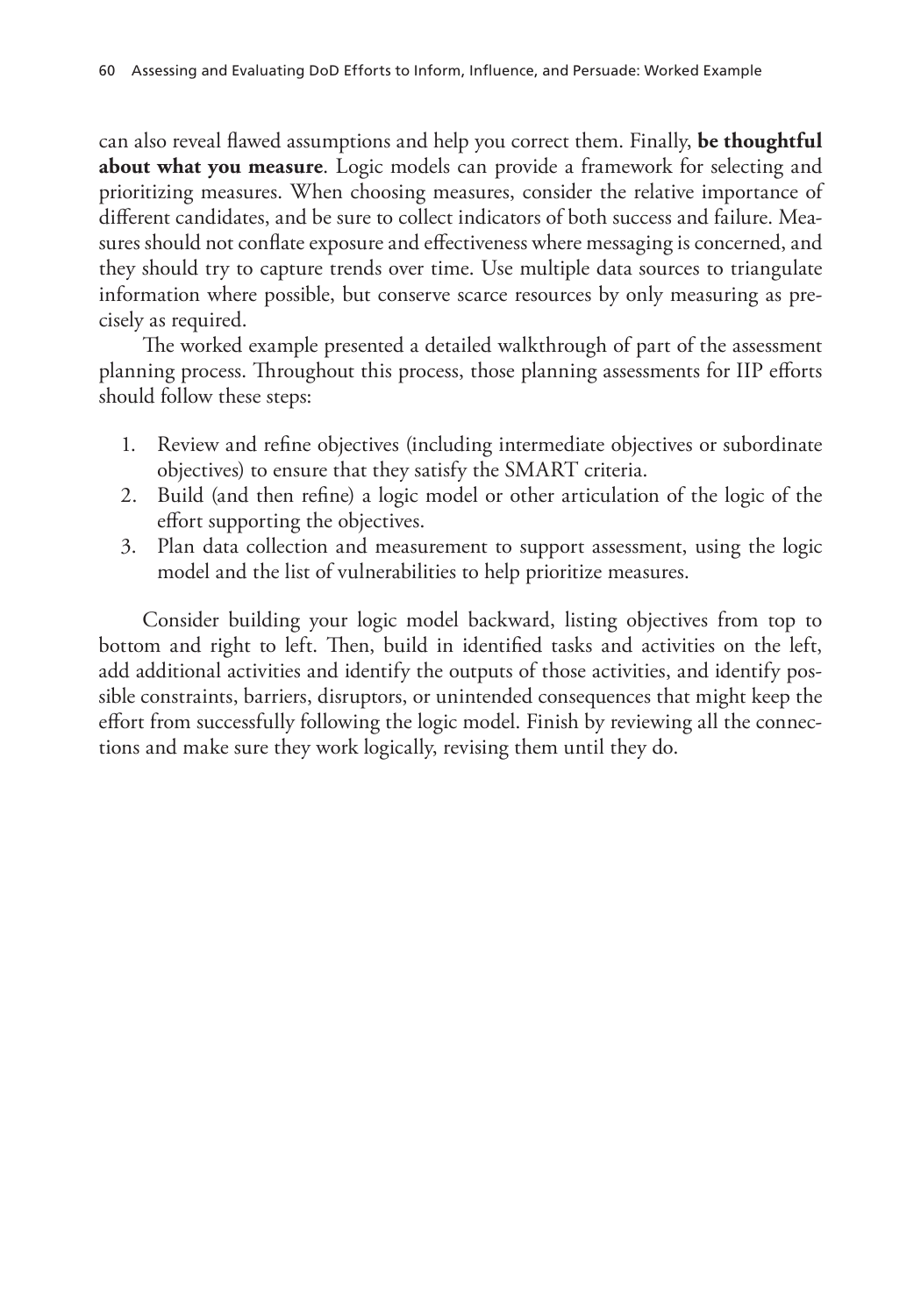can also reveal flawed assumptions and help you correct them. Finally, **be thoughtful about what you measure**. Logic models can provide a framework for selecting and prioritizing measures. When choosing measures, consider the relative importance of different candidates, and be sure to collect indicators of both success and failure. Measures should not conflate exposure and effectiveness where messaging is concerned, and they should try to capture trends over time. Use multiple data sources to triangulate information where possible, but conserve scarce resources by only measuring as precisely as required.

The worked example presented a detailed walkthrough of part of the assessment planning process. Throughout this process, those planning assessments for IIP efforts should follow these steps:

1. Review and refine objectives (including intermediate objectives or subordinate objectives) to ensure that they satisfy the SMART criteria.
2. Build (and then refine) a logic model or other articulation of the logic of the effort supporting the objectives.
3. Plan data collection and measurement to support assessment, using the logic model and the list of vulnerabilities to help prioritize measures.

Consider building your logic model backward, listing objectives from top to bottom and right to left. Then, build in identified tasks and activities on the left, add additional activities and identify the outputs of those activities, and identify possible constraints, barriers, disruptors, or unintended consequences that might keep the effort from successfully following the logic model. Finish by reviewing all the connections and make sure they work logically, revising them until they do.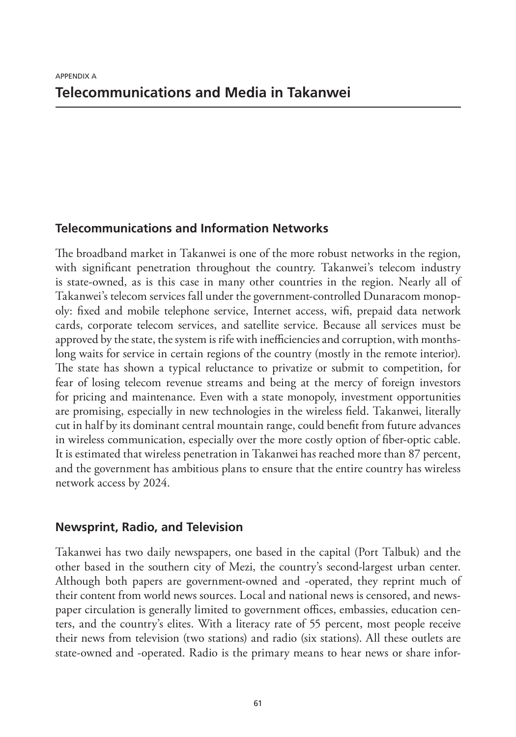APPENDIX A

# Telecommunications and Media in Takanwei

## Telecommunications and Information Networks

The broadband market in Takanwei is one of the more robust networks in the region, with significant penetration throughout the country. Takanwei's telecom industry is state-owned, as is this case in many other countries in the region. Nearly all of Takanwei's telecom services fall under the government-controlled Dunaracom monopoly: fixed and mobile telephone service, Internet access, wifi, prepaid data network cards, corporate telecom services, and satellite service. Because all services must be approved by the state, the system is rife with inefficiencies and corruption, with months-long waits for service in certain regions of the country (mostly in the remote interior). The state has shown a typical reluctance to privatize or submit to competition, for fear of losing telecom revenue streams and being at the mercy of foreign investors for pricing and maintenance. Even with a state monopoly, investment opportunities are promising, especially in new technologies in the wireless field. Takanwei, literally cut in half by its dominant central mountain range, could benefit from future advances in wireless communication, especially over the more costly option of fiber-optic cable. It is estimated that wireless penetration in Takanwei has reached more than 87 percent, and the government has ambitious plans to ensure that the entire country has wireless network access by 2024.

## Newsprint, Radio, and Television

Takanwei has two daily newspapers, one based in the capital (Port Talbuk) and the other based in the southern city of Mezi, the country's second-largest urban center. Although both papers are government-owned and -operated, they reprint much of their content from world news sources. Local and national news is censored, and newspaper circulation is generally limited to government offices, embassies, education centers, and the country's elites. With a literacy rate of 55 percent, most people receive their news from television (two stations) and radio (six stations). All these outlets are state-owned and -operated. Radio is the primary means to hear news or share infor-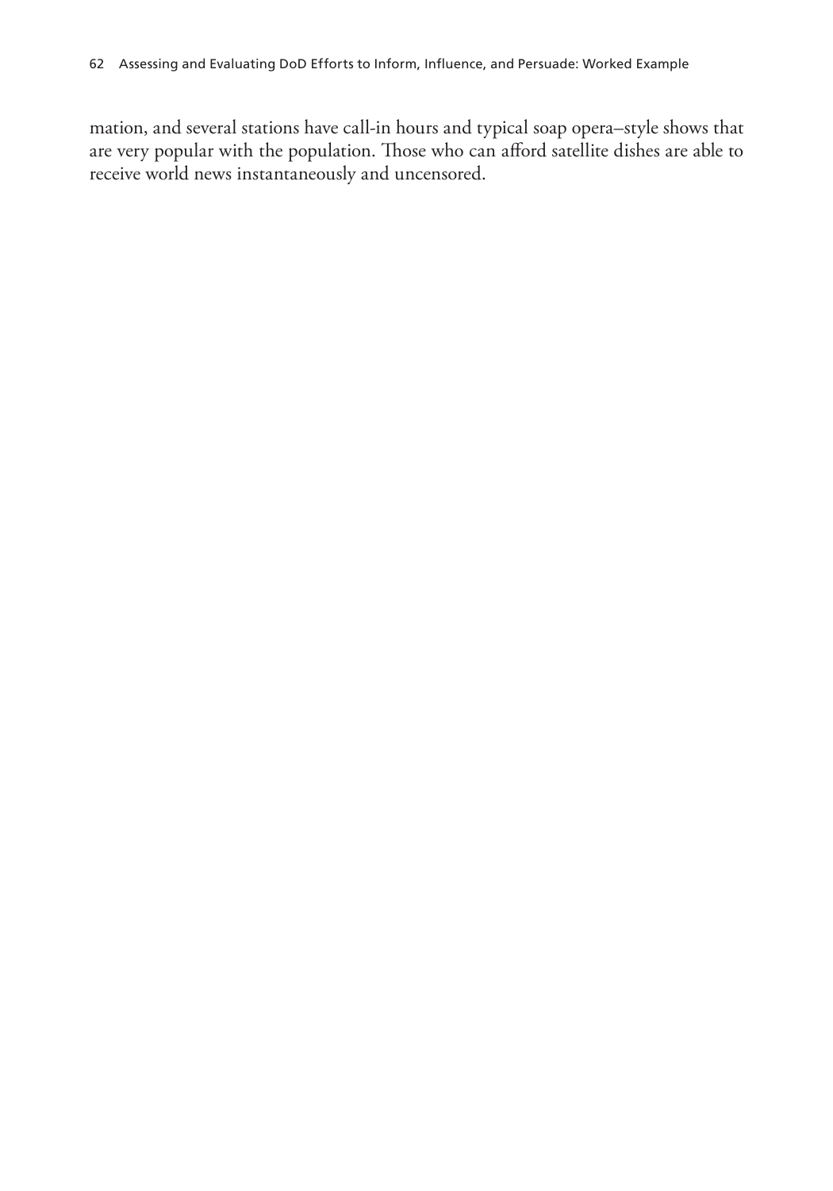mation, and several stations have call-in hours and typical soap opera–style shows that are very popular with the population. Those who can afford satellite dishes are able to receive world news instantaneously and uncensored.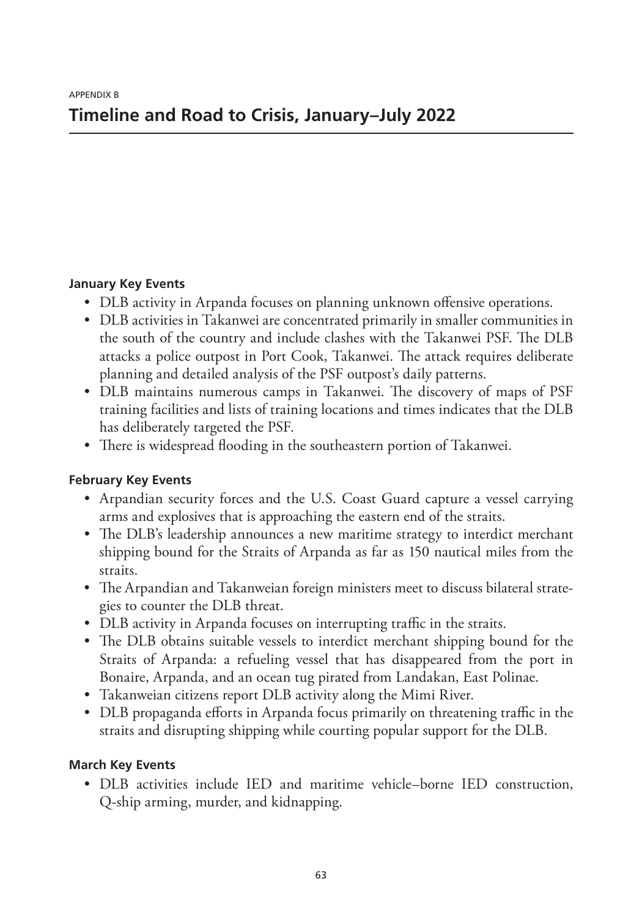APPENDIX B

# Timeline and Road to Crisis, January–July 2022

### January Key Events

- DLB activity in Arpanda focuses on planning unknown offensive operations.
- DLB activities in Takanwei are concentrated primarily in smaller communities in the south of the country and include clashes with the Takanwei PSF. The DLB attacks a police outpost in Port Cook, Takanwei. The attack requires deliberate planning and detailed analysis of the PSF outpost's daily patterns.
- DLB maintains numerous camps in Takanwei. The discovery of maps of PSF training facilities and lists of training locations and times indicates that the DLB has deliberately targeted the PSF.
- There is widespread flooding in the southeastern portion of Takanwei.

### February Key Events

- Arpandian security forces and the U.S. Coast Guard capture a vessel carrying arms and explosives that is approaching the eastern end of the straits.
- The DLB's leadership announces a new maritime strategy to interdict merchant shipping bound for the Straits of Arpanda as far as 150 nautical miles from the straits.
- The Arpandian and Takanweian foreign ministers meet to discuss bilateral strategies to counter the DLB threat.
- DLB activity in Arpanda focuses on interrupting traffic in the straits.
- The DLB obtains suitable vessels to interdict merchant shipping bound for the Straits of Arpanda: a refueling vessel that has disappeared from the port in Bonaire, Arpanda, and an ocean tug pirated from Landakan, East Polinae.
- Takanweian citizens report DLB activity along the Mimi River.
- DLB propaganda efforts in Arpanda focus primarily on threatening traffic in the straits and disrupting shipping while courting popular support for the DLB.

### March Key Events

- DLB activities include IED and maritime vehicle–borne IED construction, Q-ship arming, murder, and kidnapping.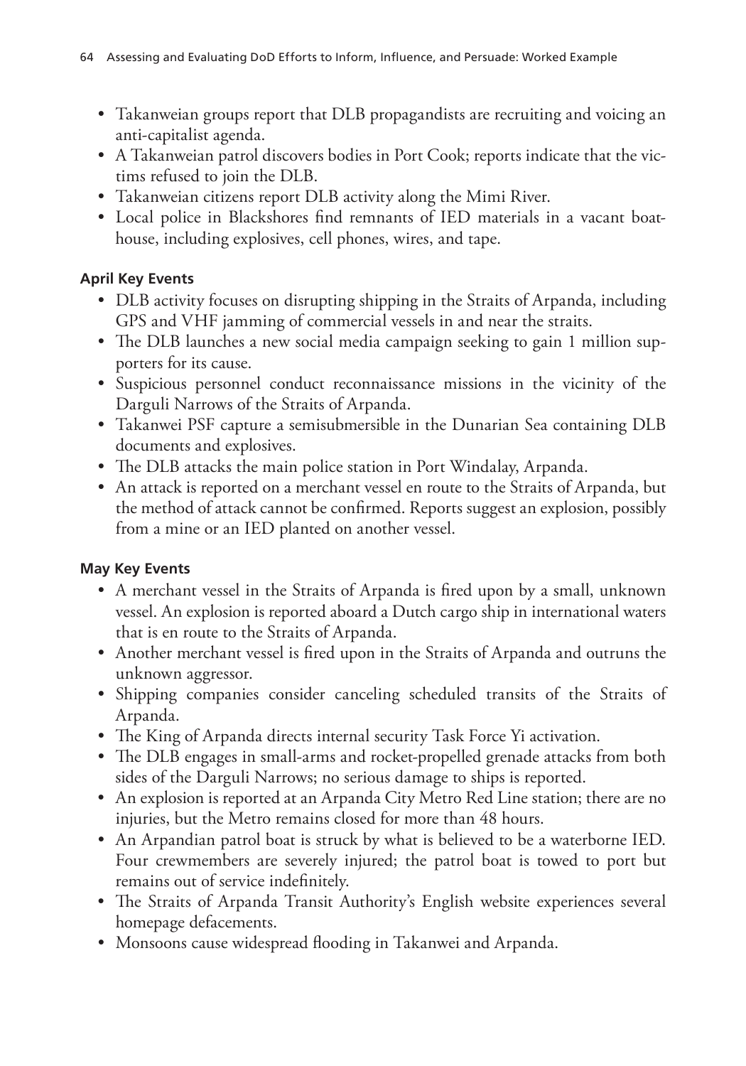- Takanweian groups report that DLB propagandists are recruiting and voicing an anti-capitalist agenda.
- A Takanweian patrol discovers bodies in Port Cook; reports indicate that the victims refused to join the DLB.
- Takanweian citizens report DLB activity along the Mimi River.
- Local police in Blackshores find remnants of IED materials in a vacant boathouse, including explosives, cell phones, wires, and tape.

**April Key Events**

- DLB activity focuses on disrupting shipping in the Straits of Arpanda, including GPS and VHF jamming of commercial vessels in and near the straits.
- The DLB launches a new social media campaign seeking to gain 1 million supporters for its cause.
- Suspicious personnel conduct reconnaissance missions in the vicinity of the Darguli Narrows of the Straits of Arpanda.
- Takanwei PSF capture a semisubmersible in the Dunarian Sea containing DLB documents and explosives.
- The DLB attacks the main police station in Port Windalay, Arpanda.
- An attack is reported on a merchant vessel en route to the Straits of Arpanda, but the method of attack cannot be confirmed. Reports suggest an explosion, possibly from a mine or an IED planted on another vessel.

**May Key Events**

- A merchant vessel in the Straits of Arpanda is fired upon by a small, unknown vessel. An explosion is reported aboard a Dutch cargo ship in international waters that is en route to the Straits of Arpanda.
- Another merchant vessel is fired upon in the Straits of Arpanda and outruns the unknown aggressor.
- Shipping companies consider canceling scheduled transits of the Straits of Arpanda.
- The King of Arpanda directs internal security Task Force Yi activation.
- The DLB engages in small-arms and rocket-propelled grenade attacks from both sides of the Darguli Narrows; no serious damage to ships is reported.
- An explosion is reported at an Arpanda City Metro Red Line station; there are no injuries, but the Metro remains closed for more than 48 hours.
- An Arpandian patrol boat is struck by what is believed to be a waterborne IED. Four crewmembers are severely injured; the patrol boat is towed to port but remains out of service indefinitely.
- The Straits of Arpanda Transit Authority's English website experiences several homepage defacements.
- Monsoons cause widespread flooding in Takanwei and Arpanda.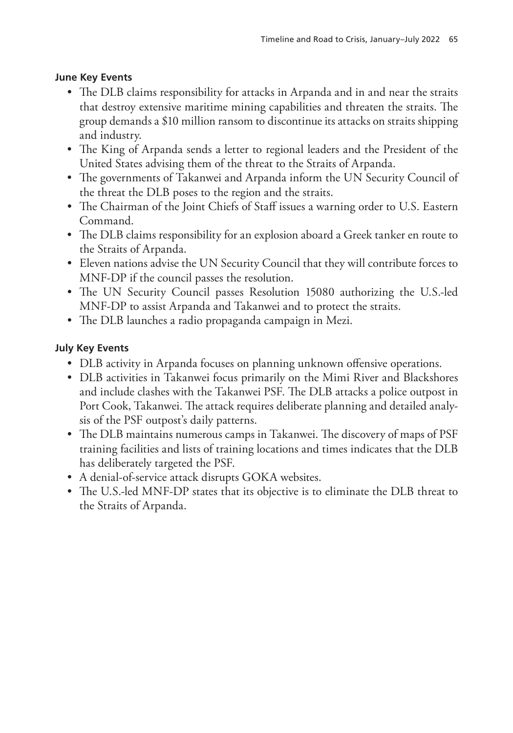**June Key Events**

- The DLB claims responsibility for attacks in Arpanda and in and near the straits that destroy extensive maritime mining capabilities and threaten the straits. The group demands a $10 million ransom to discontinue its attacks on straits shipping and industry.
- The King of Arpanda sends a letter to regional leaders and the President of the United States advising them of the threat to the Straits of Arpanda.
- The governments of Takanwei and Arpanda inform the UN Security Council of the threat the DLB poses to the region and the straits.
- The Chairman of the Joint Chiefs of Staff issues a warning order to U.S. Eastern Command.
- The DLB claims responsibility for an explosion aboard a Greek tanker en route to the Straits of Arpanda.
- Eleven nations advise the UN Security Council that they will contribute forces to MNF-DP if the council passes the resolution.
- The UN Security Council passes Resolution 15080 authorizing the U.S.-led MNF-DP to assist Arpanda and Takanwei and to protect the straits.
- The DLB launches a radio propaganda campaign in Mezi.

**July Key Events**

- DLB activity in Arpanda focuses on planning unknown offensive operations.
- DLB activities in Takanwei focus primarily on the Mimi River and Blackshores and include clashes with the Takanwei PSF. The DLB attacks a police outpost in Port Cook, Takanwei. The attack requires deliberate planning and detailed analysis of the PSF outpost's daily patterns.
- The DLB maintains numerous camps in Takanwei. The discovery of maps of PSF training facilities and lists of training locations and times indicates that the DLB has deliberately targeted the PSF.
- A denial-of-service attack disrupts GOKA websites.
- The U.S.-led MNF-DP states that its objective is to eliminate the DLB threat to the Straits of Arpanda.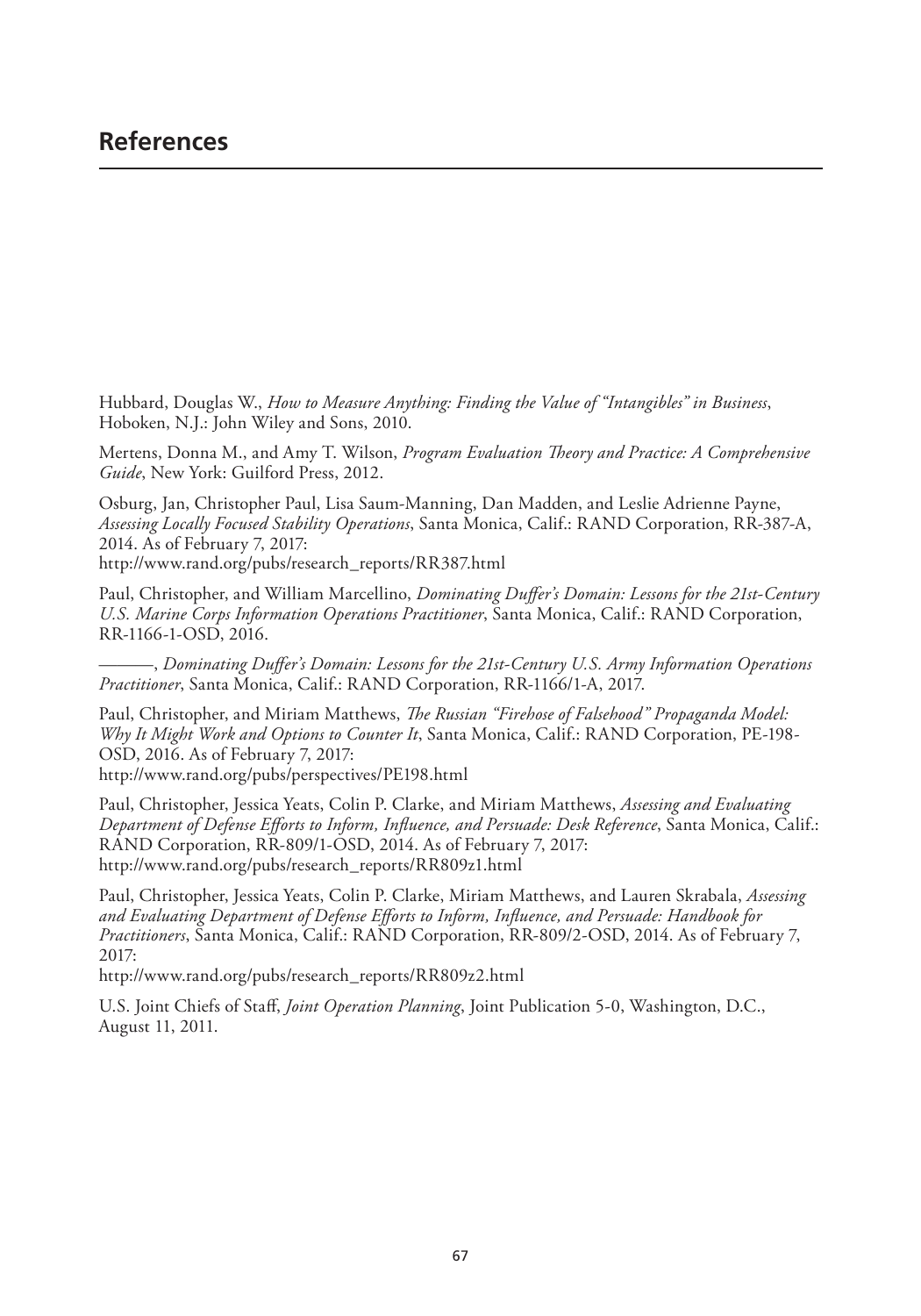# References

Hubbard, Douglas W., *How to Measure Anything: Finding the Value of "Intangibles" in Business*, Hoboken, N.J.: John Wiley and Sons, 2010.

Mertens, Donna M., and Amy T. Wilson, *Program Evaluation Theory and Practice: A Comprehensive Guide*, New York: Guilford Press, 2012.

Osburg, Jan, Christopher Paul, Lisa Saum-Manning, Dan Madden, and Leslie Adrienne Payne, *Assessing Locally Focused Stability Operations*, Santa Monica, Calif.: RAND Corporation, RR-387-A, 2014. As of February 7, 2017:
http://www.rand.org/pubs/research_reports/RR387.html

Paul, Christopher, and William Marcellino, *Dominating Duffer's Domain: Lessons for the 21st-Century U.S. Marine Corps Information Operations Practitioner*, Santa Monica, Calif.: RAND Corporation, RR-1166-1-OSD, 2016.

———, *Dominating Duffer's Domain: Lessons for the 21st-Century U.S. Army Information Operations Practitioner*, Santa Monica, Calif.: RAND Corporation, RR-1166/1-A, 2017.

Paul, Christopher, and Miriam Matthews, *The Russian "Firehose of Falsehood" Propaganda Model: Why It Might Work and Options to Counter It*, Santa Monica, Calif.: RAND Corporation, PE-198-OSD, 2016. As of February 7, 2017:
http://www.rand.org/pubs/perspectives/PE198.html

Paul, Christopher, Jessica Yeats, Colin P. Clarke, and Miriam Matthews, *Assessing and Evaluating Department of Defense Efforts to Inform, Influence, and Persuade: Desk Reference*, Santa Monica, Calif.: RAND Corporation, RR-809/1-OSD, 2014. As of February 7, 2017:
http://www.rand.org/pubs/research_reports/RR809z1.html

Paul, Christopher, Jessica Yeats, Colin P. Clarke, Miriam Matthews, and Lauren Skrabala, *Assessing and Evaluating Department of Defense Efforts to Inform, Influence, and Persuade: Handbook for Practitioners*, Santa Monica, Calif.: RAND Corporation, RR-809/2-OSD, 2014. As of February 7, 2017:
http://www.rand.org/pubs/research_reports/RR809z2.html

U.S. Joint Chiefs of Staff, *Joint Operation Planning*, Joint Publication 5-0, Washington, D.C., August 11, 2011.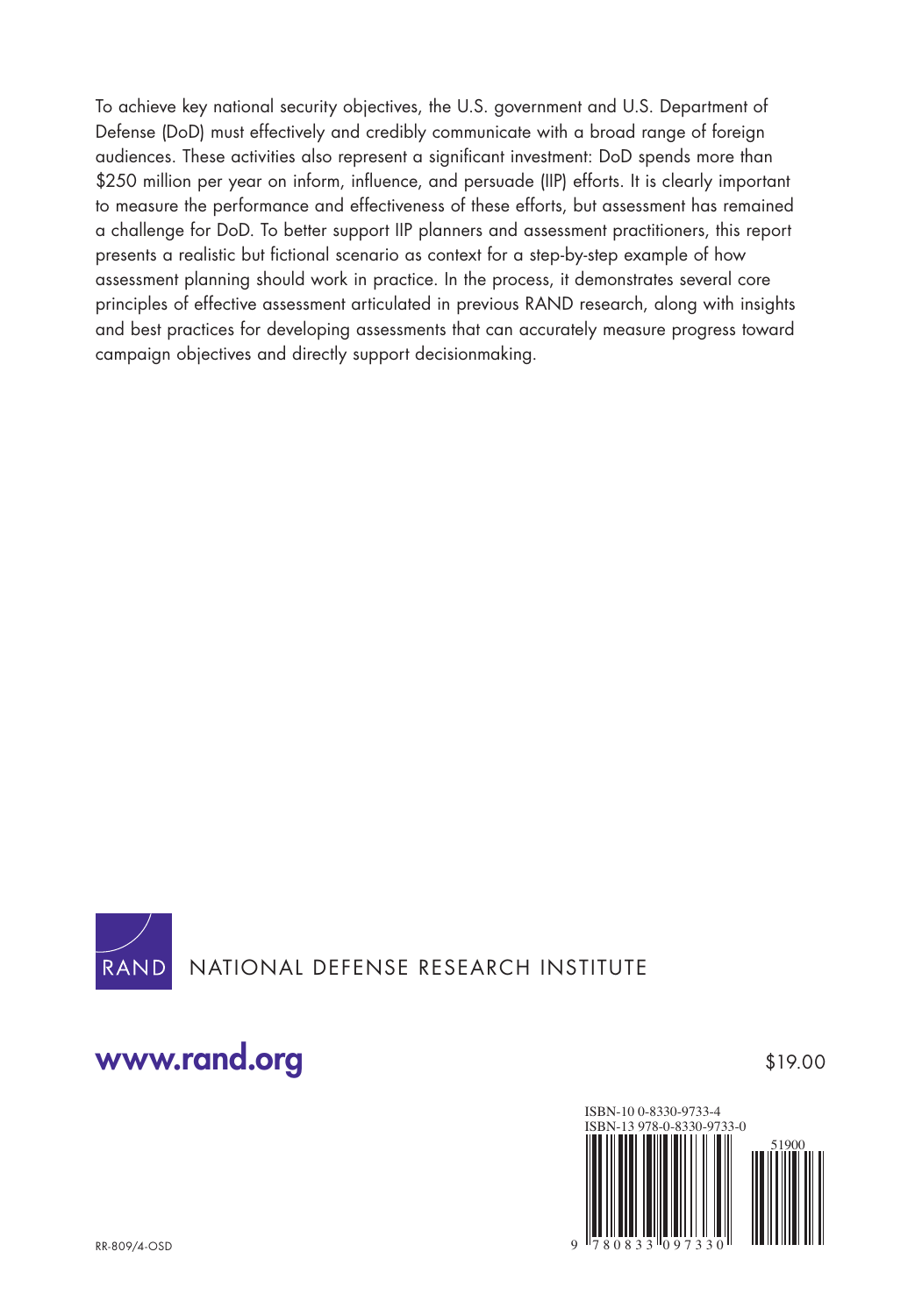To achieve key national security objectives, the U.S. government and U.S. Department of Defense (DoD) must effectively and credibly communicate with a broad range of foreign audiences. These activities also represent a significant investment: DoD spends more than $250 million per year on inform, influence, and persuade (IIP) efforts. It is clearly important to measure the performance and effectiveness of these efforts, but assessment has remained a challenge for DoD. To better support IIP planners and assessment practitioners, this report presents a realistic but fictional scenario as context for a step-by-step example of how assessment planning should work in practice. In the process, it demonstrates several core principles of effective assessment articulated in previous RAND research, along with insights and best practices for developing assessments that can accurately measure progress toward campaign objectives and directly support decisionmaking.

RAND NATIONAL DEFENSE RESEARCH INSTITUTE

www.rand.org

$19.00

ISBN-10 0-8330-9733-4
ISBN-13 978-0-8330-9733-0

51900

9 780833 097330

RR-809/4-OSD